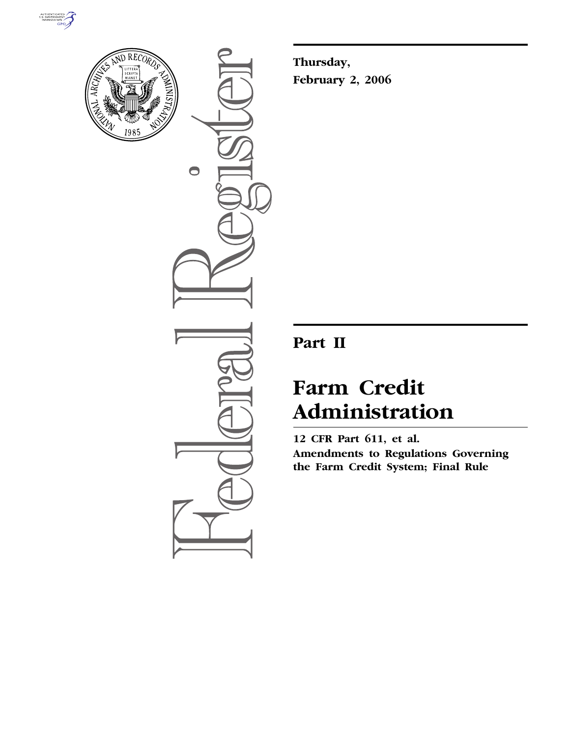Thursday,

February 2, 2006

# Part II

# Farm Credit Administration

**12 CFR Part 611, et al.**

**Amendments to Regulations Governing the Farm Credit System; Final Rule**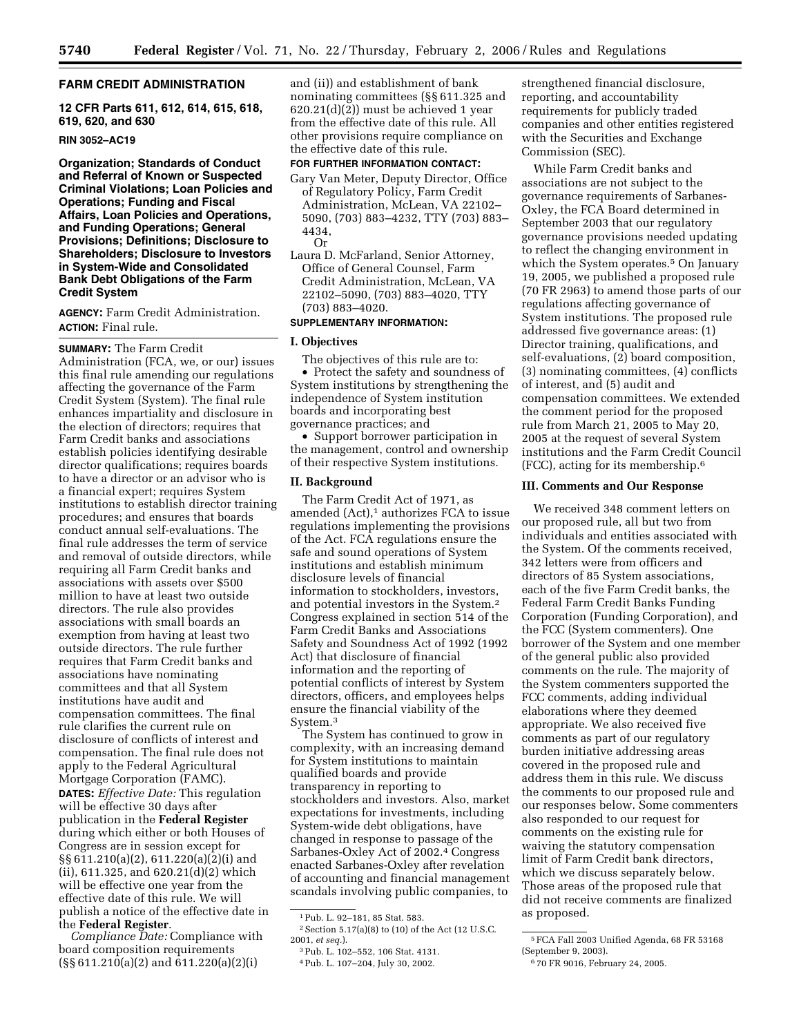## FARM CREDIT ADMINISTRATION

### 12 CFR Parts 611, 612, 614, 615, 618, 619, 620, and 630

### RIN 3052–AC19

### Organization; Standards of Conduct and Referral of Known or Suspected Criminal Violations; Loan Policies and Operations; Funding and Fiscal Affairs, Loan Policies and Operations, and Funding Operations; General Provisions; Definitions; Disclosure to Shareholders; Disclosure to Investors in System-Wide and Consolidated Bank Debt Obligations of the Farm Credit System

**AGENCY:** Farm Credit Administration.

**ACTION:** Final rule.

**SUMMARY:** The Farm Credit Administration (FCA, we, or our) issues this final rule amending our regulations affecting the governance of the Farm Credit System (System). The final rule enhances impartiality and disclosure in the election of directors; requires that Farm Credit banks and associations establish policies identifying desirable director qualifications; requires boards to have a director or an advisor who is a financial expert; requires System institutions to establish director training procedures; and ensures that boards conduct annual self-evaluations. The final rule addresses the term of service and removal of outside directors, while requiring all Farm Credit banks and associations with assets over $500 million to have at least two outside directors. The rule also provides associations with small boards an exemption from having at least two outside directors. The rule further requires that Farm Credit banks and associations have nominating committees and that all System institutions have audit and compensation committees. The final rule clarifies the current rule on disclosure of conflicts of interest and compensation. The final rule does not apply to the Federal Agricultural Mortgage Corporation (FAMC).

**DATES:** *Effective Date:* This regulation will be effective 30 days after publication in the **Federal Register** during which either or both Houses of Congress are in session except for §§ 611.210(a)(2), 611.220(a)(2)(i) and (ii), 611.325, and 620.21(d)(2) which will be effective one year from the effective date of this rule. We will publish a notice of the effective date in the **Federal Register**.

*Compliance Date:* Compliance with board composition requirements (§§ 611.210(a)(2) and 611.220(a)(2)(i) and (ii)) and establishment of bank nominating committees (§§ 611.325 and 620.21(d)(2)) must be achieved 1 year from the effective date of this rule. All other provisions require compliance on the effective date of this rule.

**FOR FURTHER INFORMATION CONTACT:**

Gary Van Meter, Deputy Director, Office of Regulatory Policy, Farm Credit Administration, McLean, VA 22102–5090, (703) 883–4232, TTY (703) 883–4434,

Or

Laura D. McFarland, Senior Attorney, Office of General Counsel, Farm Credit Administration, McLean, VA 22102–5090, (703) 883–4020, TTY (703) 883–4020.

**SUPPLEMENTARY INFORMATION:**

## I. Objectives

The objectives of this rule are to:

- Protect the safety and soundness of System institutions by strengthening the independence of System institution boards and incorporating best governance practices; and
- Support borrower participation in the management, control and ownership of their respective System institutions.

## II. Background

The Farm Credit Act of 1971, as amended (Act),[1] authorizes FCA to issue regulations implementing the provisions of the Act. FCA regulations ensure the safe and sound operations of System institutions and establish minimum disclosure levels of financial information to stockholders, investors, and potential investors in the System.[2] Congress explained in section 514 of the Farm Credit Banks and Associations Safety and Soundness Act of 1992 (1992 Act) that disclosure of financial information and the reporting of potential conflicts of interest by System directors, officers, and employees helps ensure the financial viability of the System.[3]

The System has continued to grow in complexity, with an increasing demand for System institutions to maintain qualified boards and provide transparency in reporting to stockholders and investors. Also, market expectations for investments, including System-wide debt obligations, have changed in response to passage of the Sarbanes-Oxley Act of 2002.[4] Congress enacted Sarbanes-Oxley after revelation of accounting and financial management scandals involving public companies, to strengthened financial disclosure, reporting, and accountability requirements for publicly traded companies and other entities registered with the Securities and Exchange Commission (SEC).

While Farm Credit banks and associations are not subject to the governance requirements of Sarbanes-Oxley, the FCA Board determined in September 2003 that our regulatory governance provisions needed updating to reflect the changing environment in which the System operates.[5] On January 19, 2005, we published a proposed rule (70 FR 2963) to amend those parts of our regulations affecting governance of System institutions. The proposed rule addressed five governance areas: (1) Director training, qualifications, and self-evaluations, (2) board composition, (3) nominating committees, (4) conflicts of interest, and (5) audit and compensation committees. We extended the comment period for the proposed rule from March 21, 2005 to May 20, 2005 at the request of several System institutions and the Farm Credit Council (FCC), acting for its membership.[6]

## III. Comments and Our Response

We received 348 comment letters on our proposed rule, all but two from individuals and entities associated with the System. Of the comments received, 342 letters were from officers and directors of 85 System associations, each of the five Farm Credit banks, the Federal Farm Credit Banks Funding Corporation (Funding Corporation), and the FCC (System commenters). One borrower of the System and one member of the general public also provided comments on the rule. The majority of the System commenters supported the FCC comments, adding individual elaborations where they deemed appropriate. We also received five comments as part of our regulatory burden initiative addressing areas covered in the proposed rule and address them in this rule. We discuss the comments to our proposed rule and our responses below. Some commenters also responded to our request for comments on the existing rule for waiving the statutory compensation limit of Farm Credit bank directors, which we discuss separately below. Those areas of the proposed rule that did not receive comments are finalized as proposed.

---

[1] Pub. L. 92–181, 85 Stat. 583.

[2] Section 5.17(a)(8) to (10) of the Act (12 U.S.C. 2001, *et seq.*).

[3] Pub. L. 102–552, 106 Stat. 4131.

[4] Pub. L. 107–204, July 30, 2002.

[5] FCA Fall 2003 Unified Agenda, 68 FR 53168 (September 9, 2003).

[6] 70 FR 9016, February 24, 2005.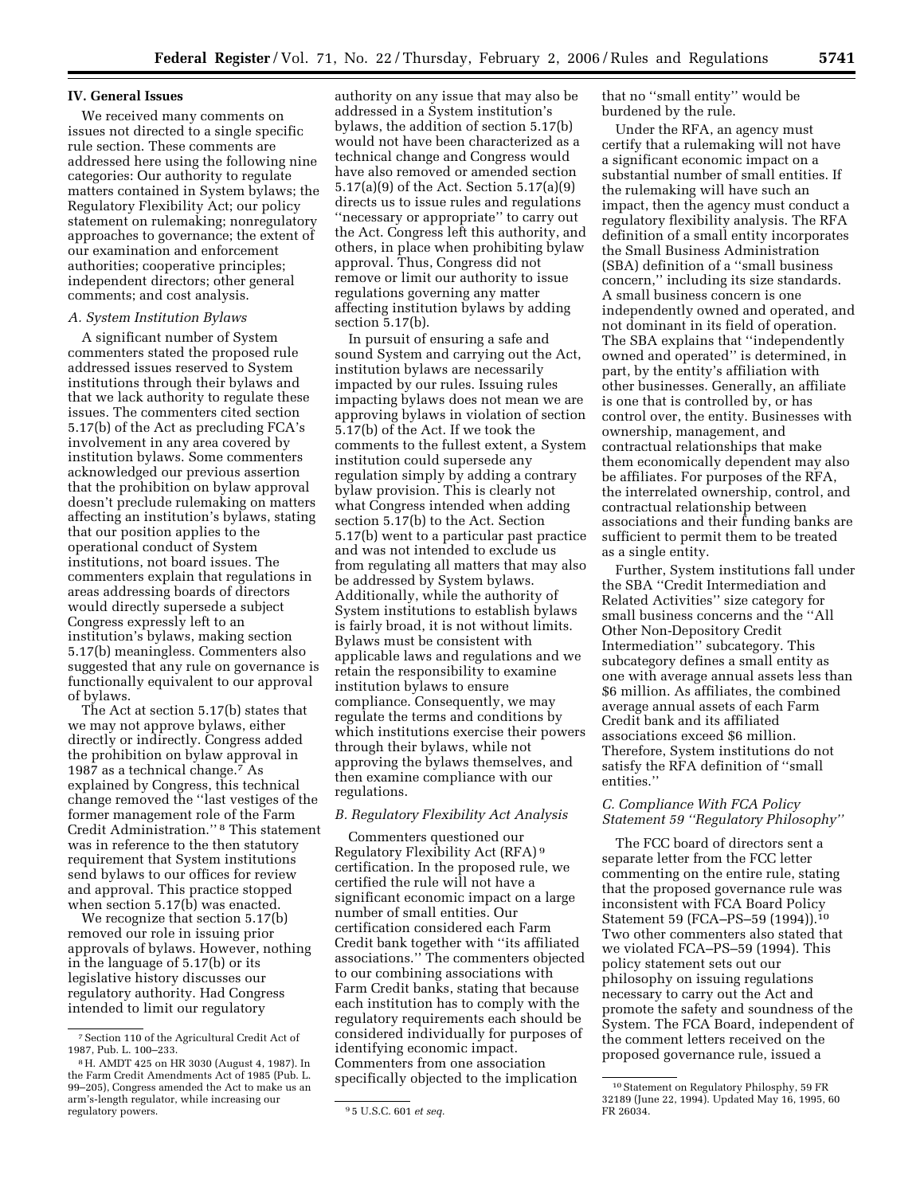## IV. General Issues

We received many comments on issues not directed to a single specific rule section. These comments are addressed here using the following nine categories: Our authority to regulate matters contained in System bylaws; the Regulatory Flexibility Act; our policy statement on rulemaking; nonregulatory approaches to governance; the extent of our examination and enforcement authorities; cooperative principles; independent directors; other general comments; and cost analysis.

### *A. System Institution Bylaws*

A significant number of System commenters stated the proposed rule addressed issues reserved to System institutions through their bylaws and that we lack authority to regulate these issues. The commenters cited section 5.17(b) of the Act as precluding FCA's involvement in any area covered by institution bylaws. Some commenters acknowledged our previous assertion that the prohibition on bylaw approval doesn't preclude rulemaking on matters affecting an institution's bylaws, stating that our position applies to the operational conduct of System institutions, not board issues. The commenters explain that regulations in areas addressing boards of directors would directly supersede a subject Congress expressly left to an institution's bylaws, making section 5.17(b) meaningless. Commenters also suggested that any rule on governance is functionally equivalent to our approval of bylaws.

The Act at section 5.17(b) states that we may not approve bylaws, either directly or indirectly. Congress added the prohibition on bylaw approval in 1987 as a technical change.[7] As explained by Congress, this technical change removed the ''last vestiges of the former management role of the Farm Credit Administration.''[8] This statement was in reference to the then statutory requirement that System institutions send bylaws to our offices for review and approval. This practice stopped when section 5.17(b) was enacted.

We recognize that section 5.17(b) removed our role in issuing prior approvals of bylaws. However, nothing in the language of 5.17(b) or its legislative history discusses our regulatory authority. Had Congress intended to limit our regulatory authority on any issue that may also be addressed in a System institution's bylaws, the addition of section 5.17(b) would not have been characterized as a technical change and Congress would have also removed or amended section 5.17(a)(9) of the Act. Section 5.17(a)(9) directs us to issue rules and regulations ''necessary or appropriate'' to carry out the Act. Congress left this authority, and others, in place when prohibiting bylaw approval. Thus, Congress did not remove or limit our authority to issue regulations governing any matter affecting institution bylaws by adding section 5.17(b).

In pursuit of ensuring a safe and sound System and carrying out the Act, institution bylaws are necessarily impacted by our rules. Issuing rules impacting bylaws does not mean we are approving bylaws in violation of section 5.17(b) of the Act. If we took the comments to the fullest extent, a System institution could supersede any regulation simply by adding a contrary bylaw provision. This is clearly not what Congress intended when adding section 5.17(b) to the Act. Section 5.17(b) went to a particular past practice and was not intended to exclude us from regulating all matters that may also be addressed by System bylaws. Additionally, while the authority of System institutions to establish bylaws is fairly broad, it is not without limits. Bylaws must be consistent with applicable laws and regulations and we retain the responsibility to examine institution bylaws to ensure compliance. Consequently, we may regulate the terms and conditions by which institutions exercise their powers through their bylaws, while not approving the bylaws themselves, and then examine compliance with our regulations.

### *B. Regulatory Flexibility Act Analysis*

Commenters questioned our Regulatory Flexibility Act (RFA)[9] certification. In the proposed rule, we certified the rule will not have a significant economic impact on a large number of small entities. Our certification considered each Farm Credit bank together with ''its affiliated associations.'' The commenters objected to our combining associations with Farm Credit banks, stating that because each institution has to comply with the regulatory requirements each should be considered individually for purposes of identifying economic impact. Commenters from one association specifically objected to the implication that no ''small entity'' would be burdened by the rule.

Under the RFA, an agency must certify that a rulemaking will not have a significant economic impact on a substantial number of small entities. If the rulemaking will have such an impact, then the agency must conduct a regulatory flexibility analysis. The RFA definition of a small entity incorporates the Small Business Administration (SBA) definition of a ''small business concern,'' including its size standards. A small business concern is one independently owned and operated, and not dominant in its field of operation. The SBA explains that ''independently owned and operated'' is determined, in part, by the entity's affiliation with other businesses. Generally, an affiliate is one that is controlled by, or has control over, the entity. Businesses with ownership, management, and contractual relationships that make them economically dependent may also be affiliates. For purposes of the RFA, the interrelated ownership, control, and contractual relationship between associations and their funding banks are sufficient to permit them to be treated as a single entity.

Further, System institutions fall under the SBA ''Credit Intermediation and Related Activities'' size category for small business concerns and the ''All Other Non-Depository Credit Intermediation'' subcategory. This subcategory defines a small entity as one with average annual assets less than $6 million. As affiliates, the combined average annual assets of each Farm Credit bank and its affiliated associations exceed $6 million. Therefore, System institutions do not satisfy the RFA definition of ''small entities.''

### *C. Compliance With FCA Policy Statement 59 ''Regulatory Philosophy''*

The FCC board of directors sent a separate letter from the FCC letter commenting on the entire rule, stating that the proposed governance rule was inconsistent with FCA Board Policy Statement 59 (FCA–PS–59 (1994)).[10] Two other commenters also stated that we violated FCA–PS–59 (1994). This policy statement sets out our philosophy on issuing regulations necessary to carry out the Act and promote the safety and soundness of the System. The FCA Board, independent of the comment letters received on the proposed governance rule, issued a

---

[7] Section 110 of the Agricultural Credit Act of 1987, Pub. L. 100–233.

[8] H. AMDT 425 on HR 3030 (August 4, 1987). In the Farm Credit Amendments Act of 1985 (Pub. L. 99–205), Congress amended the Act to make us an arm's-length regulator, while increasing our regulatory powers.

[9] 5 U.S.C. 601 *et seq.*

[10] Statement on Regulatory Philosphy, 59 FR 32189 (June 22, 1994). Updated May 16, 1995, 60 FR 26034.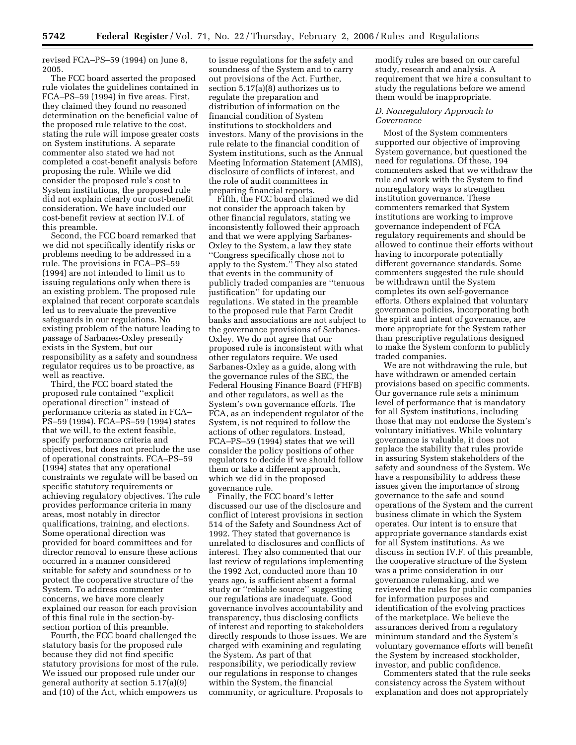revised FCA–PS–59 (1994) on June 8, 2005.

The FCC board asserted the proposed rule violates the guidelines contained in FCA–PS–59 (1994) in five areas. First, they claimed they found no reasoned determination on the beneficial value of the proposed rule relative to the cost, stating the rule will impose greater costs on System institutions. A separate commenter also stated we had not completed a cost-benefit analysis before proposing the rule. While we did consider the proposed rule's cost to System institutions, the proposed rule did not explain clearly our cost-benefit consideration. We have included our cost-benefit review at section IV.I. of this preamble.

Second, the FCC board remarked that we did not specifically identify risks or problems needing to be addressed in a rule. The provisions in FCA–PS–59 (1994) are not intended to limit us to issuing regulations only when there is an existing problem. The proposed rule explained that recent corporate scandals led us to reevaluate the preventive safeguards in our regulations. No existing problem of the nature leading to passage of Sarbanes-Oxley presently exists in the System, but our responsibility as a safety and soundness regulator requires us to be proactive, as well as reactive.

Third, the FCC board stated the proposed rule contained "explicit operational direction" instead of performance criteria as stated in FCA–PS–59 (1994). FCA–PS–59 (1994) states that we will, to the extent feasible, specify performance criteria and objectives, but does not preclude the use of operational constraints. FCA–PS–59 (1994) states that any operational constraints we regulate will be based on specific statutory requirements or achieving regulatory objectives. The rule provides performance criteria in many areas, most notably in director qualifications, training, and elections. Some operational direction was provided for board committees and for director removal to ensure these actions occurred in a manner considered suitable for safety and soundness or to protect the cooperative structure of the System. To address commenter concerns, we have more clearly explained our reason for each provision of this final rule in the section-by-section portion of this preamble.

Fourth, the FCC board challenged the statutory basis for the proposed rule because they did not find specific statutory provisions for most of the rule. We issued our proposed rule under our general authority at section 5.17(a)(9) and (10) of the Act, which empowers us to issue regulations for the safety and soundness of the System and to carry out provisions of the Act. Further, section 5.17(a)(8) authorizes us to regulate the preparation and distribution of information on the financial condition of System institutions to stockholders and investors. Many of the provisions in the rule relate to the financial condition of System institutions, such as the Annual Meeting Information Statement (AMIS), disclosure of conflicts of interest, and the role of audit committees in preparing financial reports.

Fifth, the FCC board claimed we did not consider the approach taken by other financial regulators, stating we inconsistently followed their approach and that we were applying Sarbanes-Oxley to the System, a law they state "Congress specifically chose not to apply to the System." They also stated that events in the community of publicly traded companies are "tenuous justification" for updating our regulations. We stated in the preamble to the proposed rule that Farm Credit banks and associations are not subject to the governance provisions of Sarbanes-Oxley. We do not agree that our proposed rule is inconsistent with what other regulators require. We used Sarbanes-Oxley as a guide, along with the governance rules of the SEC, the Federal Housing Finance Board (FHFB) and other regulators, as well as the System's own governance efforts. The FCA, as an independent regulator of the System, is not required to follow the actions of other regulators. Instead, FCA–PS–59 (1994) states that we will consider the policy positions of other regulators to decide if we should follow them or take a different approach, which we did in the proposed governance rule.

Finally, the FCC board's letter discussed our use of the disclosure and conflict of interest provisions in section 514 of the Safety and Soundness Act of 1992. They stated that governance is unrelated to disclosures and conflicts of interest. They also commented that our last review of regulations implementing the 1992 Act, conducted more than 10 years ago, is sufficient absent a formal study or "reliable source" suggesting our regulations are inadequate. Good governance involves accountability and transparency, thus disclosing conflicts of interest and reporting to stakeholders directly responds to those issues. We are charged with examining and regulating the System. As part of that responsibility, we periodically review our regulations in response to changes within the System, the financial community, or agriculture. Proposals to modify rules are based on our careful study, research and analysis. A requirement that we hire a consultant to study the regulations before we amend them would be inappropriate.

### *D. Nonregulatory Approach to Governance*

Most of the System commenters supported our objective of improving System governance, but questioned the need for regulations. Of these, 194 commenters asked that we withdraw the rule and work with the System to find nonregulatory ways to strengthen institution governance. These commenters remarked that System institutions are working to improve governance independent of FCA regulatory requirements and should be allowed to continue their efforts without having to incorporate potentially different governance standards. Some commenters suggested the rule should be withdrawn until the System completes its own self-governance efforts. Others explained that voluntary governance policies, incorporating both the spirit and intent of governance, are more appropriate for the System rather than prescriptive regulations designed to make the System conform to publicly traded companies.

We are not withdrawing the rule, but have withdrawn or amended certain provisions based on specific comments. Our governance rule sets a minimum level of performance that is mandatory for all System institutions, including those that may not endorse the System's voluntary initiatives. While voluntary governance is valuable, it does not replace the stability that rules provide in assuring System stakeholders of the safety and soundness of the System. We have a responsibility to address these issues given the importance of strong governance to the safe and sound operations of the System and the current business climate in which the System operates. Our intent is to ensure that appropriate governance standards exist for all System institutions. As we discuss in section IV.F. of this preamble, the cooperative structure of the System was a prime consideration in our governance rulemaking, and we reviewed the rules for public companies for information purposes and identification of the evolving practices of the marketplace. We believe the assurances derived from a regulatory minimum standard and the System's voluntary governance efforts will benefit the System by increased stockholder, investor, and public confidence.

Commenters stated that the rule seeks consistency across the System without explanation and does not appropriately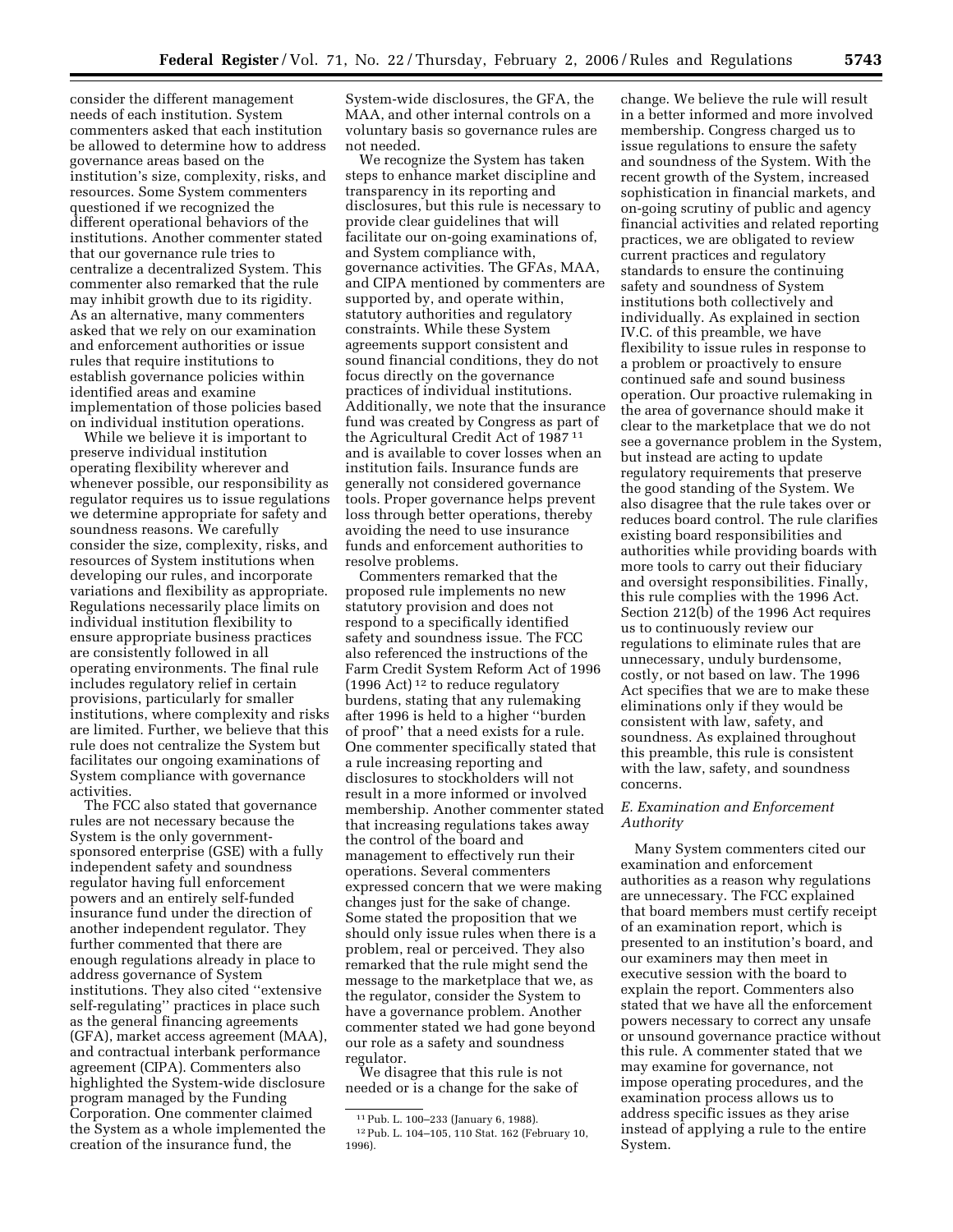consider the different management needs of each institution. System commenters asked that each institution be allowed to determine how to address governance areas based on the institution's size, complexity, risks, and resources. Some System commenters questioned if we recognized the different operational behaviors of the institutions. Another commenter stated that our governance rule tries to centralize a decentralized System. This commenter also remarked that the rule may inhibit growth due to its rigidity. As an alternative, many commenters asked that we rely on our examination and enforcement authorities or issue rules that require institutions to establish governance policies within identified areas and examine implementation of those policies based on individual institution operations.

While we believe it is important to preserve individual institution operating flexibility wherever and whenever possible, our responsibility as regulator requires us to issue regulations we determine appropriate for safety and soundness reasons. We carefully consider the size, complexity, risks, and resources of System institutions when developing our rules, and incorporate variations and flexibility as appropriate. Regulations necessarily place limits on individual institution flexibility to ensure appropriate business practices are consistently followed in all operating environments. The final rule includes regulatory relief in certain provisions, particularly for smaller institutions, where complexity and risks are limited. Further, we believe that this rule does not centralize the System but facilitates our ongoing examinations of System compliance with governance activities.

The FCC also stated that governance rules are not necessary because the System is the only government-sponsored enterprise (GSE) with a fully independent safety and soundness regulator having full enforcement powers and an entirely self-funded insurance fund under the direction of another independent regulator. They further commented that there are enough regulations already in place to address governance of System institutions. They also cited ''extensive self-regulating'' practices in place such as the general financing agreements (GFA), market access agreement (MAA), and contractual interbank performance agreement (CIPA). Commenters also highlighted the System-wide disclosure program managed by the Funding Corporation. One commenter claimed the System as a whole implemented the creation of the insurance fund, the System-wide disclosures, the GFA, the MAA, and other internal controls on a voluntary basis so governance rules are not needed.

We recognize the System has taken steps to enhance market discipline and transparency in its reporting and disclosures, but this rule is necessary to provide clear guidelines that will facilitate our on-going examinations of, and System compliance with, governance activities. The GFAs, MAA, and CIPA mentioned by commenters are supported by, and operate within, statutory authorities and regulatory constraints. While these System agreements support consistent and sound financial conditions, they do not focus directly on the governance practices of individual institutions. Additionally, we note that the insurance fund was created by Congress as part of the Agricultural Credit Act of 1987 [11] and is available to cover losses when an institution fails. Insurance funds are generally not considered governance tools. Proper governance helps prevent loss through better operations, thereby avoiding the need to use insurance funds and enforcement authorities to resolve problems.

Commenters remarked that the proposed rule implements no new statutory provision and does not respond to a specifically identified safety and soundness issue. The FCC also referenced the instructions of the Farm Credit System Reform Act of 1996 (1996 Act) [12] to reduce regulatory burdens, stating that any rulemaking after 1996 is held to a higher ''burden of proof'' that a need exists for a rule. One commenter specifically stated that a rule increasing reporting and disclosures to stockholders will not result in a more informed or involved membership. Another commenter stated that increasing regulations takes away the control of the board and management to effectively run their operations. Several commenters expressed concern that we were making changes just for the sake of change. Some stated the proposition that we should only issue rules when there is a problem, real or perceived. They also remarked that the rule might send the message to the marketplace that we, as the regulator, consider the System to have a governance problem. Another commenter stated we had gone beyond our role as a safety and soundness regulator.

We disagree that this rule is not needed or is a change for the sake of change. We believe the rule will result in a better informed and more involved membership. Congress charged us to issue regulations to ensure the safety and soundness of the System. With the recent growth of the System, increased sophistication in financial markets, and on-going scrutiny of public and agency financial activities and related reporting practices, we are obligated to review current practices and regulatory standards to ensure the continuing safety and soundness of System institutions both collectively and individually. As explained in section IV.C. of this preamble, we have flexibility to issue rules in response to a problem or proactively to ensure continued safe and sound business operation. Our proactive rulemaking in the area of governance should make it clear to the marketplace that we do not see a governance problem in the System, but instead are acting to update regulatory requirements that preserve the good standing of the System. We also disagree that the rule takes over or reduces board control. The rule clarifies existing board responsibilities and authorities while providing boards with more tools to carry out their fiduciary and oversight responsibilities. Finally, this rule complies with the 1996 Act. Section 212(b) of the 1996 Act requires us to continuously review our regulations to eliminate rules that are unnecessary, unduly burdensome, costly, or not based on law. The 1996 Act specifies that we are to make these eliminations only if they would be consistent with law, safety, and soundness. As explained throughout this preamble, this rule is consistent with the law, safety, and soundness concerns.

### *E. Examination and Enforcement Authority*

Many System commenters cited our examination and enforcement authorities as a reason why regulations are unnecessary. The FCC explained that board members must certify receipt of an examination report, which is presented to an institution's board, and our examiners may then meet in executive session with the board to explain the report. Commenters also stated that we have all the enforcement powers necessary to correct any unsafe or unsound governance practice without this rule. A commenter stated that we may examine for governance, not impose operating procedures, and the examination process allows us to address specific issues as they arise instead of applying a rule to the entire System.

---

[11] Pub. L. 100–233 (January 6, 1988).

[12] Pub. L. 104–105, 110 Stat. 162 (February 10, 1996).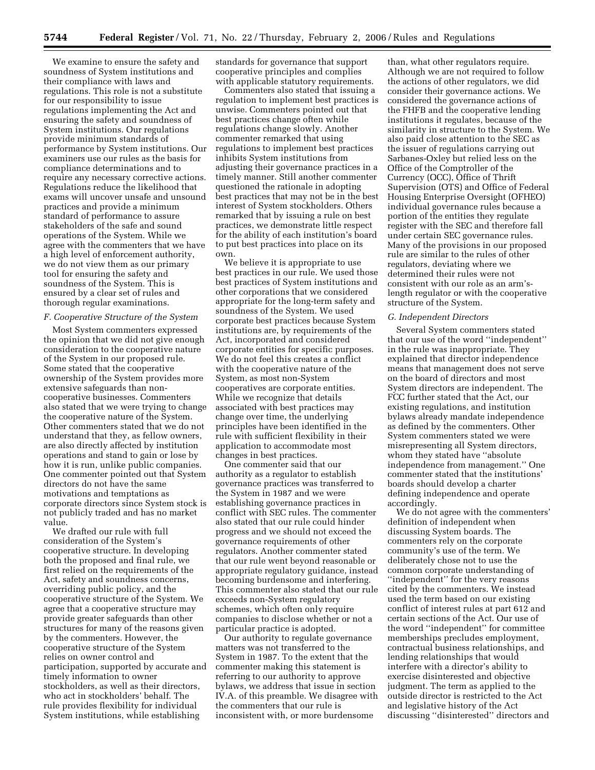We examine to ensure the safety and soundness of System institutions and their compliance with laws and regulations. This role is not a substitute for our responsibility to issue regulations implementing the Act and ensuring the safety and soundness of System institutions. Our regulations provide minimum standards of performance by System institutions. Our examiners use our rules as the basis for compliance determinations and to require any necessary corrective actions. Regulations reduce the likelihood that exams will uncover unsafe and unsound practices and provide a minimum standard of performance to assure stakeholders of the safe and sound operations of the System. While we agree with the commenters that we have a high level of enforcement authority, we do not view them as our primary tool for ensuring the safety and soundness of the System. This is ensured by a clear set of rules and thorough regular examinations.

### F. Cooperative Structure of the System

Most System commenters expressed the opinion that we did not give enough consideration to the cooperative nature of the System in our proposed rule. Some stated that the cooperative ownership of the System provides more extensive safeguards than non-cooperative businesses. Commenters also stated that we were trying to change the cooperative nature of the System. Other commenters stated that we do not understand that they, as fellow owners, are also directly affected by institution operations and stand to gain or lose by how it is run, unlike public companies. One commenter pointed out that System directors do not have the same motivations and temptations as corporate directors since System stock is not publicly traded and has no market value.

We drafted our rule with full consideration of the System's cooperative structure. In developing both the proposed and final rule, we first relied on the requirements of the Act, safety and soundness concerns, overriding public policy, and the cooperative structure of the System. We agree that a cooperative structure may provide greater safeguards than other structures for many of the reasons given by the commenters. However, the cooperative structure of the System relies on owner control and participation, supported by accurate and timely information to owner stockholders, as well as their directors, who act in stockholders' behalf. The rule provides flexibility for individual System institutions, while establishing standards for governance that support cooperative principles and complies with applicable statutory requirements.

Commenters also stated that issuing a regulation to implement best practices is unwise. Commenters pointed out that best practices change often while regulations change slowly. Another commenter remarked that using regulations to implement best practices inhibits System institutions from adjusting their governance practices in a timely manner. Still another commenter questioned the rationale in adopting best practices that may not be in the best interest of System stockholders. Others remarked that by issuing a rule on best practices, we demonstrate little respect for the ability of each institution's board to put best practices into place on its own.

We believe it is appropriate to use best practices in our rule. We used those best practices of System institutions and other corporations that we considered appropriate for the long-term safety and soundness of the System. We used corporate best practices because System institutions are, by requirements of the Act, incorporated and considered corporate entities for specific purposes. We do not feel this creates a conflict with the cooperative nature of the System, as most non-System cooperatives are corporate entities. While we recognize that details associated with best practices may change over time, the underlying principles have been identified in the rule with sufficient flexibility in their application to accommodate most changes in best practices.

One commenter said that our authority as a regulator to establish governance practices was transferred to the System in 1987 and we were establishing governance practices in conflict with SEC rules. The commenter also stated that our rule could hinder progress and we should not exceed the governance requirements of other regulators. Another commenter stated that our rule went beyond reasonable or appropriate regulatory guidance, instead becoming burdensome and interfering. This commenter also stated that our rule exceeds non-System regulatory schemes, which often only require companies to disclose whether or not a particular practice is adopted.

Our authority to regulate governance matters was not transferred to the System in 1987. To the extent that the commenter making this statement is referring to our authority to approve bylaws, we address that issue in section IV.A. of this preamble. We disagree with the commenters that our rule is inconsistent with, or more burdensome than, what other regulators require. Although we are not required to follow the actions of other regulators, we did consider their governance actions. We considered the governance actions of the FHFB and the cooperative lending institutions it regulates, because of the similarity in structure to the System. We also paid close attention to the SEC as the issuer of regulations carrying out Sarbanes-Oxley but relied less on the Office of the Comptroller of the Currency (OCC), Office of Thrift Supervision (OTS) and Office of Federal Housing Enterprise Oversight (OFHEO) individual governance rules because a portion of the entities they regulate register with the SEC and therefore fall under certain SEC governance rules. Many of the provisions in our proposed rule are similar to the rules of other regulators, deviating where we determined their rules were not consistent with our role as an arm's-length regulator or with the cooperative structure of the System.

### G. Independent Directors

Several System commenters stated that our use of the word "independent" in the rule was inappropriate. They explained that director independence means that management does not serve on the board of directors and most System directors are independent. The FCC further stated that the Act, our existing regulations, and institution bylaws already mandate independence as defined by the commenters. Other System commenters stated we were misrepresenting all System directors, whom they stated have "absolute independence from management." One commenter stated that the institutions' boards should develop a charter defining independence and operate accordingly.

We do not agree with the commenters' definition of independent when discussing System boards. The commenters rely on the corporate community's use of the term. We deliberately chose not to use the common corporate understanding of "independent" for the very reasons cited by the commenters. We instead used the term based on our existing conflict of interest rules at part 612 and certain sections of the Act. Our use of the word "independent" for committee memberships precludes employment, contractual business relationships, and lending relationships that would interfere with a director's ability to exercise disinterested and objective judgment. The term as applied to the outside director is restricted to the Act and legislative history of the Act discussing "disinterested" directors and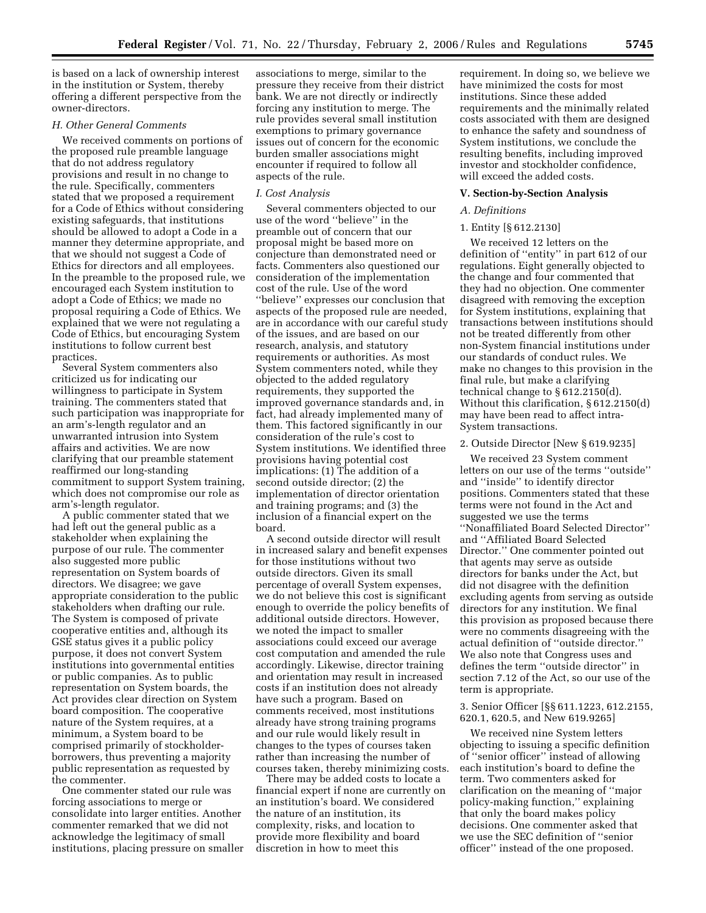is based on a lack of ownership interest in the institution or System, thereby offering a different perspective from the owner-directors.

*H. Other General Comments*

We received comments on portions of the proposed rule preamble language that do not address regulatory provisions and result in no change to the rule. Specifically, commenters stated that we proposed a requirement for a Code of Ethics without considering existing safeguards, that institutions should be allowed to adopt a Code in a manner they determine appropriate, and that we should not suggest a Code of Ethics for directors and all employees. In the preamble to the proposed rule, we encouraged each System institution to adopt a Code of Ethics; we made no proposal requiring a Code of Ethics. We explained that we were not regulating a Code of Ethics, but encouraging System institutions to follow current best practices.

Several System commenters also criticized us for indicating our willingness to participate in System training. The commenters stated that such participation was inappropriate for an arm's-length regulator and an unwarranted intrusion into System affairs and activities. We are now clarifying that our preamble statement reaffirmed our long-standing commitment to support System training, which does not compromise our role as arm's-length regulator.

A public commenter stated that we had left out the general public as a stakeholder when explaining the purpose of our rule. The commenter also suggested more public representation on System boards of directors. We disagree; we gave appropriate consideration to the public stakeholders when drafting our rule. The System is composed of private cooperative entities and, although its GSE status gives it a public policy purpose, it does not convert System institutions into governmental entities or public companies. As to public representation on System boards, the Act provides clear direction on System board composition. The cooperative nature of the System requires, at a minimum, a System board to be comprised primarily of stockholder-borrowers, thus preventing a majority public representation as requested by the commenter.

One commenter stated our rule was forcing associations to merge or consolidate into larger entities. Another commenter remarked that we did not acknowledge the legitimacy of small institutions, placing pressure on smaller associations to merge, similar to the pressure they receive from their district bank. We are not directly or indirectly forcing any institution to merge. The rule provides several small institution exemptions to primary governance issues out of concern for the economic burden smaller associations might encounter if required to follow all aspects of the rule.

*I. Cost Analysis*

Several commenters objected to our use of the word ''believe'' in the preamble out of concern that our proposal might be based more on conjecture than demonstrated need or facts. Commenters also questioned our consideration of the implementation cost of the rule. Use of the word ''believe'' expresses our conclusion that aspects of the proposed rule are needed, are in accordance with our careful study of the issues, and are based on our research, analysis, and statutory requirements or authorities. As most System commenters noted, while they objected to the added regulatory requirements, they supported the improved governance standards and, in fact, had already implemented many of them. This factored significantly in our consideration of the rule's cost to System institutions. We identified three provisions having potential cost implications: (1) The addition of a second outside director; (2) the implementation of director orientation and training programs; and (3) the inclusion of a financial expert on the board.

A second outside director will result in increased salary and benefit expenses for those institutions without two outside directors. Given its small percentage of overall System expenses, we do not believe this cost is significant enough to override the policy benefits of additional outside directors. However, we noted the impact to smaller associations could exceed our average cost computation and amended the rule accordingly. Likewise, director training and orientation may result in increased costs if an institution does not already have such a program. Based on comments received, most institutions already have strong training programs and our rule would likely result in changes to the types of courses taken rather than increasing the number of courses taken, thereby minimizing costs.

There may be added costs to locate a financial expert if none are currently on an institution's board. We considered the nature of an institution, its complexity, risks, and location to provide more flexibility and board discretion in how to meet this requirement. In doing so, we believe we have minimized the costs for most institutions. Since these added requirements and the minimally related costs associated with them are designed to enhance the safety and soundness of System institutions, we conclude the resulting benefits, including improved investor and stockholder confidence, will exceed the added costs.

## V. Section-by-Section Analysis

### *A. Definitions*

#### 1. Entity [§ 612.2130]

We received 12 letters on the definition of ''entity'' in part 612 of our regulations. Eight generally objected to the change and four commented that they had no objection. One commenter disagreed with removing the exception for System institutions, explaining that transactions between institutions should not be treated differently from other non-System financial institutions under our standards of conduct rules. We make no changes to this provision in the final rule, but make a clarifying technical change to § 612.2150(d). Without this clarification, § 612.2150(d) may have been read to affect intra-System transactions.

#### 2. Outside Director [New § 619.9235]

We received 23 System comment letters on our use of the terms ''outside'' and ''inside'' to identify director positions. Commenters stated that these terms were not found in the Act and suggested we use the terms ''Nonaffiliated Board Selected Director'' and ''Affiliated Board Selected Director.'' One commenter pointed out that agents may serve as outside directors for banks under the Act, but did not disagree with the definition excluding agents from serving as outside directors for any institution. We final this provision as proposed because there were no comments disagreeing with the actual definition of ''outside director.'' We also note that Congress uses and defines the term ''outside director'' in section 7.12 of the Act, so our use of the term is appropriate.

#### 3. Senior Officer [§§ 611.1223, 612.2155, 620.1, 620.5, and New 619.9265]

We received nine System letters objecting to issuing a specific definition of ''senior officer'' instead of allowing each institution's board to define the term. Two commenters asked for clarification on the meaning of ''major policy-making function,'' explaining that only the board makes policy decisions. One commenter asked that we use the SEC definition of ''senior officer'' instead of the one proposed.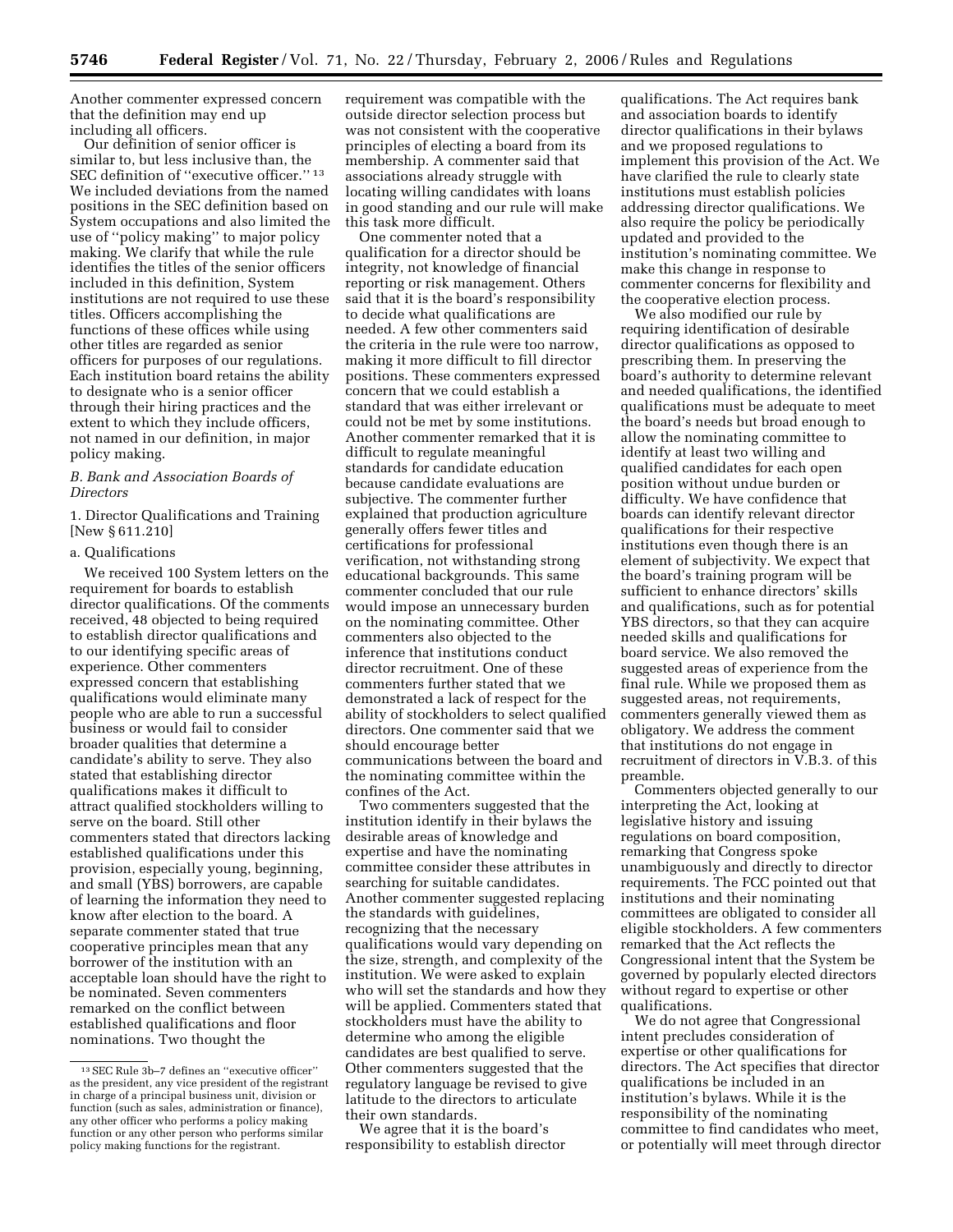Another commenter expressed concern that the definition may end up including all officers.

Our definition of senior officer is similar to, but less inclusive than, the SEC definition of ''executive officer.'' [13] We included deviations from the named positions in the SEC definition based on System occupations and also limited the use of ''policy making'' to major policy making. We clarify that while the rule identifies the titles of the senior officers included in this definition, System institutions are not required to use these titles. Officers accomplishing the functions of these offices while using other titles are regarded as senior officers for purposes of our regulations. Each institution board retains the ability to designate who is a senior officer through their hiring practices and the extent to which they include officers, not named in our definition, in major policy making.

### *B. Bank and Association Boards of Directors*

#### 1. Director Qualifications and Training [New § 611.210]

##### a. Qualifications

We received 100 System letters on the requirement for boards to establish director qualifications. Of the comments received, 48 objected to being required to establish director qualifications and to our identifying specific areas of experience. Other commenters expressed concern that establishing qualifications would eliminate many people who are able to run a successful business or would fail to consider broader qualities that determine a candidate's ability to serve. They also stated that establishing director qualifications makes it difficult to attract qualified stockholders willing to serve on the board. Still other commenters stated that directors lacking established qualifications under this provision, especially young, beginning, and small (YBS) borrowers, are capable of learning the information they need to know after election to the board. A separate commenter stated that true cooperative principles mean that any borrower of the institution with an acceptable loan should have the right to be nominated. Seven commenters remarked on the conflict between established qualifications and floor nominations. Two thought the requirement was compatible with the outside director selection process but was not consistent with the cooperative principles of electing a board from its membership. A commenter said that associations already struggle with locating willing candidates with loans in good standing and our rule will make this task more difficult.

One commenter noted that a qualification for a director should be integrity, not knowledge of financial reporting or risk management. Others said that it is the board's responsibility to decide what qualifications are needed. A few other commenters said the criteria in the rule were too narrow, making it more difficult to fill director positions. These commenters expressed concern that we could establish a standard that was either irrelevant or could not be met by some institutions. Another commenter remarked that it is difficult to regulate meaningful standards for candidate education because candidate evaluations are subjective. The commenter further explained that production agriculture generally offers fewer titles and certifications for professional verification, not withstanding strong educational backgrounds. This same commenter concluded that our rule would impose an unnecessary burden on the nominating committee. Other commenters also objected to the inference that institutions conduct director recruitment. One of these commenters further stated that we demonstrated a lack of respect for the ability of stockholders to select qualified directors. One commenter said that we should encourage better communications between the board and the nominating committee within the confines of the Act.

Two commenters suggested that the institution identify in their bylaws the desirable areas of knowledge and expertise and have the nominating committee consider these attributes in searching for suitable candidates. Another commenter suggested replacing the standards with guidelines, recognizing that the necessary qualifications would vary depending on the size, strength, and complexity of the institution. We were asked to explain who will set the standards and how they will be applied. Commenters stated that stockholders must have the ability to determine who among the eligible candidates are best qualified to serve. Other commenters suggested that the regulatory language be revised to give latitude to the directors to articulate their own standards.

We agree that it is the board's responsibility to establish director qualifications. The Act requires bank and association boards to identify director qualifications in their bylaws and we proposed regulations to implement this provision of the Act. We have clarified the rule to clearly state institutions must establish policies addressing director qualifications. We also require the policy be periodically updated and provided to the institution's nominating committee. We make this change in response to commenter concerns for flexibility and the cooperative election process.

We also modified our rule by requiring identification of desirable director qualifications as opposed to prescribing them. In preserving the board's authority to determine relevant and needed qualifications, the identified qualifications must be adequate to meet the board's needs but broad enough to allow the nominating committee to identify at least two willing and qualified candidates for each open position without undue burden or difficulty. We have confidence that boards can identify relevant director qualifications for their respective institutions even though there is an element of subjectivity. We expect that the board's training program will be sufficient to enhance directors' skills and qualifications, such as for potential YBS directors, so that they can acquire needed skills and qualifications for board service. We also removed the suggested areas of experience from the final rule. While we proposed them as suggested areas, not requirements, commenters generally viewed them as obligatory. We address the comment that institutions do not engage in recruitment of directors in V.B.3. of this preamble.

Commenters objected generally to our interpreting the Act, looking at legislative history and issuing regulations on board composition, remarking that Congress spoke unambiguously and directly to director requirements. The FCC pointed out that institutions and their nominating committees are obligated to consider all eligible stockholders. A few commenters remarked that the Act reflects the Congressional intent that the System be governed by popularly elected directors without regard to expertise or other qualifications.

We do not agree that Congressional intent precludes consideration of expertise or other qualifications for directors. The Act specifies that director qualifications be included in an institution's bylaws. While it is the responsibility of the nominating committee to find candidates who meet, or potentially will meet through director

[13] SEC Rule 3b–7 defines an ''executive officer'' as the president, any vice president of the registrant in charge of a principal business unit, division or function (such as sales, administration or finance), any other officer who performs a policy making function or any other person who performs similar policy making functions for the registrant.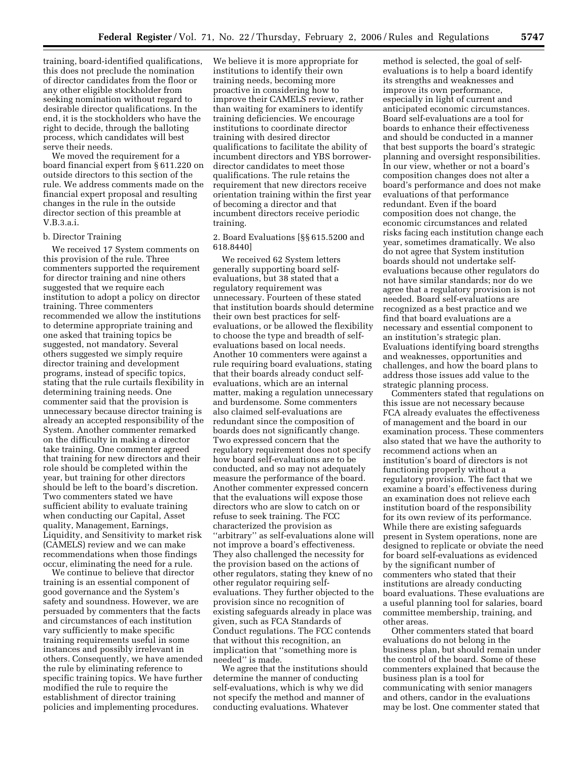training, board-identified qualifications, this does not preclude the nomination of director candidates from the floor or any other eligible stockholder from seeking nomination without regard to desirable director qualifications. In the end, it is the stockholders who have the right to decide, through the balloting process, which candidates will best serve their needs.

We moved the requirement for a board financial expert from § 611.220 on outside directors to this section of the rule. We address comments made on the financial expert proposal and resulting changes in the rule in the outside director section of this preamble at V.B.3.a.i.

b. Director Training

We received 17 System comments on this provision of the rule. Three commenters supported the requirement for director training and nine others suggested that we require each institution to adopt a policy on director training. Three commenters recommended we allow the institutions to determine appropriate training and one asked that training topics be suggested, not mandatory. Several others suggested we simply require director training and development programs, instead of specific topics, stating that the rule curtails flexibility in determining training needs. One commenter said that the provision is unnecessary because director training is already an accepted responsibility of the System. Another commenter remarked on the difficulty in making a director take training. One commenter agreed that training for new directors and their role should be completed within the year, but training for other directors should be left to the board's discretion. Two commenters stated we have sufficient ability to evaluate training when conducting our Capital, Asset quality, Management, Earnings, Liquidity, and Sensitivity to market risk (CAMELS) review and we can make recommendations when those findings occur, eliminating the need for a rule.

We continue to believe that director training is an essential component of good governance and the System's safety and soundness. However, we are persuaded by commenters that the facts and circumstances of each institution vary sufficiently to make specific training requirements useful in some instances and possibly irrelevant in others. Consequently, we have amended the rule by eliminating reference to specific training topics. We have further modified the rule to require the establishment of director training policies and implementing procedures. We believe it is more appropriate for institutions to identify their own training needs, becoming more proactive in considering how to improve their CAMELS review, rather than waiting for examiners to identify training deficiencies. We encourage institutions to coordinate director training with desired director qualifications to facilitate the ability of incumbent directors and YBS borrower-director candidates to meet those qualifications. The rule retains the requirement that new directors receive orientation training within the first year of becoming a director and that incumbent directors receive periodic training.

2. Board Evaluations [§§ 615.5200 and 618.8440]

We received 62 System letters generally supporting board self-evaluations, but 38 stated that a regulatory requirement was unnecessary. Fourteen of these stated that institution boards should determine their own best practices for self-evaluations, or be allowed the flexibility to choose the type and breadth of self-evaluations based on local needs. Another 10 commenters were against a rule requiring board evaluations, stating that their boards already conduct self-evaluations, which are an internal matter, making a regulation unnecessary and burdensome. Some commenters also claimed self-evaluations are redundant since the composition of boards does not significantly change. Two expressed concern that the regulatory requirement does not specify how board self-evaluations are to be conducted, and so may not adequately measure the performance of the board. Another commenter expressed concern that the evaluations will expose those directors who are slow to catch on or refuse to seek training. The FCC characterized the provision as ''arbitrary'' as self-evaluations alone will not improve a board's effectiveness. They also challenged the necessity for the provision based on the actions of other regulators, stating they knew of no other regulator requiring self-evaluations. They further objected to the provision since no recognition of existing safeguards already in place was given, such as FCA Standards of Conduct regulations. The FCC contends that without this recognition, an implication that ''something more is needed'' is made.

We agree that the institutions should determine the manner of conducting self-evaluations, which is why we did not specify the method and manner of conducting evaluations. Whatever method is selected, the goal of self-evaluations is to help a board identify its strengths and weaknesses and improve its own performance, especially in light of current and anticipated economic circumstances. Board self-evaluations are a tool for boards to enhance their effectiveness and should be conducted in a manner that best supports the board's strategic planning and oversight responsibilities. In our view, whether or not a board's composition changes does not alter a board's performance and does not make evaluations of that performance redundant. Even if the board composition does not change, the economic circumstances and related risks facing each institution change each year, sometimes dramatically. We also do not agree that System institution boards should not undertake self-evaluations because other regulators do not have similar standards; nor do we agree that a regulatory provision is not needed. Board self-evaluations are recognized as a best practice and we find that board evaluations are a necessary and essential component to an institution's strategic plan. Evaluations identifying board strengths and weaknesses, opportunities and challenges, and how the board plans to address those issues add value to the strategic planning process.

Commenters stated that regulations on this issue are not necessary because FCA already evaluates the effectiveness of management and the board in our examination process. These commenters also stated that we have the authority to recommend actions when an institution's board of directors is not functioning properly without a regulatory provision. The fact that we examine a board's effectiveness during an examination does not relieve each institution board of the responsibility for its own review of its performance. While there are existing safeguards present in System operations, none are designed to replicate or obviate the need for board self-evaluations as evidenced by the significant number of commenters who stated that their institutions are already conducting board evaluations. These evaluations are a useful planning tool for salaries, board committee membership, training, and other areas.

Other commenters stated that board evaluations do not belong in the business plan, but should remain under the control of the board. Some of these commenters explained that because the business plan is a tool for communicating with senior managers and others, candor in the evaluations may be lost. One commenter stated that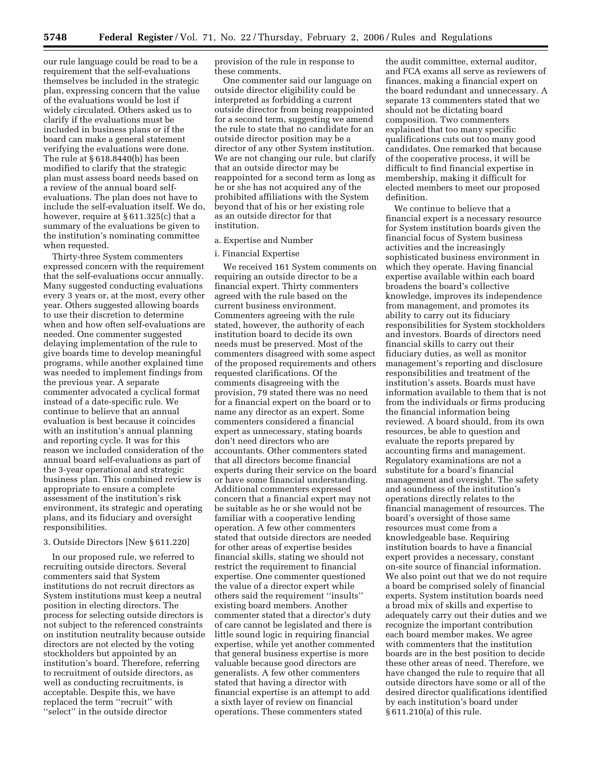our rule language could be read to be a requirement that the self-evaluations themselves be included in the strategic plan, expressing concern that the value of the evaluations would be lost if widely circulated. Others asked us to clarify if the evaluations must be included in business plans or if the board can make a general statement verifying the evaluations were done. The rule at § 618.8440(b) has been modified to clarify that the strategic plan must assess board needs based on a review of the annual board self-evaluations. The plan does not have to include the self-evaluation itself. We do, however, require at § 611.325(c) that a summary of the evaluations be given to the institution's nominating committee when requested.

Thirty-three System commenters expressed concern with the requirement that the self-evaluations occur annually. Many suggested conducting evaluations every 3 years or, at the most, every other year. Others suggested allowing boards to use their discretion to determine when and how often self-evaluations are needed. One commenter suggested delaying implementation of the rule to give boards time to develop meaningful programs, while another explained time was needed to implement findings from the previous year. A separate commenter advocated a cyclical format instead of a date-specific rule. We continue to believe that an annual evaluation is best because it coincides with an institution's annual planning and reporting cycle. It was for this reason we included consideration of the annual board self-evaluations as part of the 3-year operational and strategic business plan. This combined review is appropriate to ensure a complete assessment of the institution's risk environment, its strategic and operating plans, and its fiduciary and oversight responsibilities.

### 3. Outside Directors [New § 611.220]

In our proposed rule, we referred to recruiting outside directors. Several commenters said that System institutions do not recruit directors as System institutions must keep a neutral position in electing directors. The process for selecting outside directors is not subject to the referenced constraints on institution neutrality because outside directors are not elected by the voting stockholders but appointed by an institution's board. Therefore, referring to recruitment of outside directors, as well as conducting recruitments, is acceptable. Despite this, we have replaced the term "recruit" with "select" in the outside director provision of the rule in response to these comments.

One commenter said our language on outside director eligibility could be interpreted as forbidding a current outside director from being reappointed for a second term, suggesting we amend the rule to state that no candidate for an outside director position may be a director of any other System institution. We are not changing our rule, but clarify that an outside director may be reappointed for a second term as long as he or she has not acquired any of the prohibited affiliations with the System beyond that of his or her existing role as an outside director for that institution.

#### a. Expertise and Number

##### i. Financial Expertise

We received 161 System comments on requiring an outside director to be a financial expert. Thirty commenters agreed with the rule based on the current business environment. Commenters agreeing with the rule stated, however, the authority of each institution board to decide its own needs must be preserved. Most of the commenters disagreed with some aspect of the proposed requirements and others requested clarifications. Of the comments disagreeing with the provision, 79 stated there was no need for a financial expert on the board or to name any director as an expert. Some commenters considered a financial expert as unnecessary, stating boards don't need directors who are accountants. Other commenters stated that all directors become financial experts during their service on the board or have some financial understanding. Additional commenters expressed concern that a financial expert may not be suitable as he or she would not be familiar with a cooperative lending operation. A few other commenters stated that outside directors are needed for other areas of expertise besides financial skills, stating we should not restrict the requirement to financial expertise. One commenter questioned the value of a director expert while others said the requirement "insults" existing board members. Another commenter stated that a director's duty of care cannot be legislated and there is little sound logic in requiring financial expertise, while yet another commented that general business expertise is more valuable because good directors are generalists. A few other commenters stated that having a director with financial expertise is an attempt to add a sixth layer of review on financial operations. These commenters stated the audit committee, external auditor, and FCA exams all serve as reviewers of finances, making a financial expert on the board redundant and unnecessary. A separate 13 commenters stated that we should not be dictating board composition. Two commenters explained that too many specific qualifications cuts out too many good candidates. One remarked that because of the cooperative process, it will be difficult to find financial expertise in membership, making it difficult for elected members to meet our proposed definition.

We continue to believe that a financial expert is a necessary resource for System institution boards given the financial focus of System business activities and the increasingly sophisticated business environment in which they operate. Having financial expertise available within each board broadens the board's collective knowledge, improves its independence from management, and promotes its ability to carry out its fiduciary responsibilities for System stockholders and investors. Boards of directors need financial skills to carry out their fiduciary duties, as well as monitor management's reporting and disclosure responsibilities and treatment of the institution's assets. Boards must have information available to them that is not from the individuals or firms producing the financial information being reviewed. A board should, from its own resources, be able to question and evaluate the reports prepared by accounting firms and management. Regulatory examinations are not a substitute for a board's financial management and oversight. The safety and soundness of the institution's operations directly relates to the financial management of resources. The board's oversight of those same resources must come from a knowledgeable base. Requiring institution boards to have a financial expert provides a necessary, constant on-site source of financial information. We also point out that we do not require a board be comprised solely of financial experts. System institution boards need a broad mix of skills and expertise to adequately carry out their duties and we recognize the important contribution each board member makes. We agree with commenters that the institution boards are in the best position to decide these other areas of need. Therefore, we have changed the rule to require that all outside directors have some or all of the desired director qualifications identified by each institution's board under § 611.210(a) of this rule.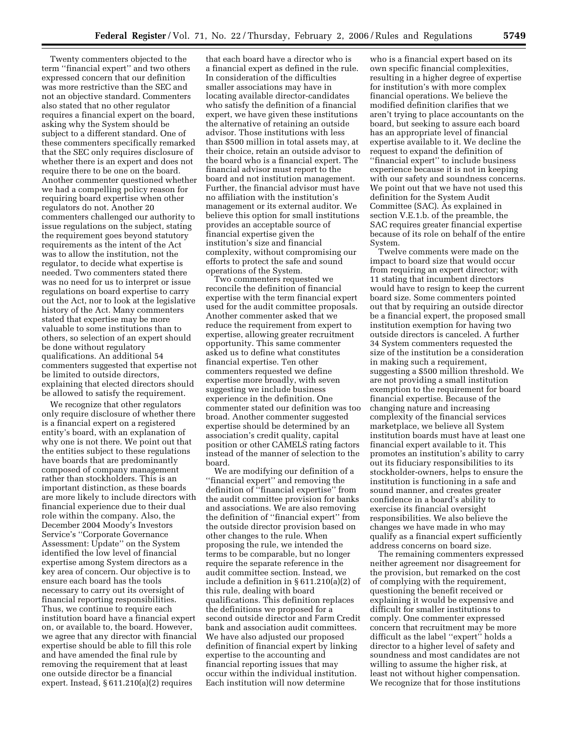Twenty commenters objected to the term ''financial expert'' and two others expressed concern that our definition was more restrictive than the SEC and not an objective standard. Commenters also stated that no other regulator requires a financial expert on the board, asking why the System should be subject to a different standard. One of these commenters specifically remarked that the SEC only requires disclosure of whether there is an expert and does not require there to be one on the board. Another commenter questioned whether we had a compelling policy reason for requiring board expertise when other regulators do not. Another 20 commenters challenged our authority to issue regulations on the subject, stating the requirement goes beyond statutory requirements as the intent of the Act was to allow the institution, not the regulator, to decide what expertise is needed. Two commenters stated there was no need for us to interpret or issue regulations on board expertise to carry out the Act, nor to look at the legislative history of the Act. Many commenters stated that expertise may be more valuable to some institutions than to others, so selection of an expert should be done without regulatory qualifications. An additional 54 commenters suggested that expertise not be limited to outside directors, explaining that elected directors should be allowed to satisfy the requirement.

We recognize that other regulators only require disclosure of whether there is a financial expert on a registered entity's board, with an explanation of why one is not there. We point out that the entities subject to these regulations have boards that are predominantly composed of company management rather than stockholders. This is an important distinction, as these boards are more likely to include directors with financial experience due to their dual role within the company. Also, the December 2004 Moody's Investors Service's ''Corporate Governance Assessment: Update'' on the System identified the low level of financial expertise among System directors as a key area of concern. Our objective is to ensure each board has the tools necessary to carry out its oversight of financial reporting responsibilities. Thus, we continue to require each institution board have a financial expert on, or available to, the board. However, we agree that any director with financial expertise should be able to fill this role and have amended the final rule by removing the requirement that at least one outside director be a financial expert. Instead, § 611.210(a)(2) requires that each board have a director who is a financial expert as defined in the rule. In consideration of the difficulties smaller associations may have in locating available director-candidates who satisfy the definition of a financial expert, we have given these institutions the alternative of retaining an outside advisor. Those institutions with less than $500 million in total assets may, at their choice, retain an outside advisor to the board who is a financial expert. The financial advisor must report to the board and not institution management. Further, the financial advisor must have no affiliation with the institution's management or its external auditor. We believe this option for small institutions provides an acceptable source of financial expertise given the institution's size and financial complexity, without compromising our efforts to protect the safe and sound operations of the System.

Two commenters requested we reconcile the definition of financial expertise with the term financial expert used for the audit committee proposals. Another commenter asked that we reduce the requirement from expert to expertise, allowing greater recruitment opportunity. This same commenter asked us to define what constitutes financial expertise. Ten other commenters requested we define expertise more broadly, with seven suggesting we include business experience in the definition. One commenter stated our definition was too broad. Another commenter suggested expertise should be determined by an association's credit quality, capital position or other CAMELS rating factors instead of the manner of selection to the board.

We are modifying our definition of a ''financial expert'' and removing the definition of ''financial expertise'' from the audit committee provision for banks and associations. We are also removing the definition of ''financial expert'' from the outside director provision based on other changes to the rule. When proposing the rule, we intended the terms to be comparable, but no longer require the separate reference in the audit committee section. Instead, we include a definition in § 611.210(a)(2) of this rule, dealing with board qualifications. This definition replaces the definitions we proposed for a second outside director and Farm Credit bank and association audit committees. We have also adjusted our proposed definition of financial expert by linking expertise to the accounting and financial reporting issues that may occur within the individual institution. Each institution will now determine who is a financial expert based on its own specific financial complexities, resulting in a higher degree of expertise for institution's with more complex financial operations. We believe the modified definition clarifies that we aren't trying to place accountants on the board, but seeking to assure each board has an appropriate level of financial expertise available to it. We decline the request to expand the definition of ''financial expert'' to include business experience because it is not in keeping with our safety and soundness concerns. We point out that we have not used this definition for the System Audit Committee (SAC). As explained in section V.E.1.b. of the preamble, the SAC requires greater financial expertise because of its role on behalf of the entire System.

Twelve comments were made on the impact to board size that would occur from requiring an expert director; with 11 stating that incumbent directors would have to resign to keep the current board size. Some commenters pointed out that by requiring an outside director be a financial expert, the proposed small institution exemption for having two outside directors is canceled. A further 34 System commenters requested the size of the institution be a consideration in making such a requirement, suggesting a $500 million threshold. We are not providing a small institution exemption to the requirement for board financial expertise. Because of the changing nature and increasing complexity of the financial services marketplace, we believe all System institution boards must have at least one financial expert available to it. This promotes an institution's ability to carry out its fiduciary responsibilities to its stockholder-owners, helps to ensure the institution is functioning in a safe and sound manner, and creates greater confidence in a board's ability to exercise its financial oversight responsibilities. We also believe the changes we have made in who may qualify as a financial expert sufficiently address concerns on board size.

The remaining commenters expressed neither agreement nor disagreement for the provision, but remarked on the cost of complying with the requirement, questioning the benefit received or explaining it would be expensive and difficult for smaller institutions to comply. One commenter expressed concern that recruitment may be more difficult as the label ''expert'' holds a director to a higher level of safety and soundness and most candidates are not willing to assume the higher risk, at least not without higher compensation. We recognize that for those institutions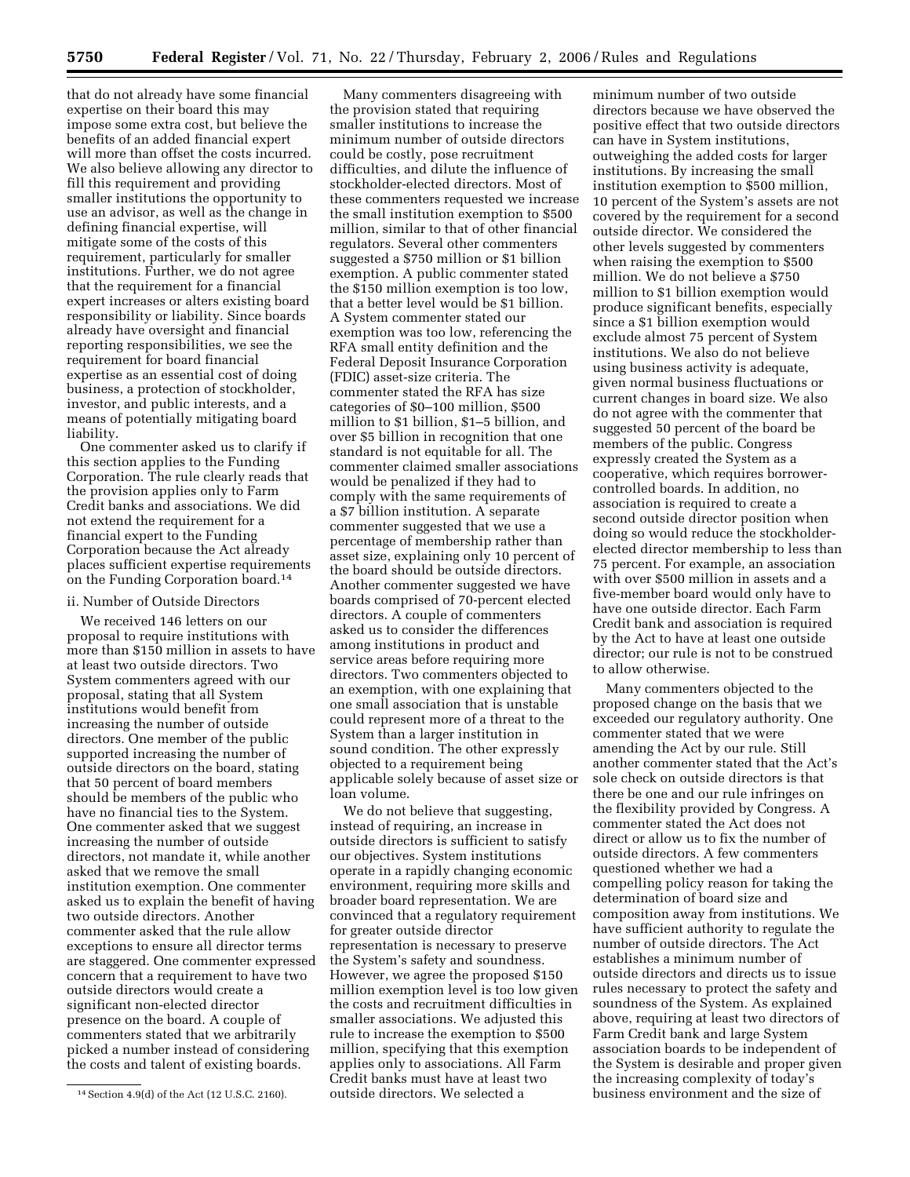that do not already have some financial expertise on their board this may impose some extra cost, but believe the benefits of an added financial expert will more than offset the costs incurred. We also believe allowing any director to fill this requirement and providing smaller institutions the opportunity to use an advisor, as well as the change in defining financial expertise, will mitigate some of the costs of this requirement, particularly for smaller institutions. Further, we do not agree that the requirement for a financial expert increases or alters existing board responsibility or liability. Since boards already have oversight and financial reporting responsibilities, we see the requirement for board financial expertise as an essential cost of doing business, a protection of stockholder, investor, and public interests, and a means of potentially mitigating board liability.

One commenter asked us to clarify if this section applies to the Funding Corporation. The rule clearly reads that the provision applies only to Farm Credit banks and associations. We did not extend the requirement for a financial expert to the Funding Corporation because the Act already places sufficient expertise requirements on the Funding Corporation board.[14]

ii. Number of Outside Directors

We received 146 letters on our proposal to require institutions with more than $150 million in assets to have at least two outside directors. Two System commenters agreed with our proposal, stating that all System institutions would benefit from increasing the number of outside directors. One member of the public supported increasing the number of outside directors on the board, stating that 50 percent of board members should be members of the public who have no financial ties to the System. One commenter asked that we suggest increasing the number of outside directors, not mandate it, while another asked that we remove the small institution exemption. One commenter asked us to explain the benefit of having two outside directors. Another commenter asked that the rule allow exceptions to ensure all director terms are staggered. One commenter expressed concern that a requirement to have two outside directors would create a significant non-elected director presence on the board. A couple of commenters stated that we arbitrarily picked a number instead of considering the costs and talent of existing boards.

Many commenters disagreeing with the provision stated that requiring smaller institutions to increase the minimum number of outside directors could be costly, pose recruitment difficulties, and dilute the influence of stockholder-elected directors. Most of these commenters requested we increase the small institution exemption to $500 million, similar to that of other financial regulators. Several other commenters suggested a $750 million or $1 billion exemption. A public commenter stated the $150 million exemption is too low, that a better level would be $1 billion. A System commenter stated our exemption was too low, referencing the RFA small entity definition and the Federal Deposit Insurance Corporation (FDIC) asset-size criteria. The commenter stated the RFA has size categories of $0–100 million, $500 million to $1 billion, $1–5 billion, and over $5 billion in recognition that one standard is not equitable for all. The commenter claimed smaller associations would be penalized if they had to comply with the same requirements of a $7 billion institution. A separate commenter suggested that we use a percentage of membership rather than asset size, explaining only 10 percent of the board should be outside directors. Another commenter suggested we have boards comprised of 70-percent elected directors. A couple of commenters asked us to consider the differences among institutions in product and service areas before requiring more directors. Two commenters objected to an exemption, with one explaining that one small association that is unstable could represent more of a threat to the System than a larger institution in sound condition. The other expressly objected to a requirement being applicable solely because of asset size or loan volume.

We do not believe that suggesting, instead of requiring, an increase in outside directors is sufficient to satisfy our objectives. System institutions operate in a rapidly changing economic environment, requiring more skills and broader board representation. We are convinced that a regulatory requirement for greater outside director representation is necessary to preserve the System's safety and soundness. However, we agree the proposed $150 million exemption level is too low given the costs and recruitment difficulties in smaller associations. We adjusted this rule to increase the exemption to $500 million, specifying that this exemption applies only to associations. All Farm Credit banks must have at least two outside directors. We selected a minimum number of two outside directors because we have observed the positive effect that two outside directors can have in System institutions, outweighing the added costs for larger institutions. By increasing the small institution exemption to $500 million, 10 percent of the System's assets are not covered by the requirement for a second outside director. We considered the other levels suggested by commenters when raising the exemption to $500 million. We do not believe a $750 million to $1 billion exemption would produce significant benefits, especially since a $1 billion exemption would exclude almost 75 percent of System institutions. We also do not believe using business activity is adequate, given normal business fluctuations or current changes in board size. We also do not agree with the commenter that suggested 50 percent of the board be members of the public. Congress expressly created the System as a cooperative, which requires borrower-controlled boards. In addition, no association is required to create a second outside director position when doing so would reduce the stockholder-elected director membership to less than 75 percent. For example, an association with over $500 million in assets and a five-member board would only have to have one outside director. Each Farm Credit bank and association is required by the Act to have at least one outside director; our rule is not to be construed to allow otherwise.

Many commenters objected to the proposed change on the basis that we exceeded our regulatory authority. One commenter stated that we were amending the Act by our rule. Still another commenter stated that the Act's sole check on outside directors is that there be one and our rule infringes on the flexibility provided by Congress. A commenter stated the Act does not direct or allow us to fix the number of outside directors. A few commenters questioned whether we had a compelling policy reason for taking the determination of board size and composition away from institutions. We have sufficient authority to regulate the number of outside directors. The Act establishes a minimum number of outside directors and directs us to issue rules necessary to protect the safety and soundness of the System. As explained above, requiring at least two directors of Farm Credit bank and large System association boards to be independent of the System is desirable and proper given the increasing complexity of today's business environment and the size of

[14] Section 4.9(d) of the Act (12 U.S.C. 2160).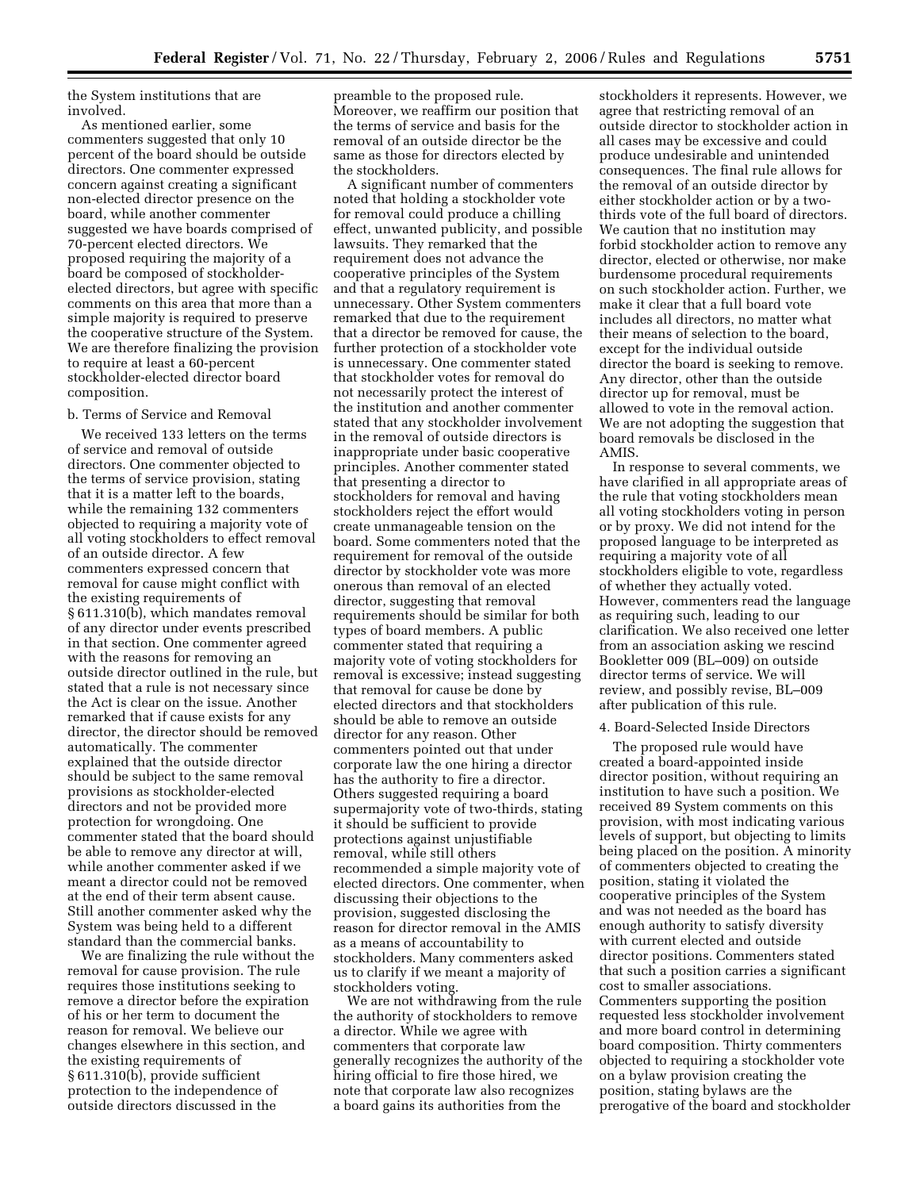the System institutions that are involved.

As mentioned earlier, some commenters suggested that only 10 percent of the board should be outside directors. One commenter expressed concern against creating a significant non-elected director presence on the board, while another commenter suggested we have boards comprised of 70-percent elected directors. We proposed requiring the majority of a board be composed of stockholder-elected directors, but agree with specific comments on this area that more than a simple majority is required to preserve the cooperative structure of the System. We are therefore finalizing the provision to require at least a 60-percent stockholder-elected director board composition.

b. Terms of Service and Removal

We received 133 letters on the terms of service and removal of outside directors. One commenter objected to the terms of service provision, stating that it is a matter left to the boards, while the remaining 132 commenters objected to requiring a majority vote of all voting stockholders to effect removal of an outside director. A few commenters expressed concern that removal for cause might conflict with the existing requirements of § 611.310(b), which mandates removal of any director under events prescribed in that section. One commenter agreed with the reasons for removing an outside director outlined in the rule, but stated that a rule is not necessary since the Act is clear on the issue. Another remarked that if cause exists for any director, the director should be removed automatically. The commenter explained that the outside director should be subject to the same removal provisions as stockholder-elected directors and not be provided more protection for wrongdoing. One commenter stated that the board should be able to remove any director at will, while another commenter asked if we meant a director could not be removed at the end of their term absent cause. Still another commenter asked why the System was being held to a different standard than the commercial banks.

We are finalizing the rule without the removal for cause provision. The rule requires those institutions seeking to remove a director before the expiration of his or her term to document the reason for removal. We believe our changes elsewhere in this section, and the existing requirements of § 611.310(b), provide sufficient protection to the independence of outside directors discussed in the preamble to the proposed rule. Moreover, we reaffirm our position that the terms of service and basis for the removal of an outside director be the same as those for directors elected by the stockholders.

A significant number of commenters noted that holding a stockholder vote for removal could produce a chilling effect, unwanted publicity, and possible lawsuits. They remarked that the requirement does not advance the cooperative principles of the System and that a regulatory requirement is unnecessary. Other System commenters remarked that due to the requirement that a director be removed for cause, the further protection of a stockholder vote is unnecessary. One commenter stated that stockholder votes for removal do not necessarily protect the interest of the institution and another commenter stated that any stockholder involvement in the removal of outside directors is inappropriate under basic cooperative principles. Another commenter stated that presenting a director to stockholders for removal and having stockholders reject the effort would create unmanageable tension on the board. Some commenters noted that the requirement for removal of the outside director by stockholder vote was more onerous than removal of an elected director, suggesting that removal requirements should be similar for both types of board members. A public commenter stated that requiring a majority vote of voting stockholders for removal is excessive; instead suggesting that removal for cause be done by elected directors and that stockholders should be able to remove an outside director for any reason. Other commenters pointed out that under corporate law the one hiring a director has the authority to fire a director. Others suggested requiring a board supermajority vote of two-thirds, stating it should be sufficient to provide protections against unjustifiable removal, while still others recommended a simple majority vote of elected directors. One commenter, when discussing their objections to the provision, suggested disclosing the reason for director removal in the AMIS as a means of accountability to stockholders. Many commenters asked us to clarify if we meant a majority of stockholders voting.

We are not withdrawing from the rule the authority of stockholders to remove a director. While we agree with commenters that corporate law generally recognizes the authority of the hiring official to fire those hired, we note that corporate law also recognizes a board gains its authorities from the stockholders it represents. However, we agree that restricting removal of an outside director to stockholder action in all cases may be excessive and could produce undesirable and unintended consequences. The final rule allows for the removal of an outside director by either stockholder action or by a two-thirds vote of the full board of directors. We caution that no institution may forbid stockholder action to remove any director, elected or otherwise, nor make burdensome procedural requirements on such stockholder action. Further, we make it clear that a full board vote includes all directors, no matter what their means of selection to the board, except for the individual outside director the board is seeking to remove. Any director, other than the outside director up for removal, must be allowed to vote in the removal action. We are not adopting the suggestion that board removals be disclosed in the AMIS.

In response to several comments, we have clarified in all appropriate areas of the rule that voting stockholders mean all voting stockholders voting in person or by proxy. We did not intend for the proposed language to be interpreted as requiring a majority vote of all stockholders eligible to vote, regardless of whether they actually voted. However, commenters read the language as requiring such, leading to our clarification. We also received one letter from an association asking we rescind Bookletter 009 (BL–009) on outside director terms of service. We will review, and possibly revise, BL–009 after publication of this rule.

4. Board-Selected Inside Directors

The proposed rule would have created a board-appointed inside director position, without requiring an institution to have such a position. We received 89 System comments on this provision, with most indicating various levels of support, but objecting to limits being placed on the position. A minority of commenters objected to creating the position, stating it violated the cooperative principles of the System and was not needed as the board has enough authority to satisfy diversity with current elected and outside director positions. Commenters stated that such a position carries a significant cost to smaller associations. Commenters supporting the position requested less stockholder involvement and more board control in determining board composition. Thirty commenters objected to requiring a stockholder vote on a bylaw provision creating the position, stating bylaws are the prerogative of the board and stockholder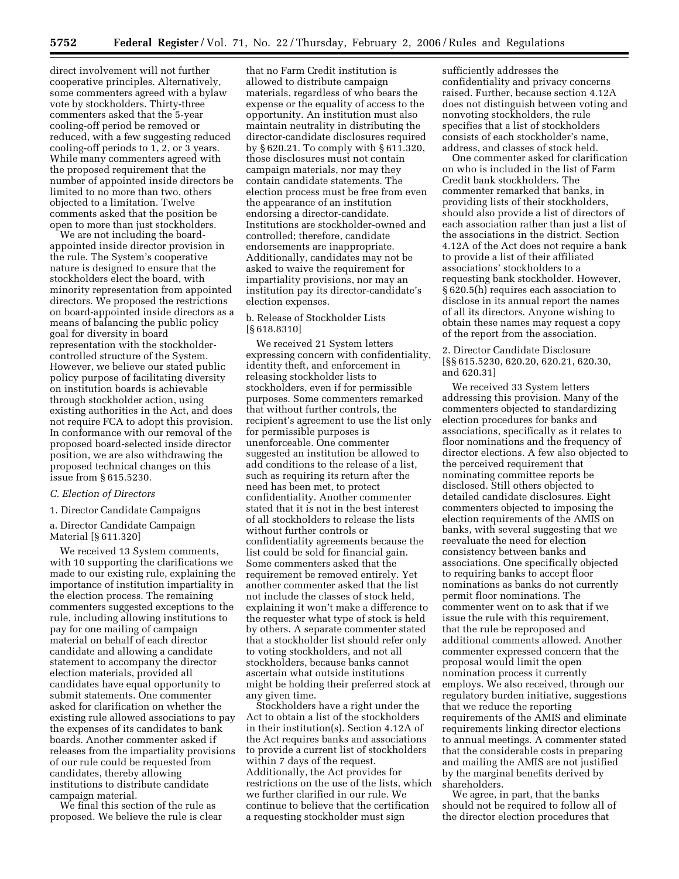direct involvement will not further cooperative principles. Alternatively, some commenters agreed with a bylaw vote by stockholders. Thirty-three commenters asked that the 5-year cooling-off period be removed or reduced, with a few suggesting reduced cooling-off periods to 1, 2, or 3 years. While many commenters agreed with the proposed requirement that the number of appointed inside directors be limited to no more than two, others objected to a limitation. Twelve comments asked that the position be open to more than just stockholders.

We are not including the board-appointed inside director provision in the rule. The System's cooperative nature is designed to ensure that the stockholders elect the board, with minority representation from appointed directors. We proposed the restrictions on board-appointed inside directors as a means of balancing the public policy goal for diversity in board representation with the stockholder-controlled structure of the System. However, we believe our stated public policy purpose of facilitating diversity on institution boards is achievable through stockholder action, using existing authorities in the Act, and does not require FCA to adopt this provision. In conformance with our removal of the proposed board-selected inside director position, we are also withdrawing the proposed technical changes on this issue from § 615.5230.

*C. Election of Directors*

1. Director Candidate Campaigns

a. Director Candidate Campaign Material [§ 611.320]

We received 13 System comments, with 10 supporting the clarifications we made to our existing rule, explaining the importance of institution impartiality in the election process. The remaining commenters suggested exceptions to the rule, including allowing institutions to pay for one mailing of campaign material on behalf of each director candidate and allowing a candidate statement to accompany the director election materials, provided all candidates have equal opportunity to submit statements. One commenter asked for clarification on whether the existing rule allowed associations to pay the expenses of its candidates to bank boards. Another commenter asked if releases from the impartiality provisions of our rule could be requested from candidates, thereby allowing institutions to distribute candidate campaign material.

We final this section of the rule as proposed. We believe the rule is clear that no Farm Credit institution is allowed to distribute campaign materials, regardless of who bears the expense or the equality of access to the opportunity. An institution must also maintain neutrality in distributing the director-candidate disclosures required by § 620.21. To comply with § 611.320, those disclosures must not contain campaign materials, nor may they contain candidate statements. The election process must be free from even the appearance of an institution endorsing a director-candidate. Institutions are stockholder-owned and controlled; therefore, candidate endorsements are inappropriate. Additionally, candidates may not be asked to waive the requirement for impartiality provisions, nor may an institution pay its director-candidate's election expenses.

b. Release of Stockholder Lists [§ 618.8310]

We received 21 System letters expressing concern with confidentiality, identity theft, and enforcement in releasing stockholder lists to stockholders, even if for permissible purposes. Some commenters remarked that without further controls, the recipient's agreement to use the list only for permissible purposes is unenforceable. One commenter suggested an institution be allowed to add conditions to the release of a list, such as requiring its return after the need has been met, to protect confidentiality. Another commenter stated that it is not in the best interest of all stockholders to release the lists without further controls or confidentiality agreements because the list could be sold for financial gain. Some commenters asked that the requirement be removed entirely. Yet another commenter asked that the list not include the classes of stock held, explaining it won't make a difference to the requester what type of stock is held by others. A separate commenter stated that a stockholder list should refer only to voting stockholders, and not all stockholders, because banks cannot ascertain what outside institutions might be holding their preferred stock at any given time.

Stockholders have a right under the Act to obtain a list of the stockholders in their institution(s). Section 4.12A of the Act requires banks and associations to provide a current list of stockholders within 7 days of the request. Additionally, the Act provides for restrictions on the use of the lists, which we further clarified in our rule. We continue to believe that the certification a requesting stockholder must sign sufficiently addresses the confidentiality and privacy concerns raised. Further, because section 4.12A does not distinguish between voting and nonvoting stockholders, the rule specifies that a list of stockholders consists of each stockholder's name, address, and classes of stock held.

One commenter asked for clarification on who is included in the list of Farm Credit bank stockholders. The commenter remarked that banks, in providing lists of their stockholders, should also provide a list of directors of each association rather than just a list of the associations in the district. Section 4.12A of the Act does not require a bank to provide a list of their affiliated associations' stockholders to a requesting bank stockholder. However, § 620.5(h) requires each association to disclose in its annual report the names of all its directors. Anyone wishing to obtain these names may request a copy of the report from the association.

2. Director Candidate Disclosure [§§ 615.5230, 620.20, 620.21, 620.30, and 620.31]

We received 33 System letters addressing this provision. Many of the commenters objected to standardizing election procedures for banks and associations, specifically as it relates to floor nominations and the frequency of director elections. A few also objected to the perceived requirement that nominating committee reports be disclosed. Still others objected to detailed candidate disclosures. Eight commenters objected to imposing the election requirements of the AMIS on banks, with several suggesting that we reevaluate the need for election consistency between banks and associations. One specifically objected to requiring banks to accept floor nominations as banks do not currently permit floor nominations. The commenter went on to ask that if we issue the rule with this requirement, that the rule be reproposed and additional comments allowed. Another commenter expressed concern that the proposal would limit the open nomination process it currently employs. We also received, through our regulatory burden initiative, suggestions that we reduce the reporting requirements of the AMIS and eliminate requirements linking director elections to annual meetings. A commenter stated that the considerable costs in preparing and mailing the AMIS are not justified by the marginal benefits derived by shareholders.

We agree, in part, that the banks should not be required to follow all of the director election procedures that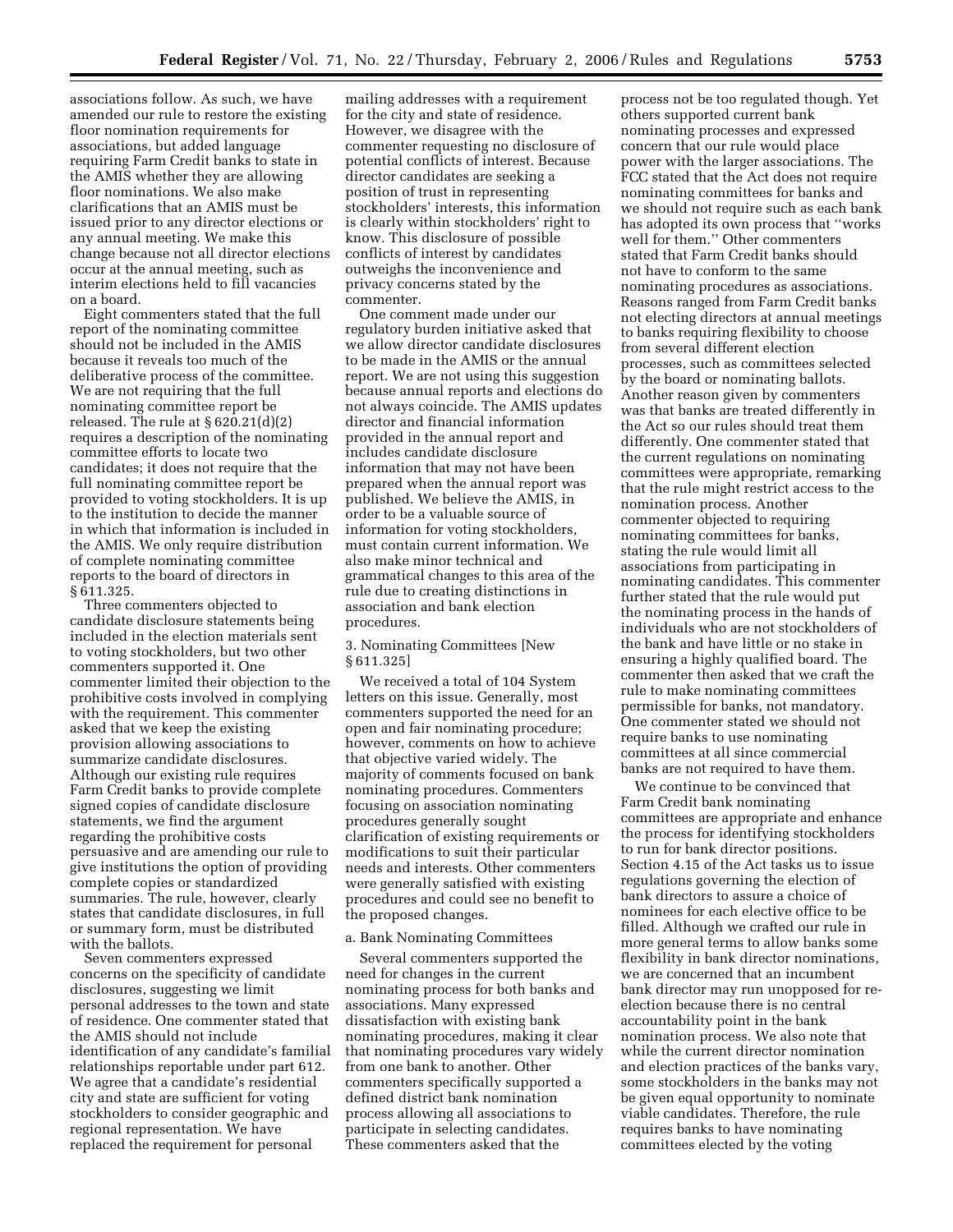associations follow. As such, we have amended our rule to restore the existing floor nomination requirements for associations, but added language requiring Farm Credit banks to state in the AMIS whether they are allowing floor nominations. We also make clarifications that an AMIS must be issued prior to any director elections or any annual meeting. We make this change because not all director elections occur at the annual meeting, such as interim elections held to fill vacancies on a board.

Eight commenters stated that the full report of the nominating committee should not be included in the AMIS because it reveals too much of the deliberative process of the committee. We are not requiring that the full nominating committee report be released. The rule at § 620.21(d)(2) requires a description of the nominating committee efforts to locate two candidates; it does not require that the full nominating committee report be provided to voting stockholders. It is up to the institution to decide the manner in which that information is included in the AMIS. We only require distribution of complete nominating committee reports to the board of directors in § 611.325.

Three commenters objected to candidate disclosure statements being included in the election materials sent to voting stockholders, but two other commenters supported it. One commenter limited their objection to the prohibitive costs involved in complying with the requirement. This commenter asked that we keep the existing provision allowing associations to summarize candidate disclosures. Although our existing rule requires Farm Credit banks to provide complete signed copies of candidate disclosure statements, we find the argument regarding the prohibitive costs persuasive and are amending our rule to give institutions the option of providing complete copies or standardized summaries. The rule, however, clearly states that candidate disclosures, in full or summary form, must be distributed with the ballots.

Seven commenters expressed concerns on the specificity of candidate disclosures, suggesting we limit personal addresses to the town and state of residence. One commenter stated that the AMIS should not include identification of any candidate's familial relationships reportable under part 612. We agree that a candidate's residential city and state are sufficient for voting stockholders to consider geographic and regional representation. We have replaced the requirement for personal mailing addresses with a requirement for the city and state of residence. However, we disagree with the commenter requesting no disclosure of potential conflicts of interest. Because director candidates are seeking a position of trust in representing stockholders' interests, this information is clearly within stockholders' right to know. This disclosure of possible conflicts of interest by candidates outweighs the inconvenience and privacy concerns stated by the commenter.

One comment made under our regulatory burden initiative asked that we allow director candidate disclosures to be made in the AMIS or the annual report. We are not using this suggestion because annual reports and elections do not always coincide. The AMIS updates director and financial information provided in the annual report and includes candidate disclosure information that may not have been prepared when the annual report was published. We believe the AMIS, in order to be a valuable source of information for voting stockholders, must contain current information. We also make minor technical and grammatical changes to this area of the rule due to creating distinctions in association and bank election procedures.

3. Nominating Committees [New § 611.325]

We received a total of 104 System letters on this issue. Generally, most commenters supported the need for an open and fair nominating procedure; however, comments on how to achieve that objective varied widely. The majority of comments focused on bank nominating procedures. Commenters focusing on association nominating procedures generally sought clarification of existing requirements or modifications to suit their particular needs and interests. Other commenters were generally satisfied with existing procedures and could see no benefit to the proposed changes.

a. Bank Nominating Committees

Several commenters supported the need for changes in the current nominating process for both banks and associations. Many expressed dissatisfaction with existing bank nominating procedures, making it clear that nominating procedures vary widely from one bank to another. Other commenters specifically supported a defined district bank nomination process allowing all associations to participate in selecting candidates. These commenters asked that the process not be too regulated though. Yet others supported current bank nominating processes and expressed concern that our rule would place power with the larger associations. The FCC stated that the Act does not require nominating committees for banks and we should not require such as each bank has adopted its own process that ''works well for them.'' Other commenters stated that Farm Credit banks should not have to conform to the same nominating procedures as associations. Reasons ranged from Farm Credit banks not electing directors at annual meetings to banks requiring flexibility to choose from several different election processes, such as committees selected by the board or nominating ballots. Another reason given by commenters was that banks are treated differently in the Act so our rules should treat them differently. One commenter stated that the current regulations on nominating committees were appropriate, remarking that the rule might restrict access to the nomination process. Another commenter objected to requiring nominating committees for banks, stating the rule would limit all associations from participating in nominating candidates. This commenter further stated that the rule would put the nominating process in the hands of individuals who are not stockholders of the bank and have little or no stake in ensuring a highly qualified board. The commenter then asked that we craft the rule to make nominating committees permissible for banks, not mandatory. One commenter stated we should not require banks to use nominating committees at all since commercial banks are not required to have them.

We continue to be convinced that Farm Credit bank nominating committees are appropriate and enhance the process for identifying stockholders to run for bank director positions. Section 4.15 of the Act tasks us to issue regulations governing the election of bank directors to assure a choice of nominees for each elective office to be filled. Although we crafted our rule in more general terms to allow banks some flexibility in bank director nominations, we are concerned that an incumbent bank director may run unopposed for re-election because there is no central accountability point in the bank nomination process. We also note that while the current director nomination and election practices of the banks vary, some stockholders in the banks may not be given equal opportunity to nominate viable candidates. Therefore, the rule requires banks to have nominating committees elected by the voting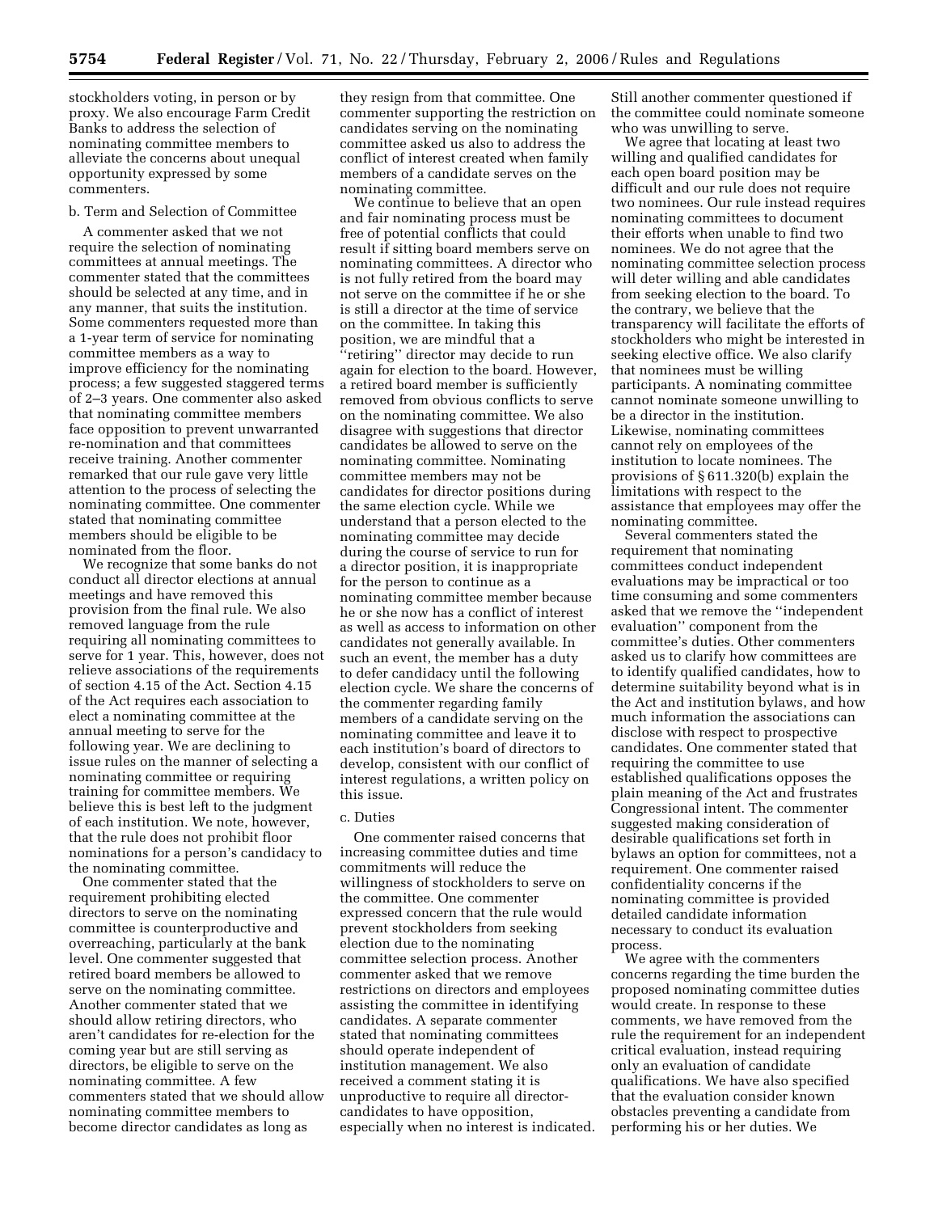stockholders voting, in person or by proxy. We also encourage Farm Credit Banks to address the selection of nominating committee members to alleviate the concerns about unequal opportunity expressed by some commenters.

b. Term and Selection of Committee

A commenter asked that we not require the selection of nominating committees at annual meetings. The commenter stated that the committees should be selected at any time, and in any manner, that suits the institution. Some commenters requested more than a 1-year term of service for nominating committee members as a way to improve efficiency for the nominating process; a few suggested staggered terms of 2–3 years. One commenter also asked that nominating committee members face opposition to prevent unwarranted re-nomination and that committees receive training. Another commenter remarked that our rule gave very little attention to the process of selecting the nominating committee. One commenter stated that nominating committee members should be eligible to be nominated from the floor.

We recognize that some banks do not conduct all director elections at annual meetings and have removed this provision from the final rule. We also removed language from the rule requiring all nominating committees to serve for 1 year. This, however, does not relieve associations of the requirements of section 4.15 of the Act. Section 4.15 of the Act requires each association to elect a nominating committee at the annual meeting to serve for the following year. We are declining to issue rules on the manner of selecting a nominating committee or requiring training for committee members. We believe this is best left to the judgment of each institution. We note, however, that the rule does not prohibit floor nominations for a person's candidacy to the nominating committee.

One commenter stated that the requirement prohibiting elected directors to serve on the nominating committee is counterproductive and overreaching, particularly at the bank level. One commenter suggested that retired board members be allowed to serve on the nominating committee. Another commenter stated that we should allow retiring directors, who aren't candidates for re-election for the coming year but are still serving as directors, be eligible to serve on the nominating committee. A few commenters stated that we should allow nominating committee members to become director candidates as long as they resign from that committee. One commenter supporting the restriction on candidates serving on the nominating committee asked us also to address the conflict of interest created when family members of a candidate serves on the nominating committee.

We continue to believe that an open and fair nominating process must be free of potential conflicts that could result if sitting board members serve on nominating committees. A director who is not fully retired from the board may not serve on the committee if he or she is still a director at the time of service on the committee. In taking this position, we are mindful that a "retiring" director may decide to run again for election to the board. However, a retired board member is sufficiently removed from obvious conflicts to serve on the nominating committee. We also disagree with suggestions that director candidates be allowed to serve on the nominating committee. Nominating committee members may not be candidates for director positions during the same election cycle. While we understand that a person elected to the nominating committee may decide during the course of service to run for a director position, it is inappropriate for the person to continue as a nominating committee member because he or she now has a conflict of interest as well as access to information on other candidates not generally available. In such an event, the member has a duty to defer candidacy until the following election cycle. We share the concerns of the commenter regarding family members of a candidate serving on the nominating committee and leave it to each institution's board of directors to develop, consistent with our conflict of interest regulations, a written policy on this issue.

c. Duties

One commenter raised concerns that increasing committee duties and time commitments will reduce the willingness of stockholders to serve on the committee. One commenter expressed concern that the rule would prevent stockholders from seeking election due to the nominating committee selection process. Another commenter asked that we remove restrictions on directors and employees assisting the committee in identifying candidates. A separate commenter stated that nominating committees should operate independent of institution management. We also received a comment stating it is unproductive to require all director-candidates to have opposition, especially when no interest is indicated. Still another commenter questioned if the committee could nominate someone who was unwilling to serve.

We agree that locating at least two willing and qualified candidates for each open board position may be difficult and our rule does not require two nominees. Our rule instead requires nominating committees to document their efforts when unable to find two nominees. We do not agree that the nominating committee selection process will deter willing and able candidates from seeking election to the board. To the contrary, we believe that the transparency will facilitate the efforts of stockholders who might be interested in seeking elective office. We also clarify that nominees must be willing participants. A nominating committee cannot nominate someone unwilling to be a director in the institution. Likewise, nominating committees cannot rely on employees of the institution to locate nominees. The provisions of § 611.320(b) explain the limitations with respect to the assistance that employees may offer the nominating committee.

Several commenters stated the requirement that nominating committees conduct independent evaluations may be impractical or too time consuming and some commenters asked that we remove the "independent evaluation" component from the committee's duties. Other commenters asked us to clarify how committees are to identify qualified candidates, how to determine suitability beyond what is in the Act and institution bylaws, and how much information the associations can disclose with respect to prospective candidates. One commenter stated that requiring the committee to use established qualifications opposes the plain meaning of the Act and frustrates Congressional intent. The commenter suggested making consideration of desirable qualifications set forth in bylaws an option for committees, not a requirement. One commenter raised confidentiality concerns if the nominating committee is provided detailed candidate information necessary to conduct its evaluation process.

We agree with the commenters concerns regarding the time burden the proposed nominating committee duties would create. In response to these comments, we have removed from the rule the requirement for an independent critical evaluation, instead requiring only an evaluation of candidate qualifications. We have also specified that the evaluation consider known obstacles preventing a candidate from performing his or her duties. We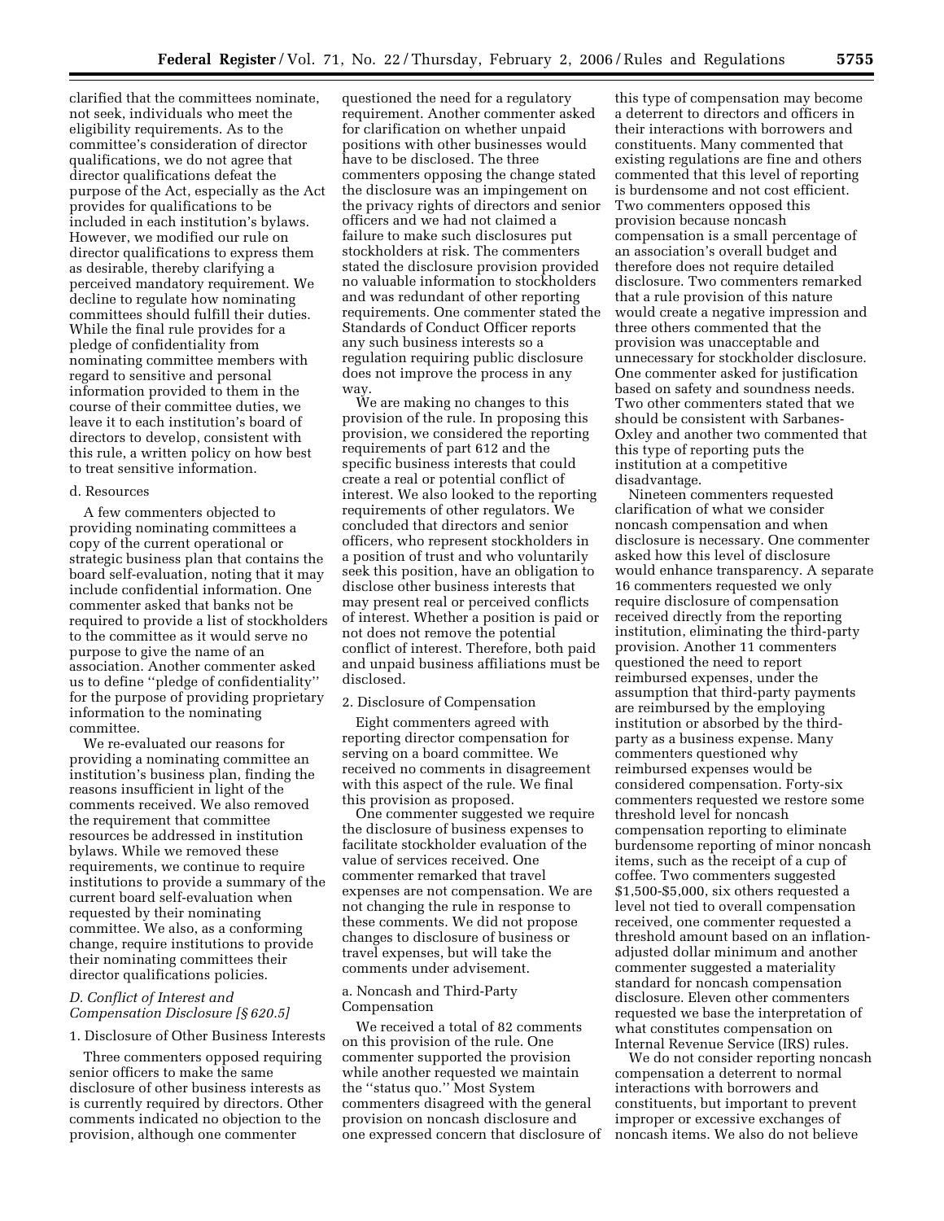clarified that the committees nominate, not seek, individuals who meet the eligibility requirements. As to the committee's consideration of director qualifications, we do not agree that director qualifications defeat the purpose of the Act, especially as the Act provides for qualifications to be included in each institution's bylaws. However, we modified our rule on director qualifications to express them as desirable, thereby clarifying a perceived mandatory requirement. We decline to regulate how nominating committees should fulfill their duties. While the final rule provides for a pledge of confidentiality from nominating committee members with regard to sensitive and personal information provided to them in the course of their committee duties, we leave it to each institution's board of directors to develop, consistent with this rule, a written policy on how best to treat sensitive information.

d. Resources

A few commenters objected to providing nominating committees a copy of the current operational or strategic business plan that contains the board self-evaluation, noting that it may include confidential information. One commenter asked that banks not be required to provide a list of stockholders to the committee as it would serve no purpose to give the name of an association. Another commenter asked us to define ''pledge of confidentiality'' for the purpose of providing proprietary information to the nominating committee.

We re-evaluated our reasons for providing a nominating committee an institution's business plan, finding the reasons insufficient in light of the comments received. We also removed the requirement that committee resources be addressed in institution bylaws. While we removed these requirements, we continue to require institutions to provide a summary of the current board self-evaluation when requested by their nominating committee. We also, as a conforming change, require institutions to provide their nominating committees their director qualifications policies.

*D. Conflict of Interest and Compensation Disclosure [§ 620.5]*

1. Disclosure of Other Business Interests

Three commenters opposed requiring senior officers to make the same disclosure of other business interests as is currently required by directors. Other comments indicated no objection to the provision, although one commenter questioned the need for a regulatory requirement. Another commenter asked for clarification on whether unpaid positions with other businesses would have to be disclosed. The three commenters opposing the change stated the disclosure was an impingement on the privacy rights of directors and senior officers and we had not claimed a failure to make such disclosures put stockholders at risk. The commenters stated the disclosure provision provided no valuable information to stockholders and was redundant of other reporting requirements. One commenter stated the Standards of Conduct Officer reports any such business interests so a regulation requiring public disclosure does not improve the process in any way.

We are making no changes to this provision of the rule. In proposing this provision, we considered the reporting requirements of part 612 and the specific business interests that could create a real or potential conflict of interest. We also looked to the reporting requirements of other regulators. We concluded that directors and senior officers, who represent stockholders in a position of trust and who voluntarily seek this position, have an obligation to disclose other business interests that may present real or perceived conflicts of interest. Whether a position is paid or not does not remove the potential conflict of interest. Therefore, both paid and unpaid business affiliations must be disclosed.

2. Disclosure of Compensation

Eight commenters agreed with reporting director compensation for serving on a board committee. We received no comments in disagreement with this aspect of the rule. We final this provision as proposed.

One commenter suggested we require the disclosure of business expenses to facilitate stockholder evaluation of the value of services received. One commenter remarked that travel expenses are not compensation. We are not changing the rule in response to these comments. We did not propose changes to disclosure of business or travel expenses, but will take the comments under advisement.

a. Noncash and Third-Party Compensation

We received a total of 82 comments on this provision of the rule. One commenter supported the provision while another requested we maintain the ''status quo.'' Most System commenters disagreed with the general provision on noncash disclosure and one expressed concern that disclosure of this type of compensation may become a deterrent to directors and officers in their interactions with borrowers and constituents. Many commented that existing regulations are fine and others commented that this level of reporting is burdensome and not cost efficient. Two commenters opposed this provision because noncash compensation is a small percentage of an association's overall budget and therefore does not require detailed disclosure. Two commenters remarked that a rule provision of this nature would create a negative impression and three others commented that the provision was unacceptable and unnecessary for stockholder disclosure. One commenter asked for justification based on safety and soundness needs. Two other commenters stated that we should be consistent with Sarbanes-Oxley and another two commented that this type of reporting puts the institution at a competitive disadvantage.

Nineteen commenters requested clarification of what we consider noncash compensation and when disclosure is necessary. One commenter asked how this level of disclosure would enhance transparency. A separate 16 commenters requested we only require disclosure of compensation received directly from the reporting institution, eliminating the third-party provision. Another 11 commenters questioned the need to report reimbursed expenses, under the assumption that third-party payments are reimbursed by the employing institution or absorbed by the third-party as a business expense. Many commenters questioned why reimbursed expenses would be considered compensation. Forty-six commenters requested we restore some threshold level for noncash compensation reporting to eliminate burdensome reporting of minor noncash items, such as the receipt of a cup of coffee. Two commenters suggested \$1,500-\$5,000, six others requested a level not tied to overall compensation received, one commenter requested a threshold amount based on an inflation-adjusted dollar minimum and another commenter suggested a materiality standard for noncash compensation disclosure. Eleven other commenters requested we base the interpretation of what constitutes compensation on Internal Revenue Service (IRS) rules.

We do not consider reporting noncash compensation a deterrent to normal interactions with borrowers and constituents, but important to prevent improper or excessive exchanges of noncash items. We also do not believe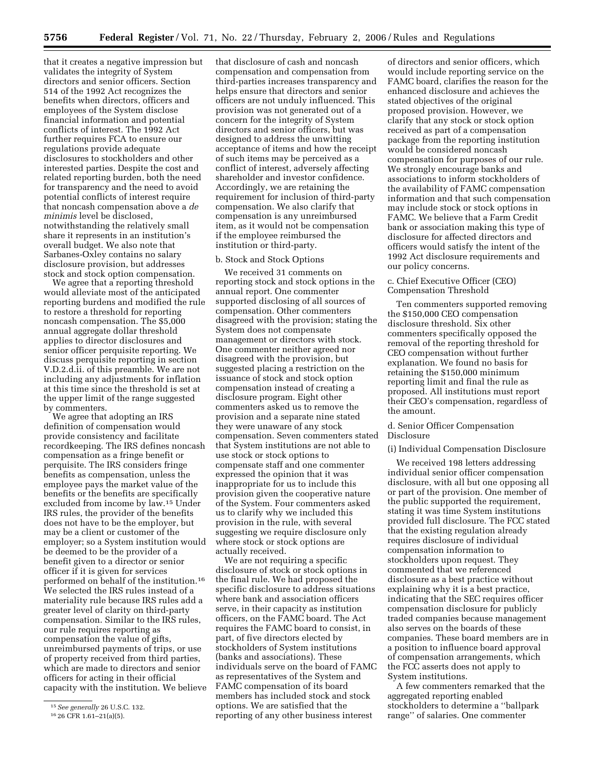that it creates a negative impression but validates the integrity of System directors and senior officers. Section 514 of the 1992 Act recognizes the benefits when directors, officers and employees of the System disclose financial information and potential conflicts of interest. The 1992 Act further requires FCA to ensure our regulations provide adequate disclosures to stockholders and other interested parties. Despite the cost and related reporting burden, both the need for transparency and the need to avoid potential conflicts of interest require that noncash compensation above a *de minimis* level be disclosed, notwithstanding the relatively small share it represents in an institution's overall budget. We also note that Sarbanes-Oxley contains no salary disclosure provision, but addresses stock and stock option compensation.

We agree that a reporting threshold would alleviate most of the anticipated reporting burdens and modified the rule to restore a threshold for reporting noncash compensation. The $5,000 annual aggregate dollar threshold applies to director disclosures and senior officer perquisite reporting. We discuss perquisite reporting in section V.D.2.d.ii. of this preamble. We are not including any adjustments for inflation at this time since the threshold is set at the upper limit of the range suggested by commenters.

We agree that adopting an IRS definition of compensation would provide consistency and facilitate recordkeeping. The IRS defines noncash compensation as a fringe benefit or perquisite. The IRS considers fringe benefits as compensation, unless the employee pays the market value of the benefits or the benefits are specifically excluded from income by law.[15] Under IRS rules, the provider of the benefits does not have to be the employer, but may be a client or customer of the employer; so a System institution would be deemed to be the provider of a benefit given to a director or senior officer if it is given for services performed on behalf of the institution.[16] We selected the IRS rules instead of a materiality rule because IRS rules add a greater level of clarity on third-party compensation. Similar to the IRS rules, our rule requires reporting as compensation the value of gifts, unreimbursed payments of trips, or use of property received from third parties, which are made to directors and senior officers for acting in their official capacity with the institution. We believe that disclosure of cash and noncash compensation and compensation from third-parties increases transparency and helps ensure that directors and senior officers are not unduly influenced. This provision was not generated out of a concern for the integrity of System directors and senior officers, but was designed to address the unwitting acceptance of items and how the receipt of such items may be perceived as a conflict of interest, adversely affecting shareholder and investor confidence. Accordingly, we are retaining the requirement for inclusion of third-party compensation. We also clarify that compensation is any unreimbursed item, as it would not be compensation if the employee reimbursed the institution or third-party.

b. Stock and Stock Options

We received 31 comments on reporting stock and stock options in the annual report. One commenter supported disclosing of all sources of compensation. Other commenters disagreed with the provision; stating the System does not compensate management or directors with stock. One commenter neither agreed nor disagreed with the provision, but suggested placing a restriction on the issuance of stock and stock option compensation instead of creating a disclosure program. Eight other commenters asked us to remove the provision and a separate nine stated they were unaware of any stock compensation. Seven commenters stated that System institutions are not able to use stock or stock options to compensate staff and one commenter expressed the opinion that it was inappropriate for us to include this provision given the cooperative nature of the System. Four commenters asked us to clarify why we included this provision in the rule, with several suggesting we require disclosure only where stock or stock options are actually received.

We are not requiring a specific disclosure of stock or stock options in the final rule. We had proposed the specific disclosure to address situations where bank and association officers serve, in their capacity as institution officers, on the FAMC board. The Act requires the FAMC board to consist, in part, of five directors elected by stockholders of System institutions (banks and associations). These individuals serve on the board of FAMC as representatives of the System and FAMC compensation of its board members has included stock and stock options. We are satisfied that the reporting of any other business interest of directors and senior officers, which would include reporting service on the FAMC board, clarifies the reason for the enhanced disclosure and achieves the stated objectives of the original proposed provision. However, we clarify that any stock or stock option received as part of a compensation package from the reporting institution would be considered noncash compensation for purposes of our rule. We strongly encourage banks and associations to inform stockholders of the availability of FAMC compensation information and that such compensation may include stock or stock options in FAMC. We believe that a Farm Credit bank or association making this type of disclosure for affected directors and officers would satisfy the intent of the 1992 Act disclosure requirements and our policy concerns.

c. Chief Executive Officer (CEO) Compensation Threshold

Ten commenters supported removing the $150,000 CEO compensation disclosure threshold. Six other commenters specifically opposed the removal of the reporting threshold for CEO compensation without further explanation. We found no basis for retaining the $150,000 minimum reporting limit and final the rule as proposed. All institutions must report their CEO's compensation, regardless of the amount.

d. Senior Officer Compensation Disclosure

(i) Individual Compensation Disclosure

We received 198 letters addressing individual senior officer compensation disclosure, with all but one opposing all or part of the provision. One member of the public supported the requirement, stating it was time System institutions provided full disclosure. The FCC stated that the existing regulation already requires disclosure of individual compensation information to stockholders upon request. They commented that we referenced disclosure as a best practice without explaining why it is a best practice, indicating that the SEC requires officer compensation disclosure for publicly traded companies because management also serves on the boards of these companies. These board members are in a position to influence board approval of compensation arrangements, which the FCC asserts does not apply to System institutions.

A few commenters remarked that the aggregated reporting enabled stockholders to determine a "ballpark range" of salaries. One commenter

[15] *See generally* 26 U.S.C. 132.

[16] 26 CFR 1.61–21(a)(5).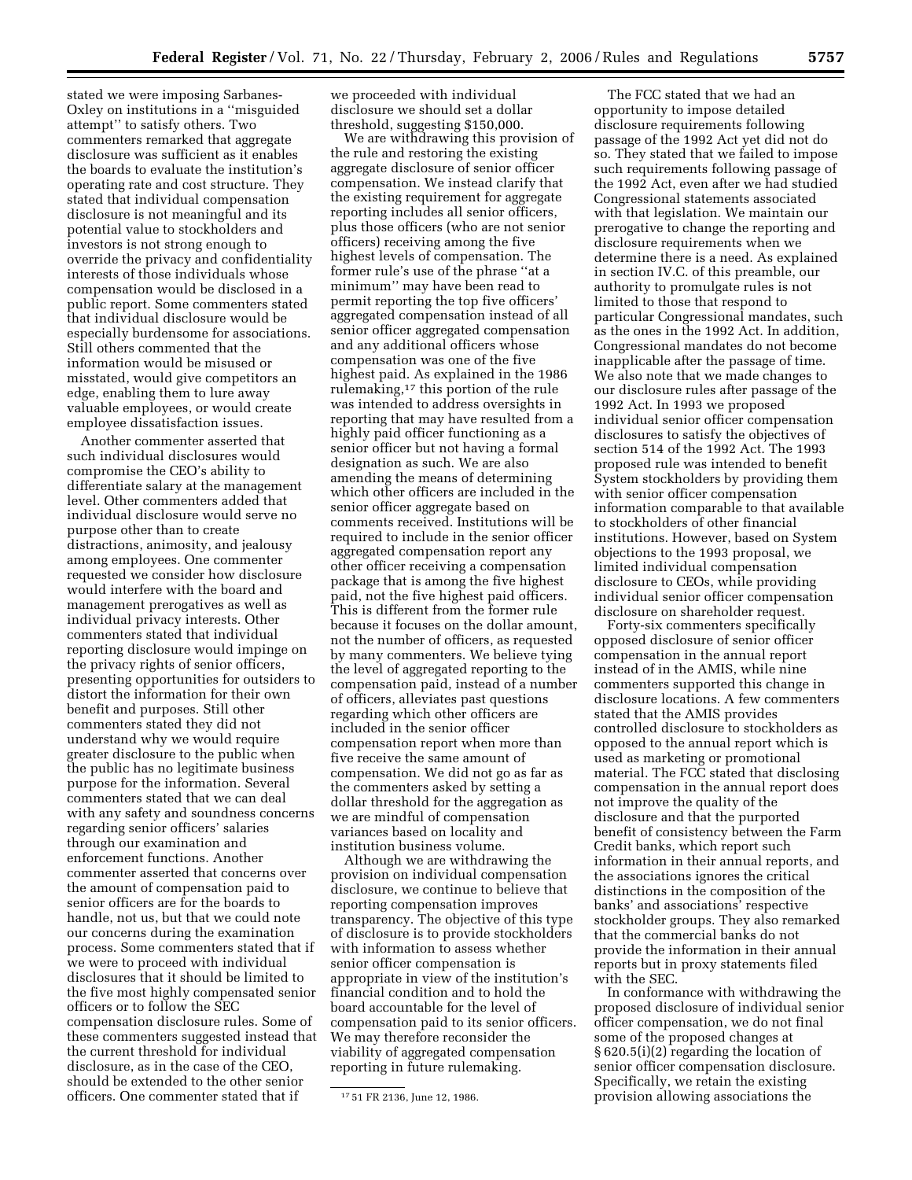stated we were imposing Sarbanes-Oxley on institutions in a ''misguided attempt'' to satisfy others. Two commenters remarked that aggregate disclosure was sufficient as it enables the boards to evaluate the institution's operating rate and cost structure. They stated that individual compensation disclosure is not meaningful and its potential value to stockholders and investors is not strong enough to override the privacy and confidentiality interests of those individuals whose compensation would be disclosed in a public report. Some commenters stated that individual disclosure would be especially burdensome for associations. Still others commented that the information would be misused or misstated, would give competitors an edge, enabling them to lure away valuable employees, or would create employee dissatisfaction issues.

Another commenter asserted that such individual disclosures would compromise the CEO's ability to differentiate salary at the management level. Other commenters added that individual disclosure would serve no purpose other than to create distractions, animosity, and jealousy among employees. One commenter requested we consider how disclosure would interfere with the board and management prerogatives as well as individual privacy interests. Other commenters stated that individual reporting disclosure would impinge on the privacy rights of senior officers, presenting opportunities for outsiders to distort the information for their own benefit and purposes. Still other commenters stated they did not understand why we would require greater disclosure to the public when the public has no legitimate business purpose for the information. Several commenters stated that we can deal with any safety and soundness concerns regarding senior officers' salaries through our examination and enforcement functions. Another commenter asserted that concerns over the amount of compensation paid to senior officers are for the boards to handle, not us, but that we could note our concerns during the examination process. Some commenters stated that if we were to proceed with individual disclosures that it should be limited to the five most highly compensated senior officers or to follow the SEC compensation disclosure rules. Some of these commenters suggested instead that the current threshold for individual disclosure, as in the case of the CEO, should be extended to the other senior officers. One commenter stated that if we proceeded with individual disclosure we should set a dollar threshold, suggesting $150,000.

We are withdrawing this provision of the rule and restoring the existing aggregate disclosure of senior officer compensation. We instead clarify that the existing requirement for aggregate reporting includes all senior officers, plus those officers (who are not senior officers) receiving among the five highest levels of compensation. The former rule's use of the phrase ''at a minimum'' may have been read to permit reporting the top five officers' aggregated compensation instead of all senior officer aggregated compensation and any additional officers whose compensation was one of the five highest paid. As explained in the 1986 rulemaking,[17] this portion of the rule was intended to address oversights in reporting that may have resulted from a highly paid officer functioning as a senior officer but not having a formal designation as such. We are also amending the means of determining which other officers are included in the senior officer aggregate based on comments received. Institutions will be required to include in the senior officer aggregated compensation report any other officer receiving a compensation package that is among the five highest paid, not the five highest paid officers. This is different from the former rule because it focuses on the dollar amount, not the number of officers, as requested by many commenters. We believe tying the level of aggregated reporting to the compensation paid, instead of a number of officers, alleviates past questions regarding which other officers are included in the senior officer compensation report when more than five receive the same amount of compensation. We did not go as far as the commenters asked by setting a dollar threshold for the aggregation as we are mindful of compensation variances based on locality and institution business volume.

Although we are withdrawing the provision on individual compensation disclosure, we continue to believe that reporting compensation improves transparency. The objective of this type of disclosure is to provide stockholders with information to assess whether senior officer compensation is appropriate in view of the institution's financial condition and to hold the board accountable for the level of compensation paid to its senior officers. We may therefore reconsider the viability of aggregated compensation reporting in future rulemaking.

The FCC stated that we had an opportunity to impose detailed disclosure requirements following passage of the 1992 Act yet did not do so. They stated that we failed to impose such requirements following passage of the 1992 Act, even after we had studied Congressional statements associated with that legislation. We maintain our prerogative to change the reporting and disclosure requirements when we determine there is a need. As explained in section IV.C. of this preamble, our authority to promulgate rules is not limited to those that respond to particular Congressional mandates, such as the ones in the 1992 Act. In addition, Congressional mandates do not become inapplicable after the passage of time. We also note that we made changes to our disclosure rules after passage of the 1992 Act. In 1993 we proposed individual senior officer compensation disclosures to satisfy the objectives of section 514 of the 1992 Act. The 1993 proposed rule was intended to benefit System stockholders by providing them with senior officer compensation information comparable to that available to stockholders of other financial institutions. However, based on System objections to the 1993 proposal, we limited individual compensation disclosure to CEOs, while providing individual senior officer compensation disclosure on shareholder request.

Forty-six commenters specifically opposed disclosure of senior officer compensation in the annual report instead of in the AMIS, while nine commenters supported this change in disclosure locations. A few commenters stated that the AMIS provides controlled disclosure to stockholders as opposed to the annual report which is used as marketing or promotional material. The FCC stated that disclosing compensation in the annual report does not improve the quality of the disclosure and that the purported benefit of consistency between the Farm Credit banks, which report such information in their annual reports, and the associations ignores the critical distinctions in the composition of the banks' and associations' respective stockholder groups. They also remarked that the commercial banks do not provide the information in their annual reports but in proxy statements filed with the SEC.

In conformance with withdrawing the proposed disclosure of individual senior officer compensation, we do not final some of the proposed changes at § 620.5(i)(2) regarding the location of senior officer compensation disclosure. Specifically, we retain the existing provision allowing associations the

[17] 51 FR 2136, June 12, 1986.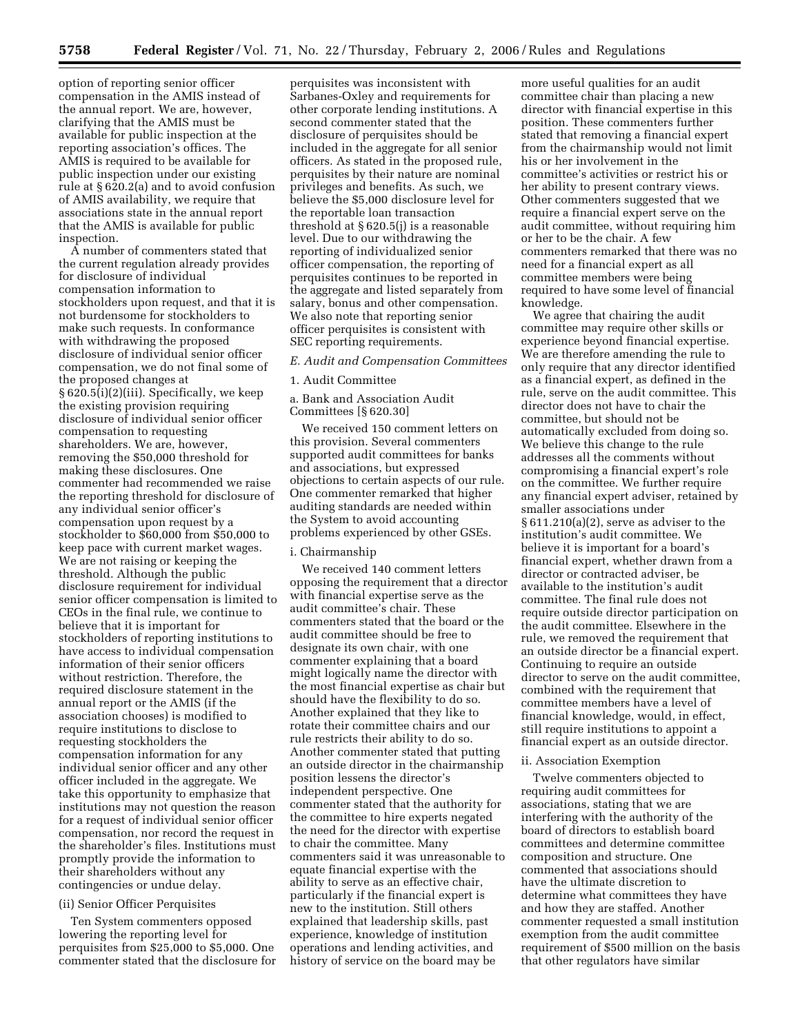option of reporting senior officer compensation in the AMIS instead of the annual report. We are, however, clarifying that the AMIS must be available for public inspection at the reporting association's offices. The AMIS is required to be available for public inspection under our existing rule at § 620.2(a) and to avoid confusion of AMIS availability, we require that associations state in the annual report that the AMIS is available for public inspection.

A number of commenters stated that the current regulation already provides for disclosure of individual compensation information to stockholders upon request, and that it is not burdensome for stockholders to make such requests. In conformance with withdrawing the proposed disclosure of individual senior officer compensation, we do not final some of the proposed changes at § 620.5(i)(2)(iii). Specifically, we keep the existing provision requiring disclosure of individual senior officer compensation to requesting shareholders. We are, however, removing the $50,000 threshold for making these disclosures. One commenter had recommended we raise the reporting threshold for disclosure of any individual senior officer's compensation upon request by a stockholder to $60,000 from $50,000 to keep pace with current market wages. We are not raising or keeping the threshold. Although the public disclosure requirement for individual senior officer compensation is limited to CEOs in the final rule, we continue to believe that it is important for stockholders of reporting institutions to have access to individual compensation information of their senior officers without restriction. Therefore, the required disclosure statement in the annual report or the AMIS (if the association chooses) is modified to require institutions to disclose to requesting stockholders the compensation information for any individual senior officer and any other officer included in the aggregate. We take this opportunity to emphasize that institutions may not question the reason for a request of individual senior officer compensation, nor record the request in the shareholder's files. Institutions must promptly provide the information to their shareholders without any contingencies or undue delay.

(ii) Senior Officer Perquisites

Ten System commenters opposed lowering the reporting level for perquisites from $25,000 to $5,000. One commenter stated that the disclosure for perquisites was inconsistent with Sarbanes-Oxley and requirements for other corporate lending institutions. A second commenter stated that the disclosure of perquisites should be included in the aggregate for all senior officers. As stated in the proposed rule, perquisites by their nature are nominal privileges and benefits. As such, we believe the $5,000 disclosure level for the reportable loan transaction threshold at § 620.5(j) is a reasonable level. Due to our withdrawing the reporting of individualized senior officer compensation, the reporting of perquisites continues to be reported in the aggregate and listed separately from salary, bonus and other compensation. We also note that reporting senior officer perquisites is consistent with SEC reporting requirements.

*E. Audit and Compensation Committees*

1. Audit Committee

a. Bank and Association Audit Committees [§ 620.30]

We received 150 comment letters on this provision. Several commenters supported audit committees for banks and associations, but expressed objections to certain aspects of our rule. One commenter remarked that higher auditing standards are needed within the System to avoid accounting problems experienced by other GSEs.

i. Chairmanship

We received 140 comment letters opposing the requirement that a director with financial expertise serve as the audit committee's chair. These commenters stated that the board or the audit committee should be free to designate its own chair, with one commenter explaining that a board might logically name the director with the most financial expertise as chair but should have the flexibility to do so. Another explained that they like to rotate their committee chairs and our rule restricts their ability to do so. Another commenter stated that putting an outside director in the chairmanship position lessens the director's independent perspective. One commenter stated that the authority for the committee to hire experts negated the need for the director with expertise to chair the committee. Many commenters said it was unreasonable to equate financial expertise with the ability to serve as an effective chair, particularly if the financial expert is new to the institution. Still others explained that leadership skills, past experience, knowledge of institution operations and lending activities, and history of service on the board may be more useful qualities for an audit committee chair than placing a new director with financial expertise in this position. These commenters further stated that removing a financial expert from the chairmanship would not limit his or her involvement in the committee's activities or restrict his or her ability to present contrary views. Other commenters suggested that we require a financial expert serve on the audit committee, without requiring him or her to be the chair. A few commenters remarked that there was no need for a financial expert as all committee members were being required to have some level of financial knowledge.

We agree that chairing the audit committee may require other skills or experience beyond financial expertise. We are therefore amending the rule to only require that any director identified as a financial expert, as defined in the rule, serve on the audit committee. This director does not have to chair the committee, but should not be automatically excluded from doing so. We believe this change to the rule addresses all the comments without compromising a financial expert's role on the committee. We further require any financial expert adviser, retained by smaller associations under § 611.210(a)(2), serve as adviser to the institution's audit committee. We believe it is important for a board's financial expert, whether drawn from a director or contracted adviser, be available to the institution's audit committee. The final rule does not require outside director participation on the audit committee. Elsewhere in the rule, we removed the requirement that an outside director be a financial expert. Continuing to require an outside director to serve on the audit committee, combined with the requirement that committee members have a level of financial knowledge, would, in effect, still require institutions to appoint a financial expert as an outside director.

ii. Association Exemption

Twelve commenters objected to requiring audit committees for associations, stating that we are interfering with the authority of the board of directors to establish board committees and determine committee composition and structure. One commented that associations should have the ultimate discretion to determine what committees they have and how they are staffed. Another commenter requested a small institution exemption from the audit committee requirement of $500 million on the basis that other regulators have similar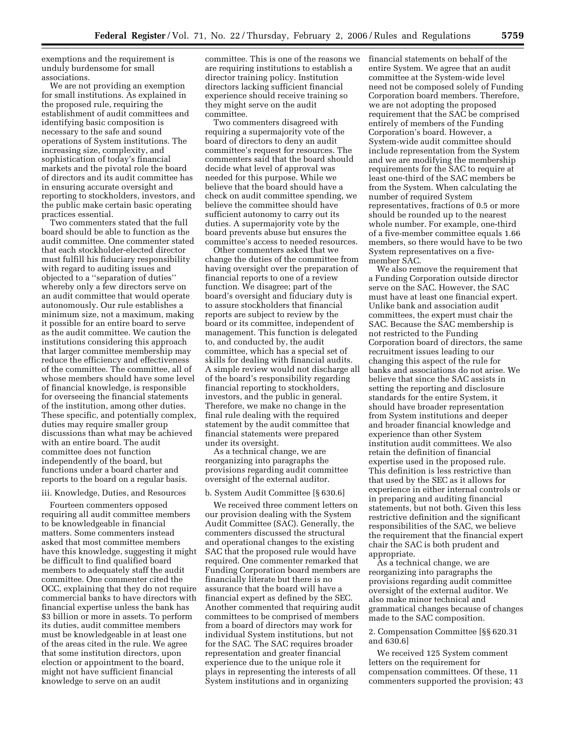exemptions and the requirement is unduly burdensome for small associations.

We are not providing an exemption for small institutions. As explained in the proposed rule, requiring the establishment of audit committees and identifying basic composition is necessary to the safe and sound operations of System institutions. The increasing size, complexity, and sophistication of today's financial markets and the pivotal role the board of directors and its audit committee has in ensuring accurate oversight and reporting to stockholders, investors, and the public make certain basic operating practices essential.

Two commenters stated that the full board should be able to function as the audit committee. One commenter stated that each stockholder-elected director must fulfill his fiduciary responsibility with regard to auditing issues and objected to a "separation of duties" whereby only a few directors serve on an audit committee that would operate autonomously. Our rule establishes a minimum size, not a maximum, making it possible for an entire board to serve as the audit committee. We caution the institutions considering this approach that larger committee membership may reduce the efficiency and effectiveness of the committee. The committee, all of whose members should have some level of financial knowledge, is responsible for overseeing the financial statements of the institution, among other duties. These specific, and potentially complex, duties may require smaller group discussions than what may be achieved with an entire board. The audit committee does not function independently of the board, but functions under a board charter and reports to the board on a regular basis.

iii. Knowledge, Duties, and Resources

Fourteen commenters opposed requiring all audit committee members to be knowledgeable in financial matters. Some commenters instead asked that most committee members have this knowledge, suggesting it might be difficult to find qualified board members to adequately staff the audit committee. One commenter cited the OCC, explaining that they do not require commercial banks to have directors with financial expertise unless the bank has $3 billion or more in assets. To perform its duties, audit committee members must be knowledgeable in at least one of the areas cited in the rule. We agree that some institution directors, upon election or appointment to the board, might not have sufficient financial knowledge to serve on an audit committee. This is one of the reasons we are requiring institutions to establish a director training policy. Institution directors lacking sufficient financial experience should receive training so they might serve on the audit committee.

Two commenters disagreed with requiring a supermajority vote of the board of directors to deny an audit committee's request for resources. The commenters said that the board should decide what level of approval was needed for this purpose. While we believe that the board should have a check on audit committee spending, we believe the committee should have sufficient autonomy to carry out its duties. A supermajority vote by the board prevents abuse but ensures the committee's access to needed resources.

Other commenters asked that we change the duties of the committee from having oversight over the preparation of financial reports to one of a review function. We disagree; part of the board's oversight and fiduciary duty is to assure stockholders that financial reports are subject to review by the board or its committee, independent of management. This function is delegated to, and conducted by, the audit committee, which has a special set of skills for dealing with financial audits. A simple review would not discharge all of the board's responsibility regarding financial reporting to stockholders, investors, and the public in general. Therefore, we make no change in the final rule dealing with the required statement by the audit committee that financial statements were prepared under its oversight.

As a technical change, we are reorganizing into paragraphs the provisions regarding audit committee oversight of the external auditor.

b. System Audit Committee [§ 630.6]

We received three comment letters on our provision dealing with the System Audit Committee (SAC). Generally, the commenters discussed the structural and operational changes to the existing SAC that the proposed rule would have required. One commenter remarked that Funding Corporation board members are financially literate but there is no assurance that the board will have a financial expert as defined by the SEC. Another commented that requiring audit committees to be comprised of members from a board of directors may work for individual System institutions, but not for the SAC. The SAC requires broader representation and greater financial experience due to the unique role it plays in representing the interests of all System institutions and in organizing financial statements on behalf of the entire System. We agree that an audit committee at the System-wide level need not be composed solely of Funding Corporation board members. Therefore, we are not adopting the proposed requirement that the SAC be comprised entirely of members of the Funding Corporation's board. However, a System-wide audit committee should include representation from the System and we are modifying the membership requirements for the SAC to require at least one-third of the SAC members be from the System. When calculating the number of required System representatives, fractions of 0.5 or more should be rounded up to the nearest whole number. For example, one-third of a five-member committee equals 1.66 members, so there would have to be two System representatives on a five-member SAC.

We also remove the requirement that a Funding Corporation outside director serve on the SAC. However, the SAC must have at least one financial expert. Unlike bank and association audit committees, the expert must chair the SAC. Because the SAC membership is not restricted to the Funding Corporation board of directors, the same recruitment issues leading to our changing this aspect of the rule for banks and associations do not arise. We believe that since the SAC assists in setting the reporting and disclosure standards for the entire System, it should have broader representation from System institutions and deeper and broader financial knowledge and experience than other System institution audit committees. We also retain the definition of financial expertise used in the proposed rule. This definition is less restrictive than that used by the SEC as it allows for experience in either internal controls or in preparing and auditing financial statements, but not both. Given this less restrictive definition and the significant responsibilities of the SAC, we believe the requirement that the financial expert chair the SAC is both prudent and appropriate.

As a technical change, we are reorganizing into paragraphs the provisions regarding audit committee oversight of the external auditor. We also make minor technical and grammatical changes because of changes made to the SAC composition.

2. Compensation Committee [§§ 620.31 and 630.6]

We received 125 System comment letters on the requirement for compensation committees. Of these, 11 commenters supported the provision; 43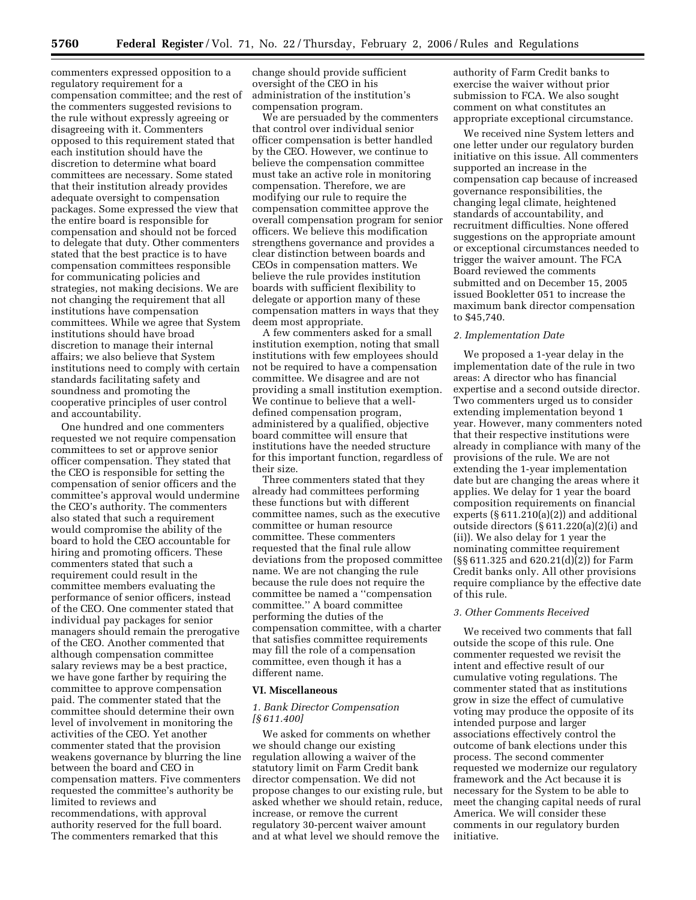commenters expressed opposition to a regulatory requirement for a compensation committee; and the rest of the commenters suggested revisions to the rule without expressly agreeing or disagreeing with it. Commenters opposed to this requirement stated that each institution should have the discretion to determine what board committees are necessary. Some stated that their institution already provides adequate oversight to compensation packages. Some expressed the view that the entire board is responsible for compensation and should not be forced to delegate that duty. Other commenters stated that the best practice is to have compensation committees responsible for communicating policies and strategies, not making decisions. We are not changing the requirement that all institutions have compensation committees. While we agree that System institutions should have broad discretion to manage their internal affairs; we also believe that System institutions need to comply with certain standards facilitating safety and soundness and promoting the cooperative principles of user control and accountability.

One hundred and one commenters requested we not require compensation committees to set or approve senior officer compensation. They stated that the CEO is responsible for setting the compensation of senior officers and the committee's approval would undermine the CEO's authority. The commenters also stated that such a requirement would compromise the ability of the board to hold the CEO accountable for hiring and promoting officers. These commenters stated that such a requirement could result in the committee members evaluating the performance of senior officers, instead of the CEO. One commenter stated that individual pay packages for senior managers should remain the prerogative of the CEO. Another commented that although compensation committee salary reviews may be a best practice, we have gone farther by requiring the committee to approve compensation paid. The commenter stated that the committee should determine their own level of involvement in monitoring the activities of the CEO. Yet another commenter stated that the provision weakens governance by blurring the line between the board and CEO in compensation matters. Five commenters requested the committee's authority be limited to reviews and recommendations, with approval authority reserved for the full board. The commenters remarked that this change should provide sufficient oversight of the CEO in his administration of the institution's compensation program.

We are persuaded by the commenters that control over individual senior officer compensation is better handled by the CEO. However, we continue to believe the compensation committee must take an active role in monitoring compensation. Therefore, we are modifying our rule to require the compensation committee approve the overall compensation program for senior officers. We believe this modification strengthens governance and provides a clear distinction between boards and CEOs in compensation matters. We believe the rule provides institution boards with sufficient flexibility to delegate or apportion many of these compensation matters in ways that they deem most appropriate.

A few commenters asked for a small institution exemption, noting that small institutions with few employees should not be required to have a compensation committee. We disagree and are not providing a small institution exemption. We continue to believe that a well-defined compensation program, administered by a qualified, objective board committee will ensure that institutions have the needed structure for this important function, regardless of their size.

Three commenters stated that they already had committees performing these functions but with different committee names, such as the executive committee or human resource committee. These commenters requested that the final rule allow deviations from the proposed committee name. We are not changing the rule because the rule does not require the committee be named a "compensation committee." A board committee performing the duties of the compensation committee, with a charter that satisfies committee requirements may fill the role of a compensation committee, even though it has a different name.

## VI. Miscellaneous

### *1. Bank Director Compensation [§ 611.400]*

We asked for comments on whether we should change our existing regulation allowing a waiver of the statutory limit on Farm Credit bank director compensation. We did not propose changes to our existing rule, but asked whether we should retain, reduce, increase, or remove the current regulatory 30-percent waiver amount and at what level we should remove the authority of Farm Credit banks to exercise the waiver without prior submission to FCA. We also sought comment on what constitutes an appropriate exceptional circumstance.

We received nine System letters and one letter under our regulatory burden initiative on this issue. All commenters supported an increase in the compensation cap because of increased governance responsibilities, the changing legal climate, heightened standards of accountability, and recruitment difficulties. None offered suggestions on the appropriate amount or exceptional circumstances needed to trigger the waiver amount. The FCA Board reviewed the comments submitted and on December 15, 2005 issued Bookletter 051 to increase the maximum bank director compensation to $45,740.

### *2. Implementation Date*

We proposed a 1-year delay in the implementation date of the rule in two areas: A director who has financial expertise and a second outside director. Two commenters urged us to consider extending implementation beyond 1 year. However, many commenters noted that their respective institutions were already in compliance with many of the provisions of the rule. We are not extending the 1-year implementation date but are changing the areas where it applies. We delay for 1 year the board composition requirements on financial experts (§ 611.210(a)(2)) and additional outside directors (§ 611.220(a)(2)(i) and (ii)). We also delay for 1 year the nominating committee requirement (§§ 611.325 and 620.21(d)(2)) for Farm Credit banks only. All other provisions require compliance by the effective date of this rule.

### *3. Other Comments Received*

We received two comments that fall outside the scope of this rule. One commenter requested we revisit the intent and effective result of our cumulative voting regulations. The commenter stated that as institutions grow in size the effect of cumulative voting may produce the opposite of its intended purpose and larger associations effectively control the outcome of bank elections under this process. The second commenter requested we modernize our regulatory framework and the Act because it is necessary for the System to be able to meet the changing capital needs of rural America. We will consider these comments in our regulatory burden initiative.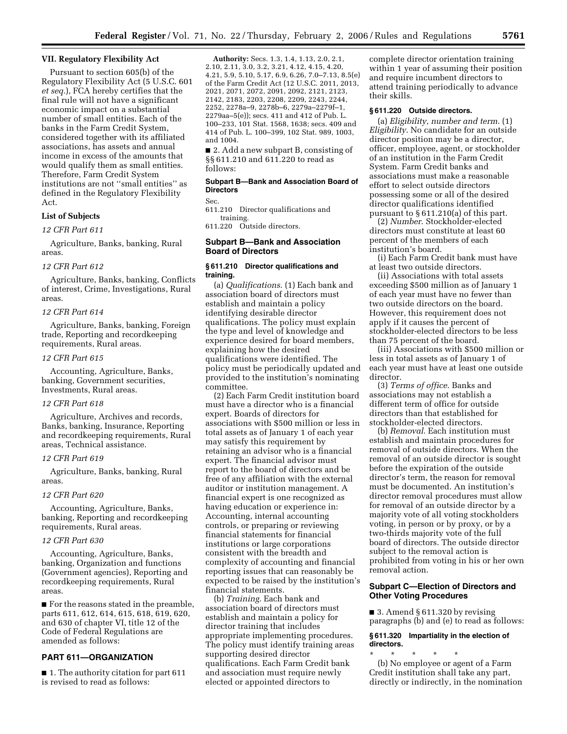## VII. Regulatory Flexibility Act

Pursuant to section 605(b) of the Regulatory Flexibility Act (5 U.S.C. 601 *et seq.*), FCA hereby certifies that the final rule will not have a significant economic impact on a substantial number of small entities. Each of the banks in the Farm Credit System, considered together with its affiliated associations, has assets and annual income in excess of the amounts that would qualify them as small entities. Therefore, Farm Credit System institutions are not ''small entities'' as defined in the Regulatory Flexibility Act.

### List of Subjects

*12 CFR Part 611*

Agriculture, Banks, banking, Rural areas.

*12 CFR Part 612*

Agriculture, Banks, banking, Conflicts of interest, Crime, Investigations, Rural areas.

*12 CFR Part 614*

Agriculture, Banks, banking, Foreign trade, Reporting and recordkeeping requirements, Rural areas.

*12 CFR Part 615*

Accounting, Agriculture, Banks, banking, Government securities, Investments, Rural areas.

*12 CFR Part 618*

Agriculture, Archives and records, Banks, banking, Insurance, Reporting and recordkeeping requirements, Rural areas, Technical assistance.

*12 CFR Part 619*

Agriculture, Banks, banking, Rural areas.

*12 CFR Part 620*

Accounting, Agriculture, Banks, banking, Reporting and recordkeeping requirements, Rural areas.

*12 CFR Part 630*

Accounting, Agriculture, Banks, banking, Organization and functions (Government agencies), Reporting and recordkeeping requirements, Rural areas.

■ For the reasons stated in the preamble, parts 611, 612, 614, 615, 618, 619, 620, and 630 of chapter VI, title 12 of the Code of Federal Regulations are amended as follows:

## PART 611—ORGANIZATION

■ 1. The authority citation for part 611 is revised to read as follows:

**Authority:** Secs. 1.3, 1.4, 1.13, 2.0, 2.1, 2.10, 2.11, 3.0, 3.2, 3.21, 4.12, 4.15, 4.20, 4.21, 5.9, 5.10, 5.17, 6.9, 6.26, 7.0–7.13, 8.5(e) of the Farm Credit Act (12 U.S.C. 2011, 2013, 2021, 2071, 2072, 2091, 2092, 2121, 2123, 2142, 2183, 2203, 2208, 2209, 2243, 2244, 2252, 2278a–9, 2278b–6, 2279a–2279f–1, 2279aa–5(e)); secs. 411 and 412 of Pub. L. 100–233, 101 Stat. 1568, 1638; secs. 409 and 414 of Pub. L. 100–399, 102 Stat. 989, 1003, and 1004.

■ 2. Add a new subpart B, consisting of §§ 611.210 and 611.220 to read as follows:

### Subpart B—Bank and Association Board of Directors

Sec.
611.210 Director qualifications and training.
611.220 Outside directors.

### Subpart B—Bank and Association Board of Directors

#### § 611.210 Director qualifications and training.

(a) *Qualifications.* (1) Each bank and association board of directors must establish and maintain a policy identifying desirable director qualifications. The policy must explain the type and level of knowledge and experience desired for board members, explaining how the desired qualifications were identified. The policy must be periodically updated and provided to the institution's nominating committee.

(2) Each Farm Credit institution board must have a director who is a financial expert. Boards of directors for associations with $500 million or less in total assets as of January 1 of each year may satisfy this requirement by retaining an advisor who is a financial expert. The financial advisor must report to the board of directors and be free of any affiliation with the external auditor or institution management. A financial expert is one recognized as having education or experience in: Accounting, internal accounting controls, or preparing or reviewing financial statements for financial institutions or large corporations consistent with the breadth and complexity of accounting and financial reporting issues that can reasonably be expected to be raised by the institution's financial statements.

(b) *Training.* Each bank and association board of directors must establish and maintain a policy for director training that includes appropriate implementing procedures. The policy must identify training areas supporting desired director qualifications. Each Farm Credit bank and association must require newly elected or appointed directors to complete director orientation training within 1 year of assuming their position and require incumbent directors to attend training periodically to advance their skills.

#### § 611.220 Outside directors.

(a) *Eligibility, number and term.* (1) *Eligibility.* No candidate for an outside director position may be a director, officer, employee, agent, or stockholder of an institution in the Farm Credit System. Farm Credit banks and associations must make a reasonable effort to select outside directors possessing some or all of the desired director qualifications identified pursuant to § 611.210(a) of this part.

(2) *Number.* Stockholder-elected directors must constitute at least 60 percent of the members of each institution's board.

(i) Each Farm Credit bank must have at least two outside directors.

(ii) Associations with total assets exceeding $500 million as of January 1 of each year must have no fewer than two outside directors on the board. However, this requirement does not apply if it causes the percent of stockholder-elected directors to be less than 75 percent of the board.

(iii) Associations with $500 million or less in total assets as of January 1 of each year must have at least one outside director.

(3) *Terms of office.* Banks and associations may not establish a different term of office for outside directors than that established for stockholder-elected directors.

(b) *Removal.* Each institution must establish and maintain procedures for removal of outside directors. When the removal of an outside director is sought before the expiration of the outside director's term, the reason for removal must be documented. An institution's director removal procedures must allow for removal of an outside director by a majority vote of all voting stockholders voting, in person or by proxy, or by a two-thirds majority vote of the full board of directors. The outside director subject to the removal action is prohibited from voting in his or her own removal action.

### Subpart C—Election of Directors and Other Voting Procedures

■ 3. Amend § 611.320 by revising paragraphs (b) and (e) to read as follows:

#### § 611.320 Impartiality in the election of directors.

\* \* \* \* \*

(b) No employee or agent of a Farm Credit institution shall take any part, directly or indirectly, in the nomination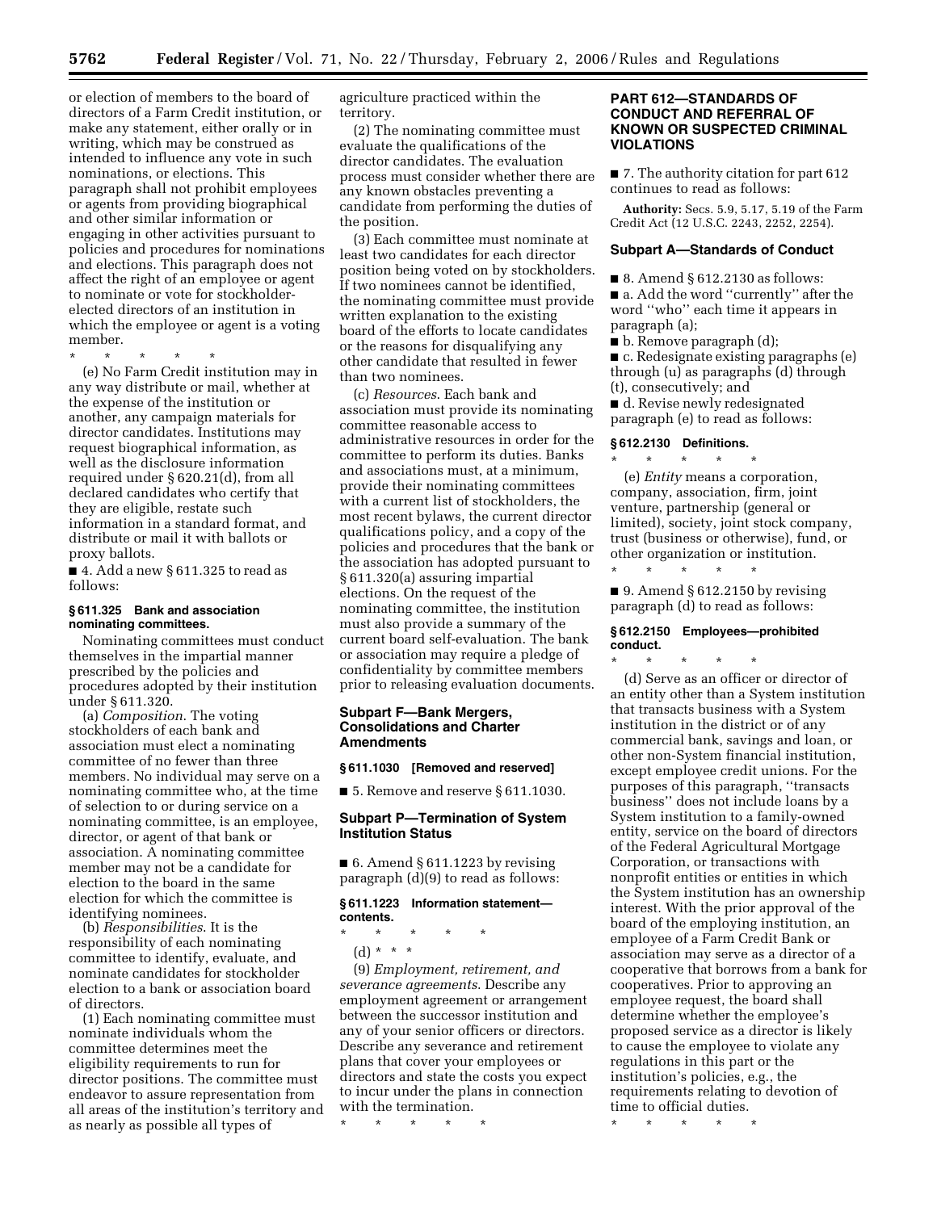or election of members to the board of directors of a Farm Credit institution, or make any statement, either orally or in writing, which may be construed as intended to influence any vote in such nominations, or elections. This paragraph shall not prohibit employees or agents from providing biographical and other similar information or engaging in other activities pursuant to policies and procedures for nominations and elections. This paragraph does not affect the right of an employee or agent to nominate or vote for stockholder-elected directors of an institution in which the employee or agent is a voting member.

\* \* \* \* \*

(e) No Farm Credit institution may in any way distribute or mail, whether at the expense of the institution or another, any campaign materials for director candidates. Institutions may request biographical information, as well as the disclosure information required under § 620.21(d), from all declared candidates who certify that they are eligible, restate such information in a standard format, and distribute or mail it with ballots or proxy ballots.

■ 4. Add a new § 611.325 to read as follows:

### § 611.325 Bank and association nominating committees.

Nominating committees must conduct themselves in the impartial manner prescribed by the policies and procedures adopted by their institution under § 611.320.

(a) *Composition*. The voting stockholders of each bank and association must elect a nominating committee of no fewer than three members. No individual may serve on a nominating committee who, at the time of selection to or during service on a nominating committee, is an employee, director, or agent of that bank or association. A nominating committee member may not be a candidate for election to the board in the same election for which the committee is identifying nominees.

(b) *Responsibilities*. It is the responsibility of each nominating committee to identify, evaluate, and nominate candidates for stockholder election to a bank or association board of directors.

(1) Each nominating committee must nominate individuals whom the committee determines meet the eligibility requirements to run for director positions. The committee must endeavor to assure representation from all areas of the institution's territory and as nearly as possible all types of agriculture practiced within the territory.

(2) The nominating committee must evaluate the qualifications of the director candidates. The evaluation process must consider whether there are any known obstacles preventing a candidate from performing the duties of the position.

(3) Each committee must nominate at least two candidates for each director position being voted on by stockholders. If two nominees cannot be identified, the nominating committee must provide written explanation to the existing board of the efforts to locate candidates or the reasons for disqualifying any other candidate that resulted in fewer than two nominees.

(c) *Resources*. Each bank and association must provide its nominating committee reasonable access to administrative resources in order for the committee to perform its duties. Banks and associations must, at a minimum, provide their nominating committees with a current list of stockholders, the most recent bylaws, the current director qualifications policy, and a copy of the policies and procedures that the bank or the association has adopted pursuant to § 611.320(a) assuring impartial elections. On the request of the nominating committee, the institution must also provide a summary of the current board self-evaluation. The bank or association may require a pledge of confidentiality by committee members prior to releasing evaluation documents.

## Subpart F—Bank Mergers, Consolidations and Charter Amendments

### § 611.1030 [Removed and reserved]

■ 5. Remove and reserve § 611.1030.

## Subpart P—Termination of System Institution Status

■ 6. Amend § 611.1223 by revising paragraph (d)(9) to read as follows:

### § 611.1223 Information statement—contents.

\* \* \* \* \*

(d) \* \* \*

(9) *Employment, retirement, and severance agreements*. Describe any employment agreement or arrangement between the successor institution and any of your senior officers or directors. Describe any severance and retirement plans that cover your employees or directors and state the costs you expect to incur under the plans in connection with the termination.

\* \* \* \* \*

## PART 612—STANDARDS OF CONDUCT AND REFERRAL OF KNOWN OR SUSPECTED CRIMINAL VIOLATIONS

■ 7. The authority citation for part 612 continues to read as follows:

**Authority:** Secs. 5.9, 5.17, 5.19 of the Farm Credit Act (12 U.S.C. 2243, 2252, 2254).

## Subpart A—Standards of Conduct

■ 8. Amend § 612.2130 as follows:

■ a. Add the word "currently" after the word "who" each time it appears in paragraph (a);

■ b. Remove paragraph (d);

■ c. Redesignate existing paragraphs (e) through (u) as paragraphs (d) through (t), consecutively; and

■ d. Revise newly redesignated paragraph (e) to read as follows:

### § 612.2130 Definitions.

\* \* \* \* \*

(e) *Entity* means a corporation, company, association, firm, joint venture, partnership (general or limited), society, joint stock company, trust (business or otherwise), fund, or other organization or institution.

\* \* \* \* \*

■ 9. Amend § 612.2150 by revising paragraph (d) to read as follows:

### § 612.2150 Employees—prohibited conduct.

\* \* \* \* \*

(d) Serve as an officer or director of an entity other than a System institution that transacts business with a System institution in the district or of any commercial bank, savings and loan, or other non-System financial institution, except employee credit unions. For the purposes of this paragraph, "transacts business" does not include loans by a System institution to a family-owned entity, service on the board of directors of the Federal Agricultural Mortgage Corporation, or transactions with nonprofit entities or entities in which the System institution has an ownership interest. With the prior approval of the board of the employing institution, an employee of a Farm Credit Bank or association may serve as a director of a cooperative that borrows from a bank for cooperatives. Prior to approving an employee request, the board shall determine whether the employee's proposed service as a director is likely to cause the employee to violate any regulations in this part or the institution's policies, e.g., the requirements relating to devotion of time to official duties.

\* \* \* \* \*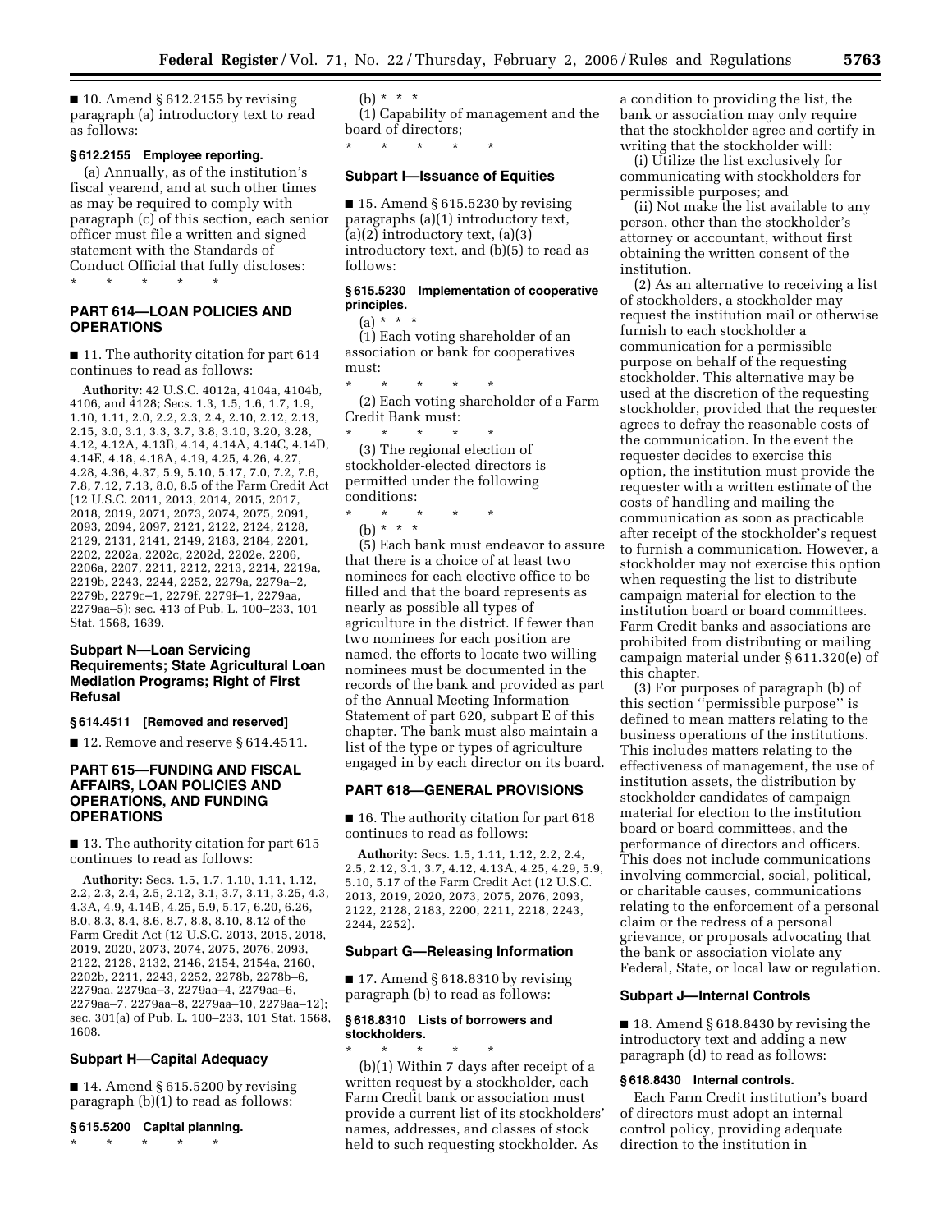■ 10. Amend § 612.2155 by revising paragraph (a) introductory text to read as follows:

**§ 612.2155 Employee reporting.**

(a) Annually, as of the institution's fiscal yearend, and at such other times as may be required to comply with paragraph (c) of this section, each senior officer must file a written and signed statement with the Standards of Conduct Official that fully discloses:

\* \* \* \* \*

## PART 614—LOAN POLICIES AND OPERATIONS

■ 11. The authority citation for part 614 continues to read as follows:

**Authority:** 42 U.S.C. 4012a, 4104a, 4104b, 4106, and 4128; Secs. 1.3, 1.5, 1.6, 1.7, 1.9, 1.10, 1.11, 2.0, 2.2, 2.3, 2.4, 2.10, 2.12, 2.13, 2.15, 3.0, 3.1, 3.3, 3.7, 3.8, 3.10, 3.20, 3.28, 4.12, 4.12A, 4.13B, 4.14, 4.14A, 4.14C, 4.14D, 4.14E, 4.18, 4.18A, 4.19, 4.25, 4.26, 4.27, 4.28, 4.36, 4.37, 5.9, 5.10, 5.17, 7.0, 7.2, 7.6, 7.8, 7.12, 7.13, 8.0, 8.5 of the Farm Credit Act (12 U.S.C. 2011, 2013, 2014, 2015, 2017, 2018, 2019, 2071, 2073, 2074, 2075, 2091, 2093, 2094, 2097, 2121, 2122, 2124, 2128, 2129, 2131, 2141, 2149, 2183, 2184, 2201, 2202, 2202a, 2202c, 2202d, 2202e, 2206, 2206a, 2207, 2211, 2212, 2213, 2214, 2219a, 2219b, 2243, 2244, 2252, 2279a, 2279a–2, 2279b, 2279c–1, 2279f, 2279f–1, 2279aa, 2279aa–5); sec. 413 of Pub. L. 100–233, 101 Stat. 1568, 1639.

### Subpart N—Loan Servicing Requirements; State Agricultural Loan Mediation Programs; Right of First Refusal

**§ 614.4511 [Removed and reserved]**

■ 12. Remove and reserve § 614.4511.

## PART 615—FUNDING AND FISCAL AFFAIRS, LOAN POLICIES AND OPERATIONS, AND FUNDING OPERATIONS

■ 13. The authority citation for part 615 continues to read as follows:

**Authority:** Secs. 1.5, 1.7, 1.10, 1.11, 1.12, 2.2, 2.3, 2.4, 2.5, 2.12, 3.1, 3.7, 3.11, 3.25, 4.3, 4.3A, 4.9, 4.14B, 4.25, 5.9, 5.17, 6.20, 6.26, 8.0, 8.3, 8.4, 8.6, 8.7, 8.8, 8.10, 8.12 of the Farm Credit Act (12 U.S.C. 2013, 2015, 2018, 2019, 2020, 2073, 2074, 2075, 2076, 2093, 2122, 2128, 2132, 2146, 2154, 2154a, 2160, 2202b, 2211, 2243, 2252, 2278b, 2278b–6, 2279aa, 2279aa–3, 2279aa–4, 2279aa–6, 2279aa–7, 2279aa–8, 2279aa–10, 2279aa–12); sec. 301(a) of Pub. L. 100–233, 101 Stat. 1568, 1608.

### Subpart H—Capital Adequacy

■ 14. Amend § 615.5200 by revising paragraph (b)(1) to read as follows:

**§ 615.5200 Capital planning.**

\* \* \* \* \*

(b) \* \* \*

(1) Capability of management and the board of directors;

\* \* \* \* \*

### Subpart I—Issuance of Equities

■ 15. Amend § 615.5230 by revising paragraphs (a)(1) introductory text, (a)(2) introductory text, (a)(3) introductory text, and (b)(5) to read as follows:

**§ 615.5230 Implementation of cooperative principles.**

(a) \* \* \*

(1) Each voting shareholder of an association or bank for cooperatives must:

\* \* \* \* \*

(2) Each voting shareholder of a Farm Credit Bank must:

\* \* \* \* \*

(3) The regional election of stockholder-elected directors is permitted under the following conditions:

\* \* \* \* \*

(b) \* \* \*

(5) Each bank must endeavor to assure that there is a choice of at least two nominees for each elective office to be filled and that the board represents as nearly as possible all types of agriculture in the district. If fewer than two nominees for each position are named, the efforts to locate two willing nominees must be documented in the records of the bank and provided as part of the Annual Meeting Information Statement of part 620, subpart E of this chapter. The bank must also maintain a list of the type or types of agriculture engaged in by each director on its board.

## PART 618—GENERAL PROVISIONS

■ 16. The authority citation for part 618 continues to read as follows:

**Authority:** Secs. 1.5, 1.11, 1.12, 2.2, 2.4, 2.5, 2.12, 3.1, 3.7, 4.12, 4.13A, 4.25, 4.29, 5.9, 5.10, 5.17 of the Farm Credit Act (12 U.S.C. 2013, 2019, 2020, 2073, 2075, 2076, 2093, 2122, 2128, 2183, 2200, 2211, 2218, 2243, 2244, 2252).

### Subpart G—Releasing Information

■ 17. Amend § 618.8310 by revising paragraph (b) to read as follows:

**§ 618.8310 Lists of borrowers and stockholders.**

\* \* \* \* \*

(b)(1) Within 7 days after receipt of a written request by a stockholder, each Farm Credit bank or association must provide a current list of its stockholders' names, addresses, and classes of stock held to such requesting stockholder. As a condition to providing the list, the bank or association may only require that the stockholder agree and certify in writing that the stockholder will:

(i) Utilize the list exclusively for communicating with stockholders for permissible purposes; and

(ii) Not make the list available to any person, other than the stockholder's attorney or accountant, without first obtaining the written consent of the institution.

(2) As an alternative to receiving a list of stockholders, a stockholder may request the institution mail or otherwise furnish to each stockholder a communication for a permissible purpose on behalf of the requesting stockholder. This alternative may be used at the discretion of the requesting stockholder, provided that the requester agrees to defray the reasonable costs of the communication. In the event the requester decides to exercise this option, the institution must provide the requester with a written estimate of the costs of handling and mailing the communication as soon as practicable after receipt of the stockholder's request to furnish a communication. However, a stockholder may not exercise this option when requesting the list to distribute campaign material for election to the institution board or board committees. Farm Credit banks and associations are prohibited from distributing or mailing campaign material under § 611.320(e) of this chapter.

(3) For purposes of paragraph (b) of this section ''permissible purpose'' is defined to mean matters relating to the business operations of the institutions. This includes matters relating to the effectiveness of management, the use of institution assets, the distribution by stockholder candidates of campaign material for election to the institution board or board committees, and the performance of directors and officers. This does not include communications involving commercial, social, political, or charitable causes, communications relating to the enforcement of a personal claim or the redress of a personal grievance, or proposals advocating that the bank or association violate any Federal, State, or local law or regulation.

### Subpart J—Internal Controls

■ 18. Amend § 618.8430 by revising the introductory text and adding a new paragraph (d) to read as follows:

**§ 618.8430 Internal controls.**

Each Farm Credit institution's board of directors must adopt an internal control policy, providing adequate direction to the institution in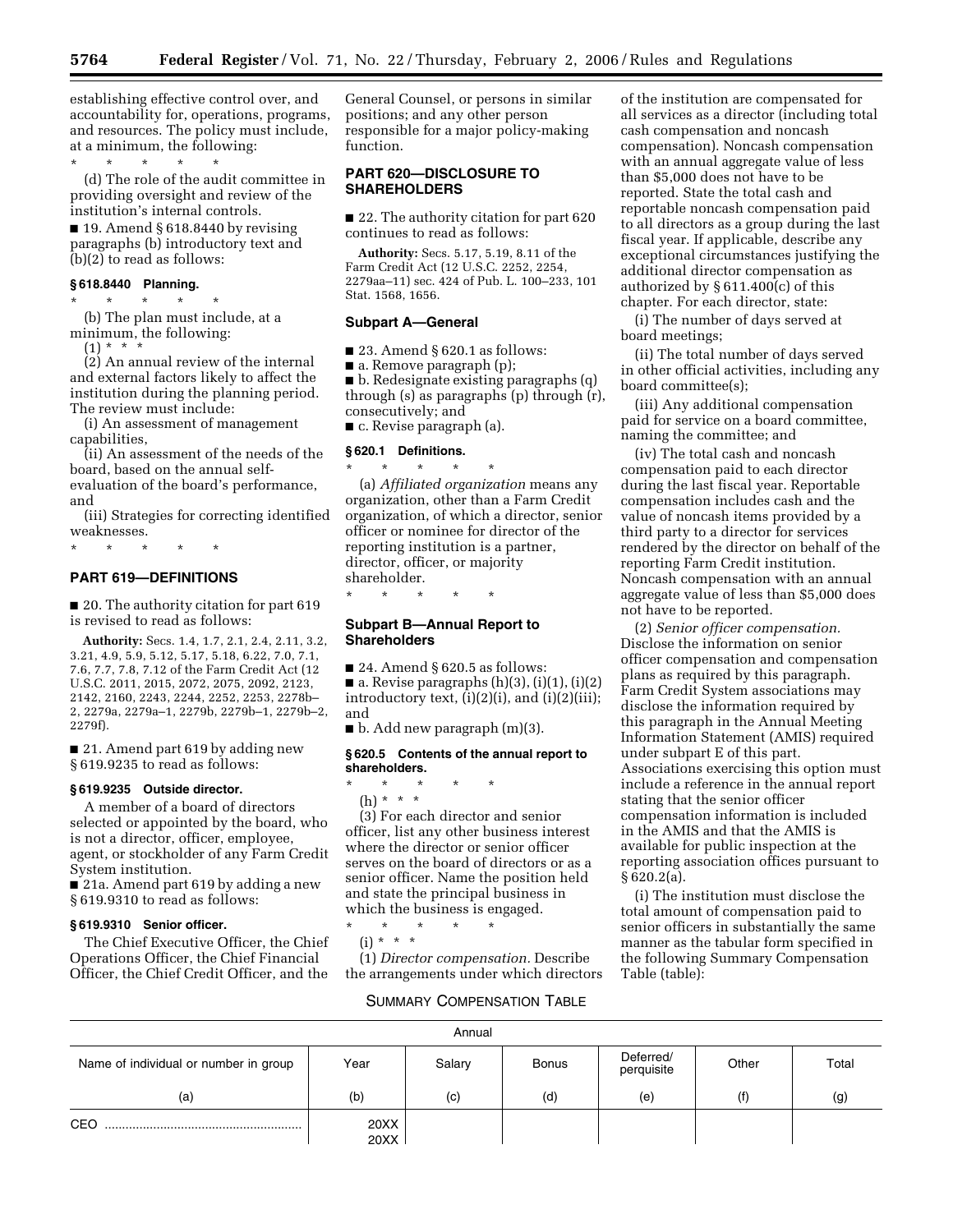establishing effective control over, and accountability for, operations, programs, and resources. The policy must include, at a minimum, the following:

\* \* \* \* \*

(d) The role of the audit committee in providing oversight and review of the institution's internal controls.

■ 19. Amend § 618.8440 by revising paragraphs (b) introductory text and (b)(2) to read as follows:

### § 618.8440 Planning.

\* \* \* \* \*

(b) The plan must include, at a minimum, the following:

(1) * * *

(2) An annual review of the internal and external factors likely to affect the institution during the planning period. The review must include:

(i) An assessment of management capabilities,

(ii) An assessment of the needs of the board, based on the annual self-evaluation of the board's performance, and

(iii) Strategies for correcting identified weaknesses.

\* \* \* \* \*

## PART 619—DEFINITIONS

■ 20. The authority citation for part 619 is revised to read as follows:

**Authority:** Secs. 1.4, 1.7, 2.1, 2.4, 2.11, 3.2, 3.21, 4.9, 5.9, 5.12, 5.17, 5.18, 6.22, 7.0, 7.1, 7.6, 7.7, 7.8, 7.12 of the Farm Credit Act (12 U.S.C. 2011, 2015, 2072, 2075, 2092, 2123, 2142, 2160, 2243, 2244, 2252, 2253, 2278b–2, 2279a, 2279a–1, 2279b, 2279b–1, 2279b–2, 2279f).

■ 21. Amend part 619 by adding new § 619.9235 to read as follows:

### § 619.9235 Outside director.

A member of a board of directors selected or appointed by the board, who is not a director, officer, employee, agent, or stockholder of any Farm Credit System institution.

■ 21a. Amend part 619 by adding a new § 619.9310 to read as follows:

### § 619.9310 Senior officer.

The Chief Executive Officer, the Chief Operations Officer, the Chief Financial Officer, the Chief Credit Officer, and the General Counsel, or persons in similar positions; and any other person responsible for a major policy-making function.

## PART 620—DISCLOSURE TO SHAREHOLDERS

■ 22. The authority citation for part 620 continues to read as follows:

**Authority:** Secs. 5.17, 5.19, 8.11 of the Farm Credit Act (12 U.S.C. 2252, 2254, 2279aa–11) sec. 424 of Pub. L. 100–233, 101 Stat. 1568, 1656.

### Subpart A—General

■ 23. Amend § 620.1 as follows:

■ a. Remove paragraph (p);

■ b. Redesignate existing paragraphs (q) through (s) as paragraphs (p) through (r), consecutively; and

■ c. Revise paragraph (a).

### § 620.1 Definitions.

\* \* \* \* \*

(a) *Affiliated organization* means any organization, other than a Farm Credit organization, of which a director, senior officer or nominee for director of the reporting institution is a partner, director, officer, or majority shareholder.

\* \* \* \* \*

### Subpart B—Annual Report to Shareholders

■ 24. Amend § 620.5 as follows:

■ a. Revise paragraphs (h)(3), (i)(1), (i)(2) introductory text, (i)(2)(i), and (i)(2)(iii); and

■ b. Add new paragraph (m)(3).

### § 620.5 Contents of the annual report to shareholders.

\* \* \* \* \*

(h) * * *

(3) For each director and senior officer, list any other business interest where the director or senior officer serves on the board of directors or as a senior officer. Name the position held and state the principal business in which the business is engaged.

\* \* \* \* \*

(i) * * *

(1) *Director compensation.* Describe the arrangements under which directors of the institution are compensated for all services as a director (including total cash compensation and noncash compensation). Noncash compensation with an annual aggregate value of less than $5,000 does not have to be reported. State the total cash and reportable noncash compensation paid to all directors as a group during the last fiscal year. If applicable, describe any exceptional circumstances justifying the additional director compensation as authorized by § 611.400(c) of this chapter. For each director, state:

(i) The number of days served at board meetings;

(ii) The total number of days served in other official activities, including any board committee(s);

(iii) Any additional compensation paid for service on a board committee, naming the committee; and

(iv) The total cash and noncash compensation paid to each director during the last fiscal year. Reportable compensation includes cash and the value of noncash items provided by a third party to a director for services rendered by the director on behalf of the reporting Farm Credit institution. Noncash compensation with an annual aggregate value of less than $5,000 does not have to be reported.

(2) *Senior officer compensation.* Disclose the information on senior officer compensation and compensation plans as required by this paragraph. Farm Credit System associations may disclose the information required by this paragraph in the Annual Meeting Information Statement (AMIS) required under subpart E of this part. Associations exercising this option must include a reference in the annual report stating that the senior officer compensation information is included in the AMIS and that the AMIS is available for public inspection at the reporting association offices pursuant to § 620.2(a).

(i) The institution must disclose the total amount of compensation paid to senior officers in substantially the same manner as the tabular form specified in the following Summary Compensation Table (table):

SUMMARY COMPENSATION TABLE

| | Annual | | | | | |
|---|---|---|---|---|---|---|
| Name of individual or number in group | Year | Salary | Bonus | Deferred/ perquisite | Other | Total |
| (a) | (b) | (c) | (d) | (e) | (f) | (g) |
| CEO ........................................................ | 20XX<br>20XX | | | | | |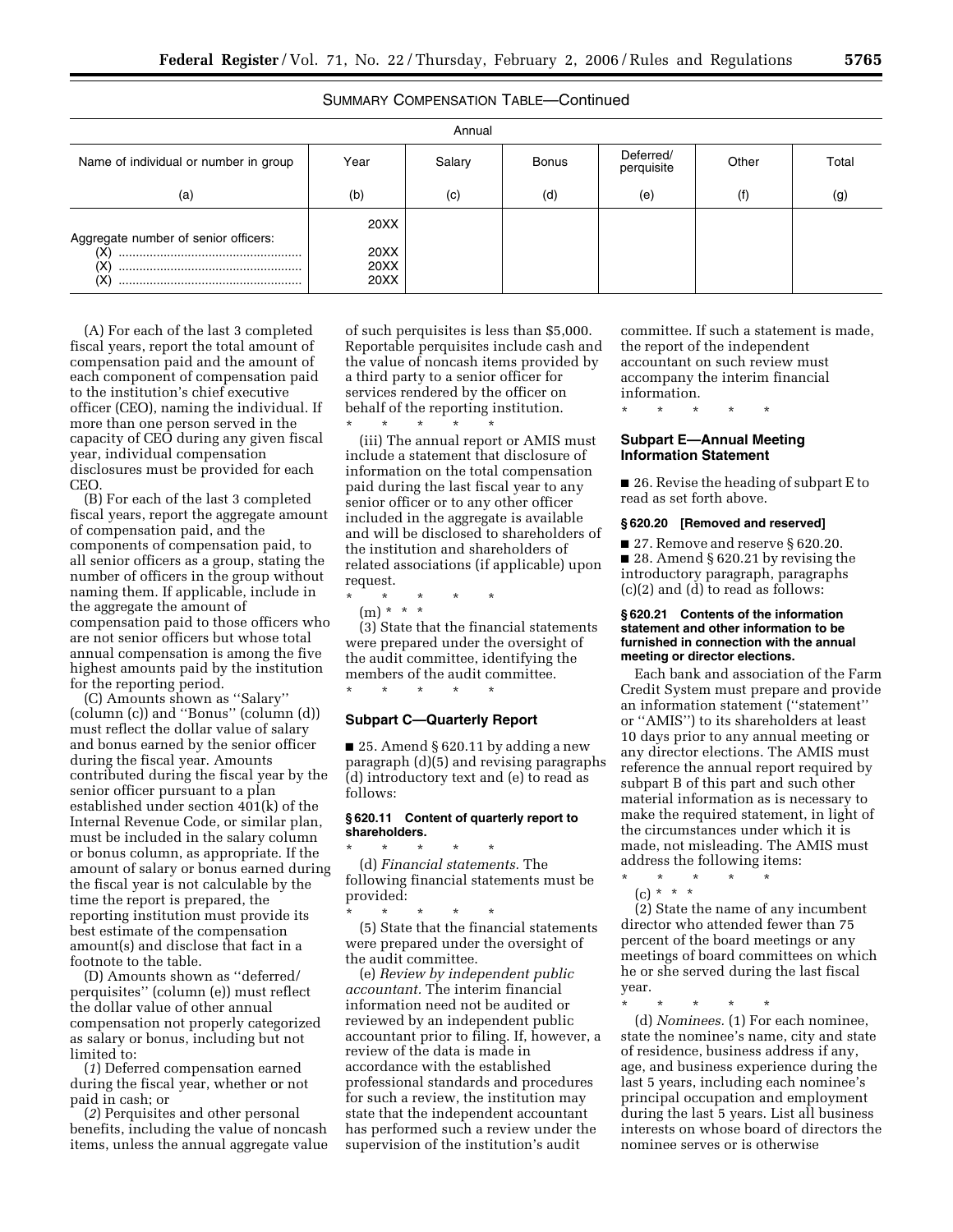SUMMARY COMPENSATION TABLE—Continued

| | Annual | | | | | |
|---|---|---|---|---|---|---|
| Name of individual or number in group | Year | Salary | Bonus | Deferred/ perquisite | Other | Total |
| (a) | (b) | (c) | (d) | (e) | (f) | (g) |
| | 20XX | | | | | |
| Aggregate number of senior officers: | | | | | | |
| (X) ..................................................... | 20XX | | | | | |
| (X) ..................................................... | 20XX | | | | | |
| (X) ..................................................... | 20XX | | | | | |

(A) For each of the last 3 completed fiscal years, report the total amount of compensation paid and the amount of each component of compensation paid to the institution's chief executive officer (CEO), naming the individual. If more than one person served in the capacity of CEO during any given fiscal year, individual compensation disclosures must be provided for each CEO.

(B) For each of the last 3 completed fiscal years, report the aggregate amount of compensation paid, and the components of compensation paid, to all senior officers as a group, stating the number of officers in the group without naming them. If applicable, include in the aggregate the amount of compensation paid to those officers who are not senior officers but whose total annual compensation is among the five highest amounts paid by the institution for the reporting period.

(C) Amounts shown as ''Salary'' (column (c)) and ''Bonus'' (column (d)) must reflect the dollar value of salary and bonus earned by the senior officer during the fiscal year. Amounts contributed during the fiscal year by the senior officer pursuant to a plan established under section 401(k) of the Internal Revenue Code, or similar plan, must be included in the salary column or bonus column, as appropriate. If the amount of salary or bonus earned during the fiscal year is not calculable by the time the report is prepared, the reporting institution must provide its best estimate of the compensation amount(s) and disclose that fact in a footnote to the table.

(D) Amounts shown as ''deferred/ perquisites'' (column (e)) must reflect the dollar value of other annual compensation not properly categorized as salary or bonus, including but not limited to:

(*1*) Deferred compensation earned during the fiscal year, whether or not paid in cash; or

(*2*) Perquisites and other personal benefits, including the value of noncash items, unless the annual aggregate value of such perquisites is less than $5,000. Reportable perquisites include cash and the value of noncash items provided by a third party to a senior officer for services rendered by the officer on behalf of the reporting institution.

\* \* \* \* \*

(iii) The annual report or AMIS must include a statement that disclosure of information on the total compensation paid during the last fiscal year to any senior officer or to any other officer included in the aggregate is available and will be disclosed to shareholders of the institution and shareholders of related associations (if applicable) upon request.

\* \* \* \* \*

(m) \* \* \*

(3) State that the financial statements were prepared under the oversight of the audit committee, identifying the members of the audit committee.

\* \* \* \* \*

### Subpart C—Quarterly Report

■ 25. Amend § 620.11 by adding a new paragraph (d)(5) and revising paragraphs (d) introductory text and (e) to read as follows:

#### § 620.11 Content of quarterly report to shareholders.

\* \* \* \* \*

(d) *Financial statements.* The following financial statements must be provided:

\* \* \* \* \*

(5) State that the financial statements were prepared under the oversight of the audit committee.

(e) *Review by independent public accountant.* The interim financial information need not be audited or reviewed by an independent public accountant prior to filing. If, however, a review of the data is made in accordance with the established professional standards and procedures for such a review, the institution may state that the independent accountant has performed such a review under the supervision of the institution's audit committee. If such a statement is made, the report of the independent accountant on such review must accompany the interim financial information.

\* \* \* \* \*

### Subpart E—Annual Meeting Information Statement

■ 26. Revise the heading of subpart E to read as set forth above.

#### § 620.20 [Removed and reserved]

■ 27. Remove and reserve § 620.20.

■ 28. Amend § 620.21 by revising the introductory paragraph, paragraphs (c)(2) and (d) to read as follows:

#### § 620.21 Contents of the information statement and other information to be furnished in connection with the annual meeting or director elections.

Each bank and association of the Farm Credit System must prepare and provide an information statement (''statement'' or ''AMIS'') to its shareholders at least 10 days prior to any annual meeting or any director elections. The AMIS must reference the annual report required by subpart B of this part and such other material information as is necessary to make the required statement, in light of the circumstances under which it is made, not misleading. The AMIS must address the following items:

\* \* \* \* \*

(c) \* \* \*

(2) State the name of any incumbent director who attended fewer than 75 percent of the board meetings or any meetings of board committees on which he or she served during the last fiscal year.

\* \* \* \* \*

(d) *Nominees.* (1) For each nominee, state the nominee's name, city and state of residence, business address if any, age, and business experience during the last 5 years, including each nominee's principal occupation and employment during the last 5 years. List all business interests on whose board of directors the nominee serves or is otherwise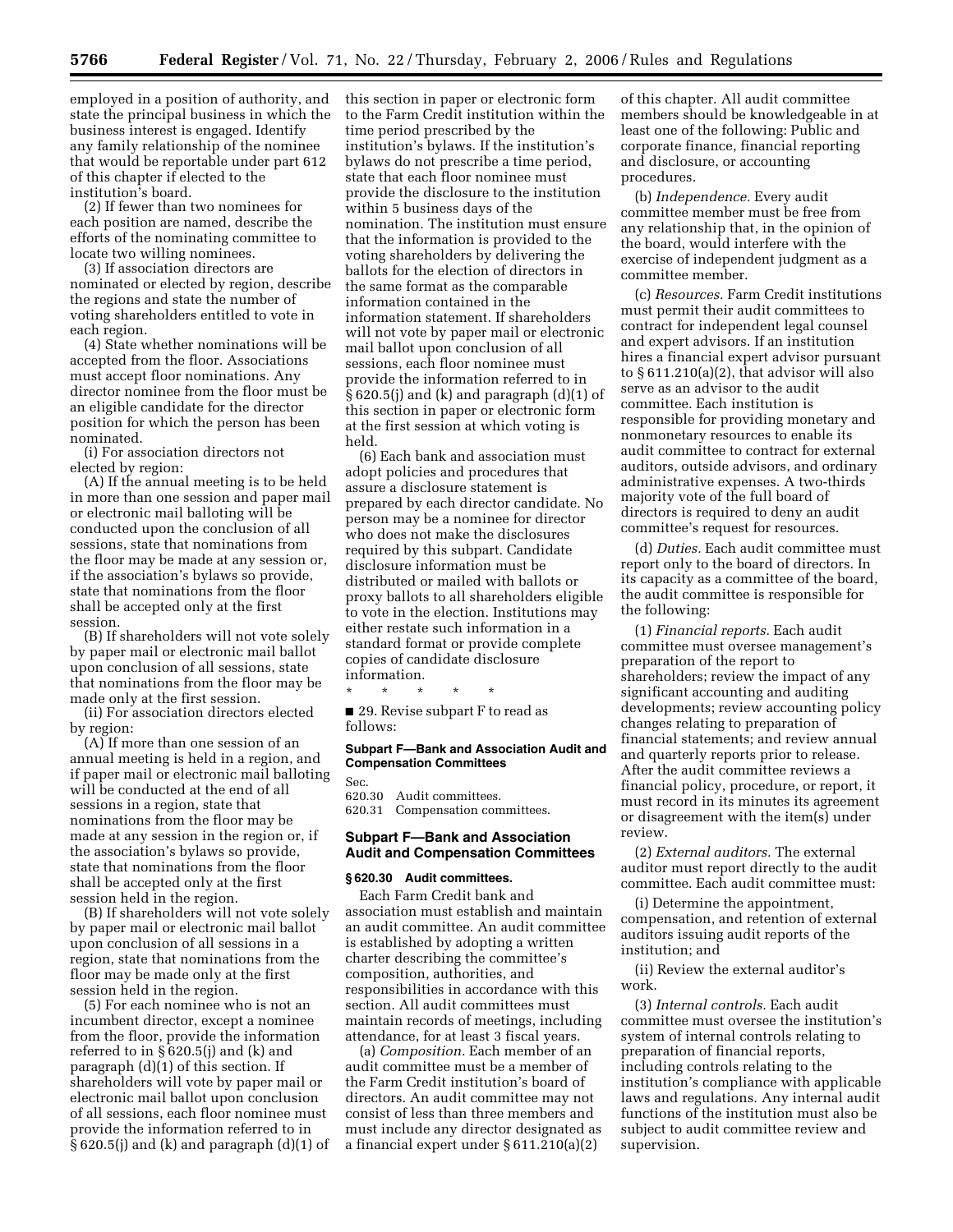employed in a position of authority, and state the principal business in which the business interest is engaged. Identify any family relationship of the nominee that would be reportable under part 612 of this chapter if elected to the institution's board.

(2) If fewer than two nominees for each position are named, describe the efforts of the nominating committee to locate two willing nominees.

(3) If association directors are nominated or elected by region, describe the regions and state the number of voting shareholders entitled to vote in each region.

(4) State whether nominations will be accepted from the floor. Associations must accept floor nominations. Any director nominee from the floor must be an eligible candidate for the director position for which the person has been nominated.

(i) For association directors not elected by region:

(A) If the annual meeting is to be held in more than one session and paper mail or electronic mail balloting will be conducted upon the conclusion of all sessions, state that nominations from the floor may be made at any session or, if the association's bylaws so provide, state that nominations from the floor shall be accepted only at the first session.

(B) If shareholders will not vote solely by paper mail or electronic mail ballot upon conclusion of all sessions, state that nominations from the floor may be made only at the first session.

(ii) For association directors elected by region:

(A) If more than one session of an annual meeting is held in a region, and if paper mail or electronic mail balloting will be conducted at the end of all sessions in a region, state that nominations from the floor may be made at any session in the region or, if the association's bylaws so provide, state that nominations from the floor shall be accepted only at the first session held in the region.

(B) If shareholders will not vote solely by paper mail or electronic mail ballot upon conclusion of all sessions in a region, state that nominations from the floor may be made only at the first session held in the region.

(5) For each nominee who is not an incumbent director, except a nominee from the floor, provide the information referred to in § 620.5(j) and (k) and paragraph (d)(1) of this section. If shareholders will vote by paper mail or electronic mail ballot upon conclusion of all sessions, each floor nominee must provide the information referred to in § 620.5(j) and (k) and paragraph (d)(1) of this section in paper or electronic form to the Farm Credit institution within the time period prescribed by the institution's bylaws. If the institution's bylaws do not prescribe a time period, state that each floor nominee must provide the disclosure to the institution within 5 business days of the nomination. The institution must ensure that the information is provided to the voting shareholders by delivering the ballots for the election of directors in the same format as the comparable information contained in the information statement. If shareholders will not vote by paper mail or electronic mail ballot upon conclusion of all sessions, each floor nominee must provide the information referred to in § 620.5(j) and (k) and paragraph (d)(1) of this section in paper or electronic form at the first session at which voting is held.

(6) Each bank and association must adopt policies and procedures that assure a disclosure statement is prepared by each director candidate. No person may be a nominee for director who does not make the disclosures required by this subpart. Candidate disclosure information must be distributed or mailed with ballots or proxy ballots to all shareholders eligible to vote in the election. Institutions may either restate such information in a standard format or provide complete copies of candidate disclosure information.

\* \* \* \* \*

■ 29. Revise subpart F to read as follows:

**Subpart F—Bank and Association Audit and Compensation Committees**

Sec.
620.30 Audit committees.
620.31 Compensation committees.

## Subpart F—Bank and Association Audit and Compensation Committees

### § 620.30 Audit committees.

Each Farm Credit bank and association must establish and maintain an audit committee. An audit committee is established by adopting a written charter describing the committee's composition, authorities, and responsibilities in accordance with this section. All audit committees must maintain records of meetings, including attendance, for at least 3 fiscal years.

(a) *Composition.* Each member of an audit committee must be a member of the Farm Credit institution's board of directors. An audit committee may not consist of less than three members and must include any director designated as a financial expert under § 611.210(a)(2) of this chapter. All audit committee members should be knowledgeable in at least one of the following: Public and corporate finance, financial reporting and disclosure, or accounting procedures.

(b) *Independence.* Every audit committee member must be free from any relationship that, in the opinion of the board, would interfere with the exercise of independent judgment as a committee member.

(c) *Resources.* Farm Credit institutions must permit their audit committees to contract for independent legal counsel and expert advisors. If an institution hires a financial expert advisor pursuant to § 611.210(a)(2), that advisor will also serve as an advisor to the audit committee. Each institution is responsible for providing monetary and nonmonetary resources to enable its audit committee to contract for external auditors, outside advisors, and ordinary administrative expenses. A two-thirds majority vote of the full board of directors is required to deny an audit committee's request for resources.

(d) *Duties.* Each audit committee must report only to the board of directors. In its capacity as a committee of the board, the audit committee is responsible for the following:

(1) *Financial reports.* Each audit committee must oversee management's preparation of the report to shareholders; review the impact of any significant accounting and auditing developments; review accounting policy changes relating to preparation of financial statements; and review annual and quarterly reports prior to release. After the audit committee reviews a financial policy, procedure, or report, it must record in its minutes its agreement or disagreement with the item(s) under review.

(2) *External auditors.* The external auditor must report directly to the audit committee. Each audit committee must:

(i) Determine the appointment, compensation, and retention of external auditors issuing audit reports of the institution; and

(ii) Review the external auditor's work.

(3) *Internal controls.* Each audit committee must oversee the institution's system of internal controls relating to preparation of financial reports, including controls relating to the institution's compliance with applicable laws and regulations. Any internal audit functions of the institution must also be subject to audit committee review and supervision.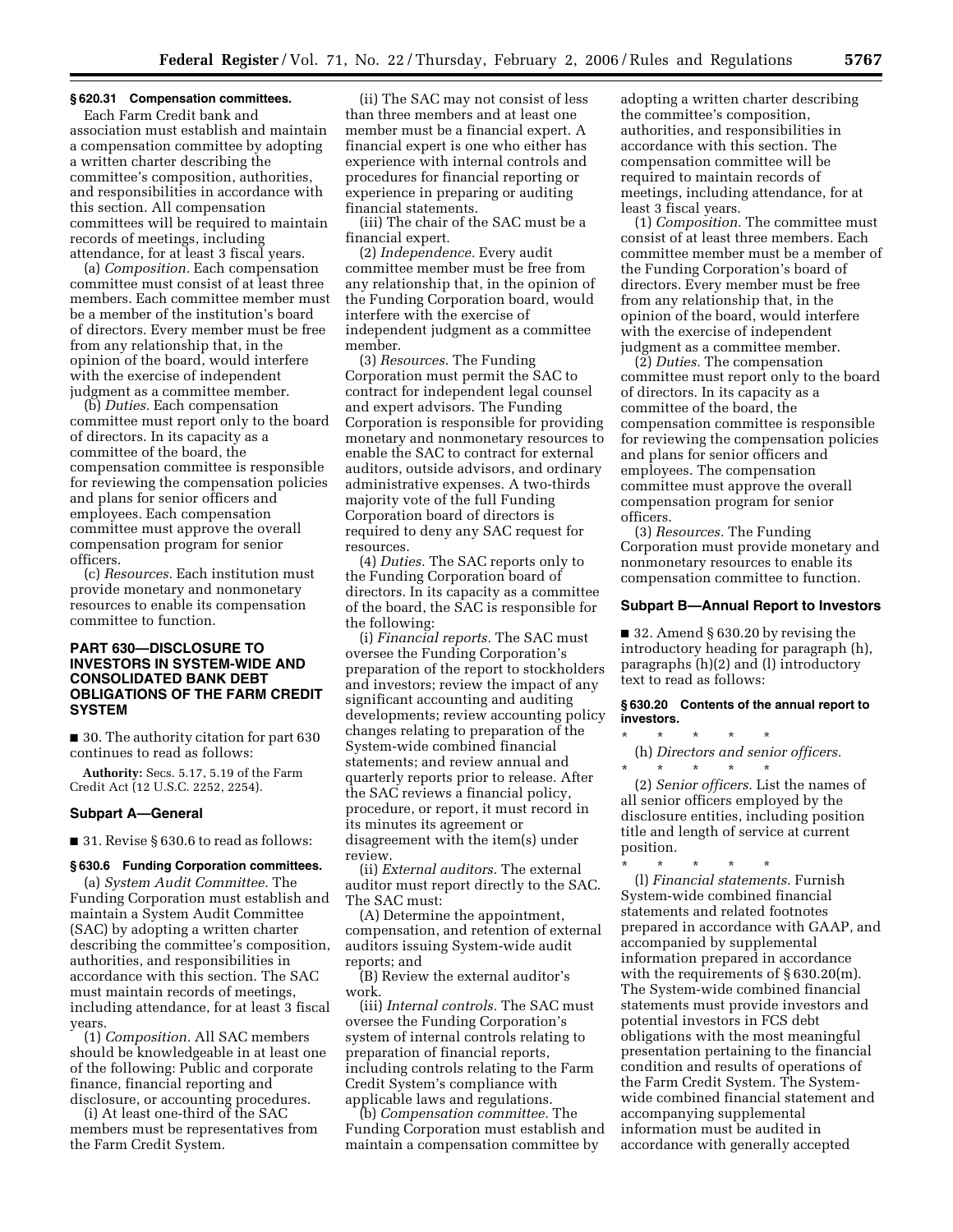**§ 620.31 Compensation committees.**

Each Farm Credit bank and association must establish and maintain a compensation committee by adopting a written charter describing the committee's composition, authorities, and responsibilities in accordance with this section. All compensation committees will be required to maintain records of meetings, including attendance, for at least 3 fiscal years.

(a) *Composition.* Each compensation committee must consist of at least three members. Each committee member must be a member of the institution's board of directors. Every member must be free from any relationship that, in the opinion of the board, would interfere with the exercise of independent judgment as a committee member.

(b) *Duties.* Each compensation committee must report only to the board of directors. In its capacity as a committee of the board, the compensation committee is responsible for reviewing the compensation policies and plans for senior officers and employees. Each compensation committee must approve the overall compensation program for senior officers.

(c) *Resources.* Each institution must provide monetary and nonmonetary resources to enable its compensation committee to function.

## PART 630—DISCLOSURE TO INVESTORS IN SYSTEM-WIDE AND CONSOLIDATED BANK DEBT OBLIGATIONS OF THE FARM CREDIT SYSTEM

■ 30. The authority citation for part 630 continues to read as follows:

**Authority:** Secs. 5.17, 5.19 of the Farm Credit Act (12 U.S.C. 2252, 2254).

### Subpart A—General

■ 31. Revise § 630.6 to read as follows:

**§ 630.6 Funding Corporation committees.**

(a) *System Audit Committee.* The Funding Corporation must establish and maintain a System Audit Committee (SAC) by adopting a written charter describing the committee's composition, authorities, and responsibilities in accordance with this section. The SAC must maintain records of meetings, including attendance, for at least 3 fiscal years.

(1) *Composition.* All SAC members should be knowledgeable in at least one of the following: Public and corporate finance, financial reporting and disclosure, or accounting procedures.

(i) At least one-third of the SAC members must be representatives from the Farm Credit System.

(ii) The SAC may not consist of less than three members and at least one member must be a financial expert. A financial expert is one who either has experience with internal controls and procedures for financial reporting or experience in preparing or auditing financial statements.

(iii) The chair of the SAC must be a financial expert.

(2) *Independence.* Every audit committee member must be free from any relationship that, in the opinion of the Funding Corporation board, would interfere with the exercise of independent judgment as a committee member.

(3) *Resources.* The Funding Corporation must permit the SAC to contract for independent legal counsel and expert advisors. The Funding Corporation is responsible for providing monetary and nonmonetary resources to enable the SAC to contract for external auditors, outside advisors, and ordinary administrative expenses. A two-thirds majority vote of the full Funding Corporation board of directors is required to deny any SAC request for resources.

(4) *Duties.* The SAC reports only to the Funding Corporation board of directors. In its capacity as a committee of the board, the SAC is responsible for the following:

(i) *Financial reports.* The SAC must oversee the Funding Corporation's preparation of the report to stockholders and investors; review the impact of any significant accounting and auditing developments; review accounting policy changes relating to preparation of the System-wide combined financial statements; and review annual and quarterly reports prior to release. After the SAC reviews a financial policy, procedure, or report, it must record in its minutes its agreement or disagreement with the item(s) under review.

(ii) *External auditors.* The external auditor must report directly to the SAC. The SAC must:

(A) Determine the appointment, compensation, and retention of external auditors issuing System-wide audit reports; and

(B) Review the external auditor's work.

(iii) *Internal controls.* The SAC must oversee the Funding Corporation's system of internal controls relating to preparation of financial reports, including controls relating to the Farm Credit System's compliance with applicable laws and regulations.

(b) *Compensation committee.* The Funding Corporation must establish and maintain a compensation committee by adopting a written charter describing the committee's composition, authorities, and responsibilities in accordance with this section. The compensation committee will be required to maintain records of meetings, including attendance, for at least 3 fiscal years.

(1) *Composition.* The committee must consist of at least three members. Each committee member must be a member of the Funding Corporation's board of directors. Every member must be free from any relationship that, in the opinion of the board, would interfere with the exercise of independent judgment as a committee member.

(2) *Duties.* The compensation committee must report only to the board of directors. In its capacity as a committee of the board, the compensation committee is responsible for reviewing the compensation policies and plans for senior officers and employees. The compensation committee must approve the overall compensation program for senior officers.

(3) *Resources.* The Funding Corporation must provide monetary and nonmonetary resources to enable its compensation committee to function.

### Subpart B—Annual Report to Investors

■ 32. Amend § 630.20 by revising the introductory heading for paragraph (h), paragraphs (h)(2) and (l) introductory text to read as follows:

**§ 630.20 Contents of the annual report to investors.**

\* \* \* \* \*

(h) *Directors and senior officers.*

\* \* \* \* \*

(2) *Senior officers.* List the names of all senior officers employed by the disclosure entities, including position title and length of service at current position.

\* \* \* \* \*

(l) *Financial statements.* Furnish System-wide combined financial statements and related footnotes prepared in accordance with GAAP, and accompanied by supplemental information prepared in accordance with the requirements of § 630.20(m). The System-wide combined financial statements must provide investors and potential investors in FCS debt obligations with the most meaningful presentation pertaining to the financial condition and results of operations of the Farm Credit System. The System-wide combined financial statement and accompanying supplemental information must be audited in accordance with generally accepted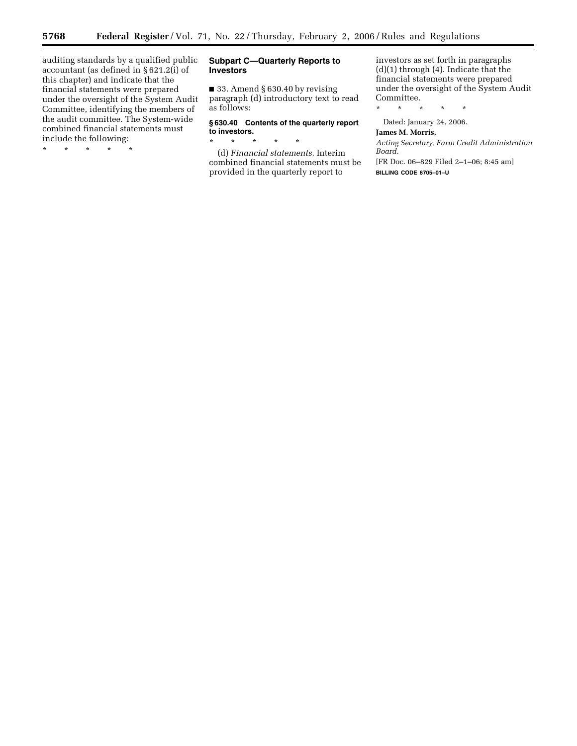auditing standards by a qualified public accountant (as defined in § 621.2(i) of this chapter) and indicate that the financial statements were prepared under the oversight of the System Audit Committee, identifying the members of the audit committee. The System-wide combined financial statements must include the following:

\* \* \* \* \*

## Subpart C—Quarterly Reports to Investors

■ 33. Amend § 630.40 by revising paragraph (d) introductory text to read as follows:

### § 630.40 Contents of the quarterly report to investors.

\* \* \* \* \*

(d) *Financial statements.* Interim combined financial statements must be provided in the quarterly report to investors as set forth in paragraphs (d)(1) through (4). Indicate that the financial statements were prepared under the oversight of the System Audit Committee.

\* \* \* \* \*

Dated: January 24, 2006.

**James M. Morris,**

*Acting Secretary, Farm Credit Administration Board.*

[FR Doc. 06–829 Filed 2–1–06; 8:45 am]

**BILLING CODE 6705–01–U**